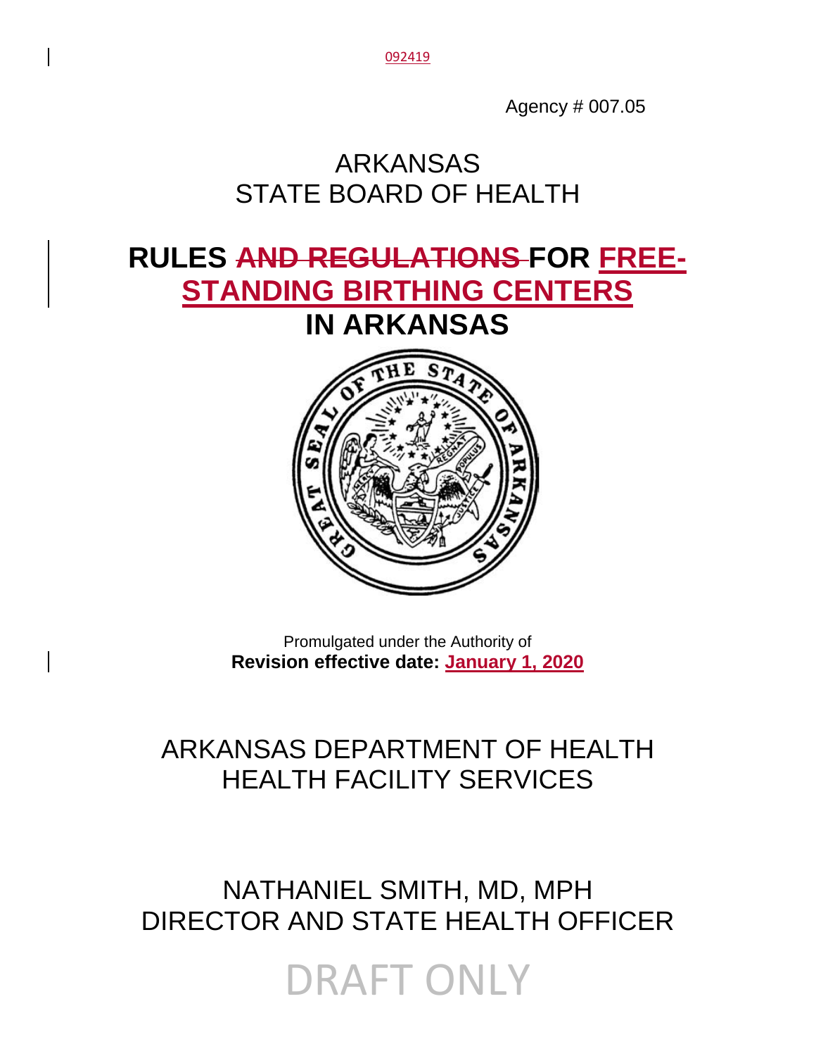092419

Agency # 007.05

# ARKANSAS
# STATE BOARD OF HEALTH

# RULES ~~AND REGULATIONS~~ FOR FREE-STANDING BIRTHING CENTERS IN ARKANSAS

Promulgated under the Authority of
**Revision effective date: January 1, 2020**

ARKANSAS DEPARTMENT OF HEALTH
HEALTH FACILITY SERVICES

NATHANIEL SMITH, MD, MPH
DIRECTOR AND STATE HEALTH OFFICER

DRAFT ONLY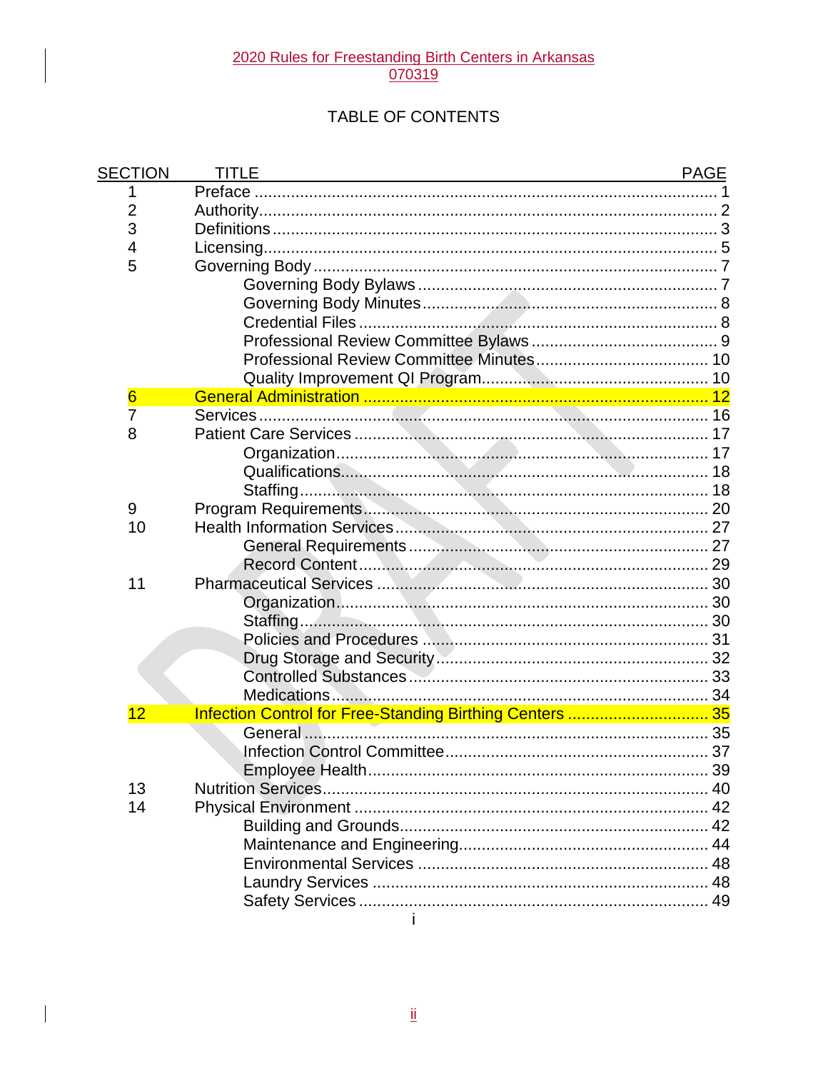2020 Rules for Freestanding Birth Centers in Arkansas
070319

# TABLE OF CONTENTS

| SECTION | TITLE | PAGE |
|---|---|---|
| 1 | Preface | 1 |
| 2 | Authority | 2 |
| 3 | Definitions | 3 |
| 4 | Licensing | 5 |
| 5 | Governing Body | 7 |
| | Governing Body Bylaws | 7 |
| | Governing Body Minutes | 8 |
| | Credential Files | 8 |
| | Professional Review Committee Bylaws | 9 |
| | Professional Review Committee Minutes | 10 |
| | Quality Improvement QI Program | 10 |
| 6 | General Administration | 12 |
| 7 | Services | 16 |
| 8 | Patient Care Services | 17 |
| | Organization | 17 |
| | Qualifications | 18 |
| | Staffing | 18 |
| 9 | Program Requirements | 20 |
| 10 | Health Information Services | 27 |
| | General Requirements | 27 |
| | Record Content | 29 |
| 11 | Pharmaceutical Services | 30 |
| | Organization | 30 |
| | Staffing | 30 |
| | Policies and Procedures | 31 |
| | Drug Storage and Security | 32 |
| | Controlled Substances | 33 |
| | Medications | 34 |
| 12 | Infection Control for Free-Standing Birthing Centers | 35 |
| | General | 35 |
| | Infection Control Committee | 37 |
| | Employee Health | 39 |
| 13 | Nutrition Services | 40 |
| 14 | Physical Environment | 42 |
| | Building and Grounds | 42 |
| | Maintenance and Engineering | 44 |
| | Environmental Services | 48 |
| | Laundry Services | 48 |
| | Safety Services | 49 |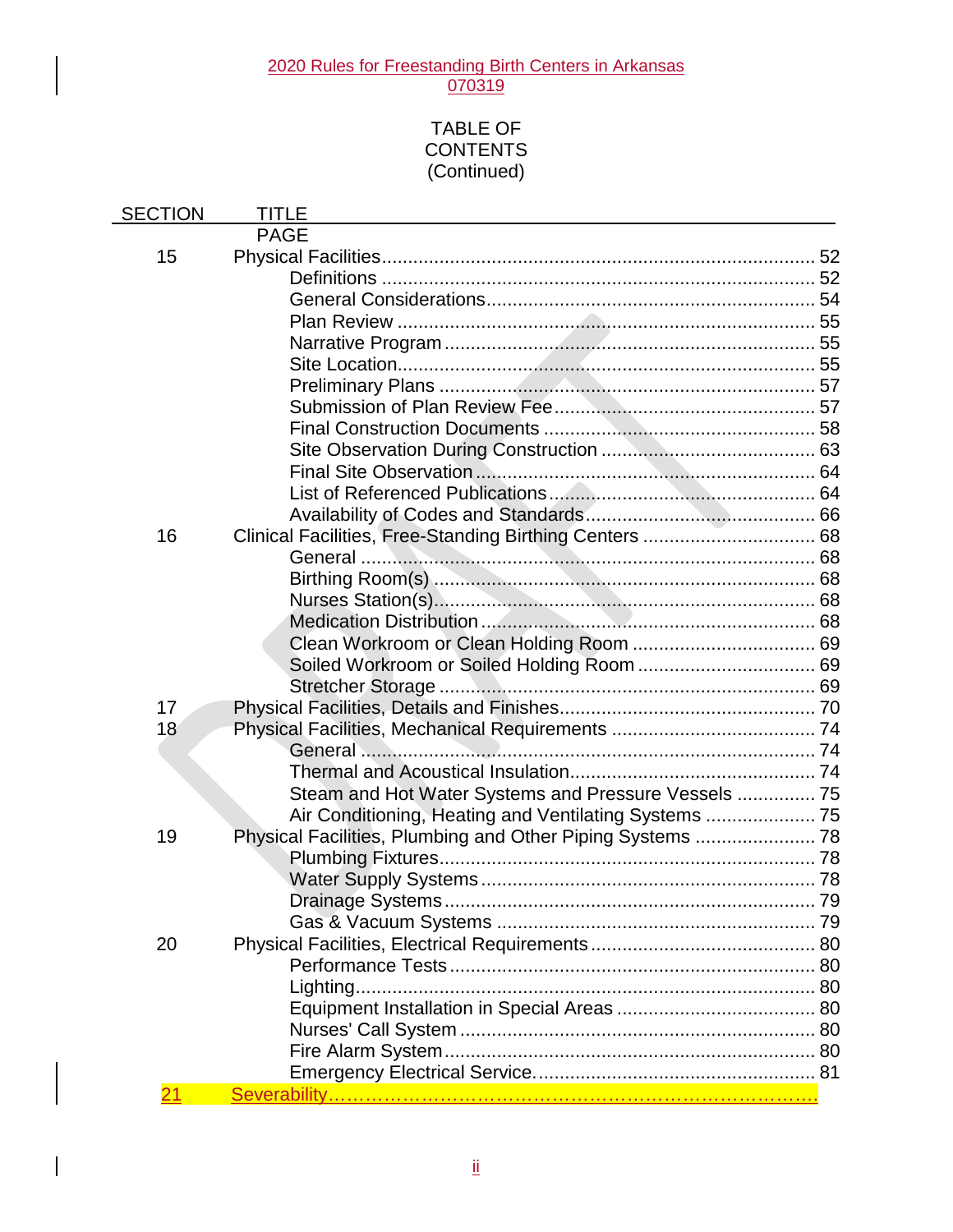2020 Rules for Freestanding Birth Centers in Arkansas
070319

TABLE OF CONTENTS (Continued)

| SECTION | TITLE | PAGE |
|---|---|---|
| 15 | Physical Facilities | 52 |
| | Definitions | 52 |
| | General Considerations | 54 |
| | Plan Review | 55 |
| | Narrative Program | 55 |
| | Site Location | 55 |
| | Preliminary Plans | 57 |
| | Submission of Plan Review Fee | 57 |
| | Final Construction Documents | 58 |
| | Site Observation During Construction | 63 |
| | Final Site Observation | 64 |
| | List of Referenced Publications | 64 |
| | Availability of Codes and Standards | 66 |
| 16 | Clinical Facilities, Free-Standing Birthing Centers | 68 |
| | General | 68 |
| | Birthing Room(s) | 68 |
| | Nurses Station(s) | 68 |
| | Medication Distribution | 68 |
| | Clean Workroom or Clean Holding Room | 69 |
| | Soiled Workroom or Soiled Holding Room | 69 |
| | Stretcher Storage | 69 |
| 17 | Physical Facilities, Details and Finishes | 70 |
| 18 | Physical Facilities, Mechanical Requirements | 74 |
| | General | 74 |
| | Thermal and Acoustical Insulation | 74 |
| | Steam and Hot Water Systems and Pressure Vessels | 75 |
| | Air Conditioning, Heating and Ventilating Systems | 75 |
| 19 | Physical Facilities, Plumbing and Other Piping Systems | 78 |
| | Plumbing Fixtures | 78 |
| | Water Supply Systems | 78 |
| | Drainage Systems | 79 |
| | Gas & Vacuum Systems | 79 |
| 20 | Physical Facilities, Electrical Requirements | 80 |
| | Performance Tests | 80 |
| | Lighting | 80 |
| | Equipment Installation in Special Areas | 80 |
| | Nurses' Call System | 80 |
| | Fire Alarm System | 80 |
| | Emergency Electrical Service | 81 |
| 21 | Severability | |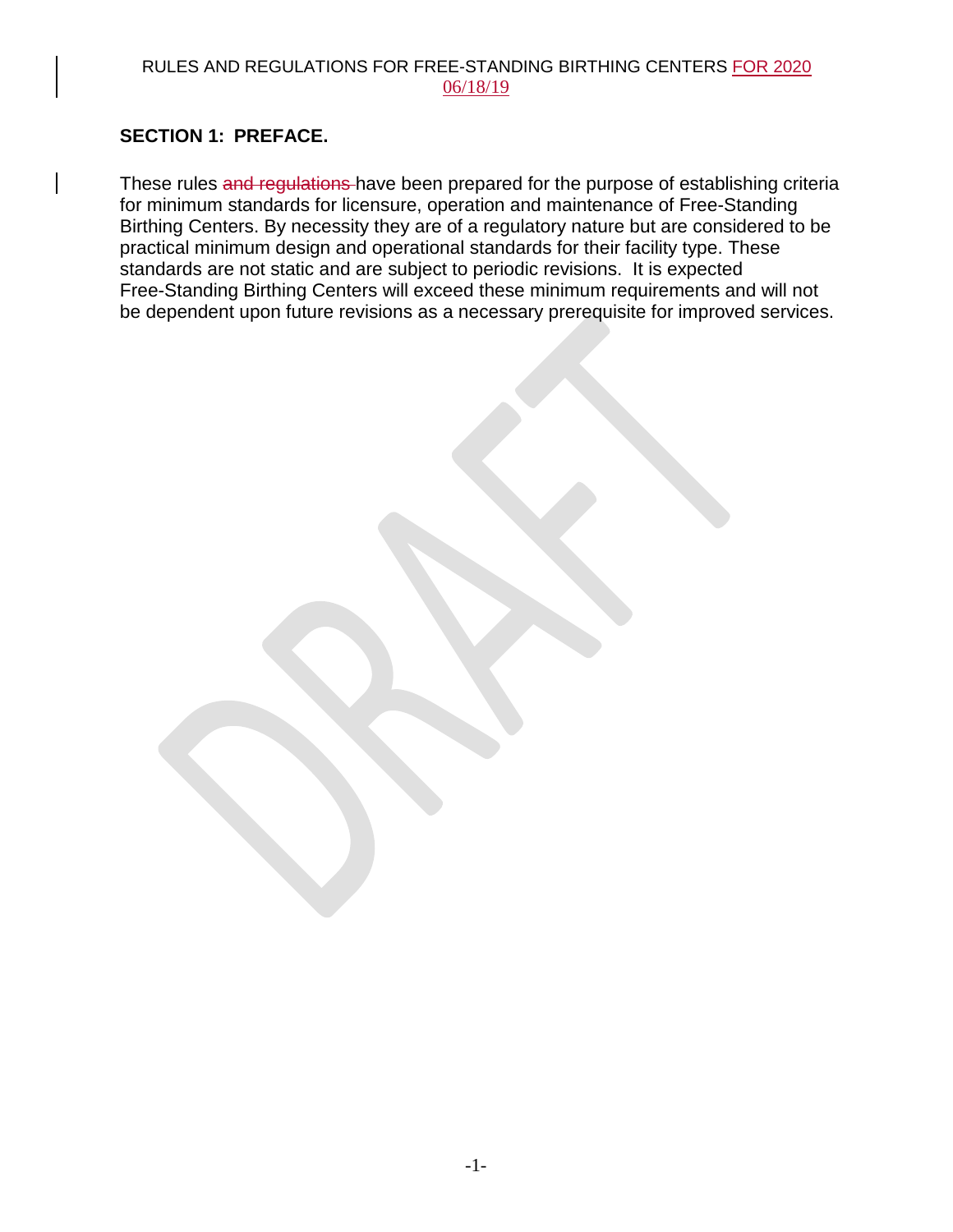## SECTION 1: PREFACE.

These rules ~~and regulations~~ have been prepared for the purpose of establishing criteria for minimum standards for licensure, operation and maintenance of Free-Standing Birthing Centers. By necessity they are of a regulatory nature but are considered to be practical minimum design and operational standards for their facility type. These standards are not static and are subject to periodic revisions. It is expected Free-Standing Birthing Centers will exceed these minimum requirements and will not be dependent upon future revisions as a necessary prerequisite for improved services.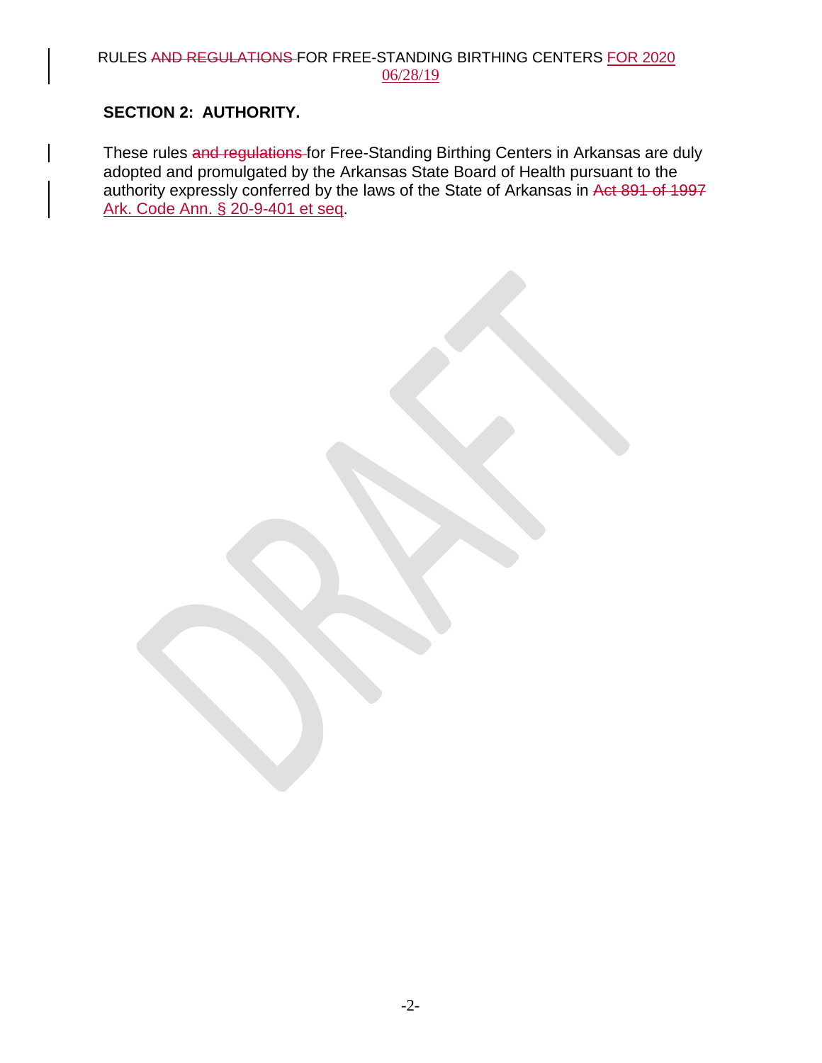## SECTION 2: AUTHORITY.

These rules ~~and regulations~~ for Free-Standing Birthing Centers in Arkansas are duly adopted and promulgated by the Arkansas State Board of Health pursuant to the authority expressly conferred by the laws of the State of Arkansas in ~~Act 891 of 1997~~ Ark. Code Ann. § 20-9-401 et seq.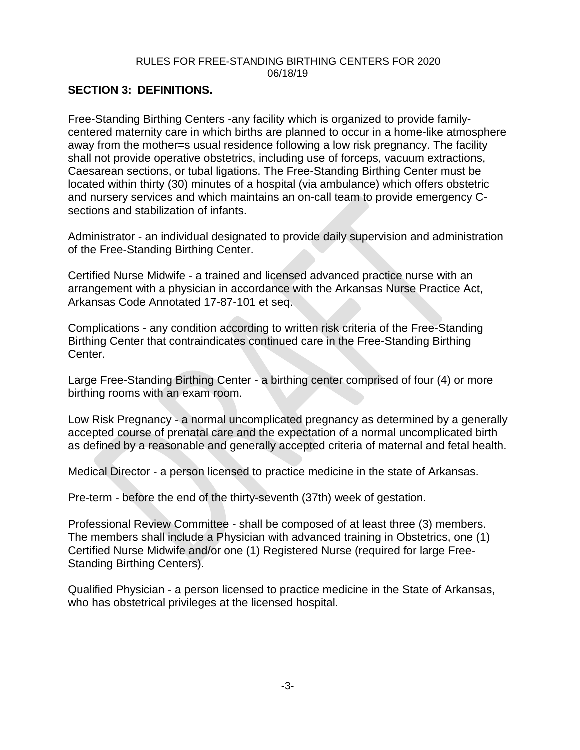## SECTION 3: DEFINITIONS.

Free-Standing Birthing Centers -any facility which is organized to provide family-centered maternity care in which births are planned to occur in a home-like atmosphere away from the mother=s usual residence following a low risk pregnancy. The facility shall not provide operative obstetrics, including use of forceps, vacuum extractions, Caesarean sections, or tubal ligations. The Free-Standing Birthing Center must be located within thirty (30) minutes of a hospital (via ambulance) which offers obstetric and nursery services and which maintains an on-call team to provide emergency C-sections and stabilization of infants.

Administrator - an individual designated to provide daily supervision and administration of the Free-Standing Birthing Center.

Certified Nurse Midwife - a trained and licensed advanced practice nurse with an arrangement with a physician in accordance with the Arkansas Nurse Practice Act, Arkansas Code Annotated 17-87-101 et seq.

Complications - any condition according to written risk criteria of the Free-Standing Birthing Center that contraindicates continued care in the Free-Standing Birthing Center.

Large Free-Standing Birthing Center - a birthing center comprised of four (4) or more birthing rooms with an exam room.

Low Risk Pregnancy - a normal uncomplicated pregnancy as determined by a generally accepted course of prenatal care and the expectation of a normal uncomplicated birth as defined by a reasonable and generally accepted criteria of maternal and fetal health.

Medical Director - a person licensed to practice medicine in the state of Arkansas.

Pre-term - before the end of the thirty-seventh (37th) week of gestation.

Professional Review Committee - shall be composed of at least three (3) members. The members shall include a Physician with advanced training in Obstetrics, one (1) Certified Nurse Midwife and/or one (1) Registered Nurse (required for large Free-Standing Birthing Centers).

Qualified Physician - a person licensed to practice medicine in the State of Arkansas, who has obstetrical privileges at the licensed hospital.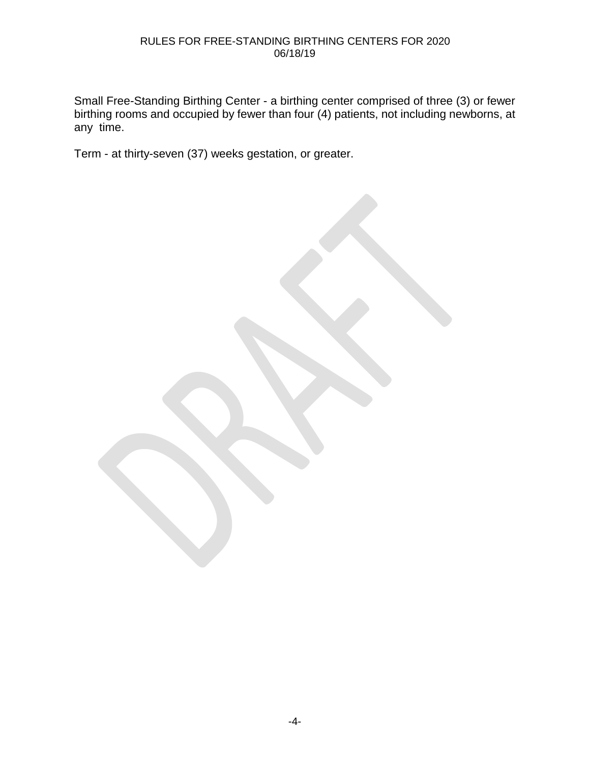Small Free-Standing Birthing Center - a birthing center comprised of three (3) or fewer birthing rooms and occupied by fewer than four (4) patients, not including newborns, at any time.

Term - at thirty-seven (37) weeks gestation, or greater.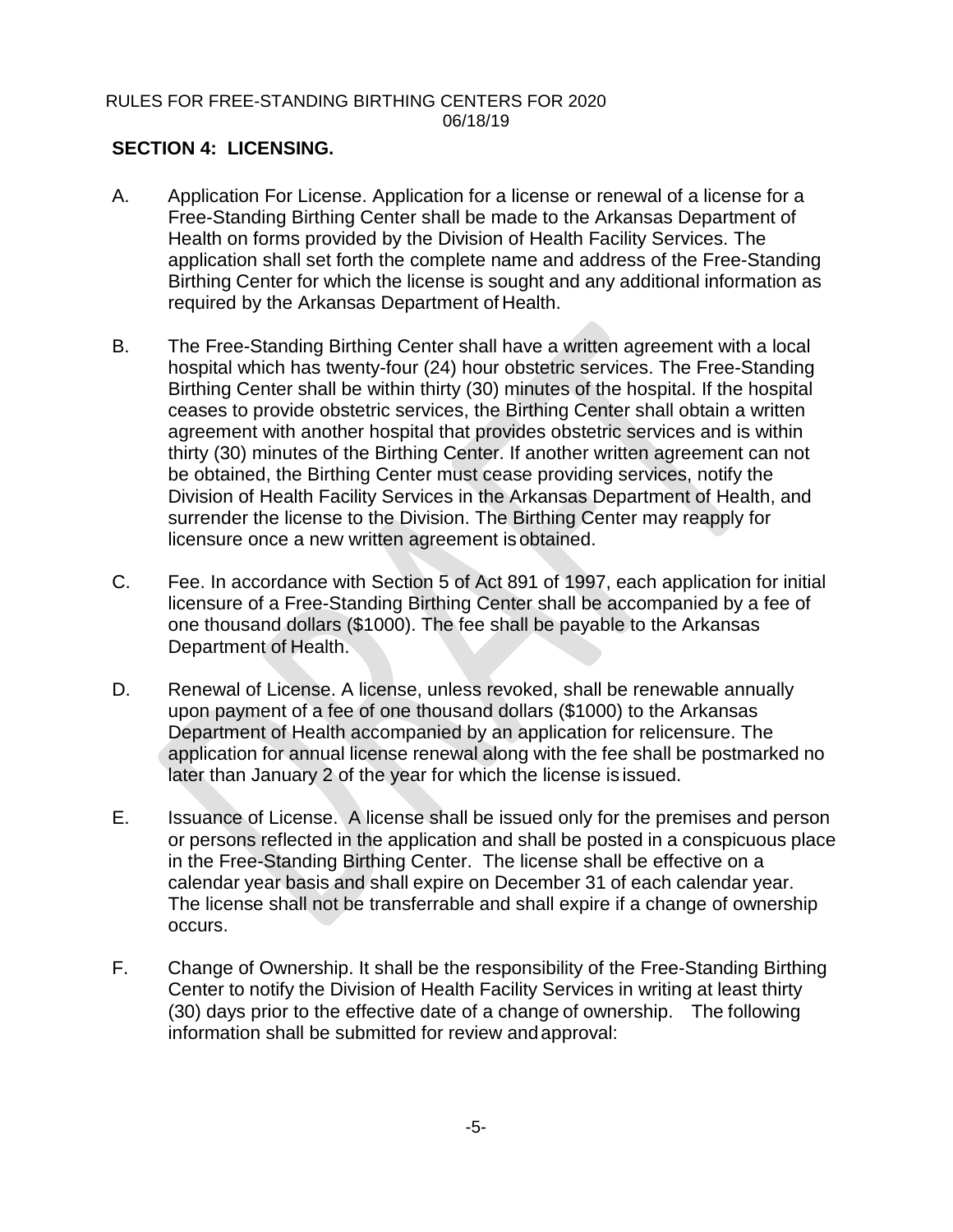## SECTION 4: LICENSING.

A. Application For License. Application for a license or renewal of a license for a Free-Standing Birthing Center shall be made to the Arkansas Department of Health on forms provided by the Division of Health Facility Services. The application shall set forth the complete name and address of the Free-Standing Birthing Center for which the license is sought and any additional information as required by the Arkansas Department of Health.

B. The Free-Standing Birthing Center shall have a written agreement with a local hospital which has twenty-four (24) hour obstetric services. The Free-Standing Birthing Center shall be within thirty (30) minutes of the hospital. If the hospital ceases to provide obstetric services, the Birthing Center shall obtain a written agreement with another hospital that provides obstetric services and is within thirty (30) minutes of the Birthing Center. If another written agreement can not be obtained, the Birthing Center must cease providing services, notify the Division of Health Facility Services in the Arkansas Department of Health, and surrender the license to the Division. The Birthing Center may reapply for licensure once a new written agreement is obtained.

C. Fee. In accordance with Section 5 of Act 891 of 1997, each application for initial licensure of a Free-Standing Birthing Center shall be accompanied by a fee of one thousand dollars ($1000). The fee shall be payable to the Arkansas Department of Health.

D. Renewal of License. A license, unless revoked, shall be renewable annually upon payment of a fee of one thousand dollars ($1000) to the Arkansas Department of Health accompanied by an application for relicensure. The application for annual license renewal along with the fee shall be postmarked no later than January 2 of the year for which the license is issued.

E. Issuance of License. A license shall be issued only for the premises and person or persons reflected in the application and shall be posted in a conspicuous place in the Free-Standing Birthing Center. The license shall be effective on a calendar year basis and shall expire on December 31 of each calendar year. The license shall not be transferrable and shall expire if a change of ownership occurs.

F. Change of Ownership. It shall be the responsibility of the Free-Standing Birthing Center to notify the Division of Health Facility Services in writing at least thirty (30) days prior to the effective date of a change of ownership. The following information shall be submitted for review and approval: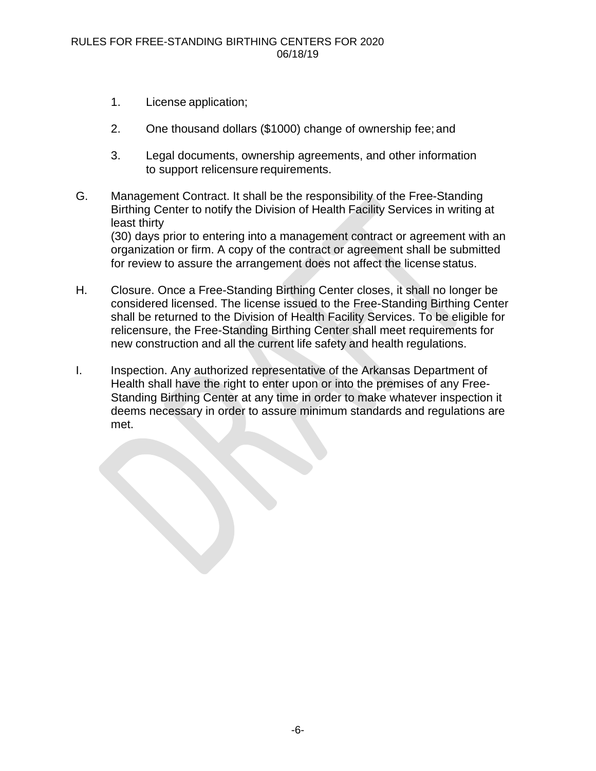1. License application;

2. One thousand dollars ($1000) change of ownership fee; and

3. Legal documents, ownership agreements, and other information to support relicensure requirements.

G. Management Contract. It shall be the responsibility of the Free-Standing Birthing Center to notify the Division of Health Facility Services in writing at least thirty (30) days prior to entering into a management contract or agreement with an organization or firm. A copy of the contract or agreement shall be submitted for review to assure the arrangement does not affect the license status.

H. Closure. Once a Free-Standing Birthing Center closes, it shall no longer be considered licensed. The license issued to the Free-Standing Birthing Center shall be returned to the Division of Health Facility Services. To be eligible for relicensure, the Free-Standing Birthing Center shall meet requirements for new construction and all the current life safety and health regulations.

I. Inspection. Any authorized representative of the Arkansas Department of Health shall have the right to enter upon or into the premises of any Free-Standing Birthing Center at any time in order to make whatever inspection it deems necessary in order to assure minimum standards and regulations are met.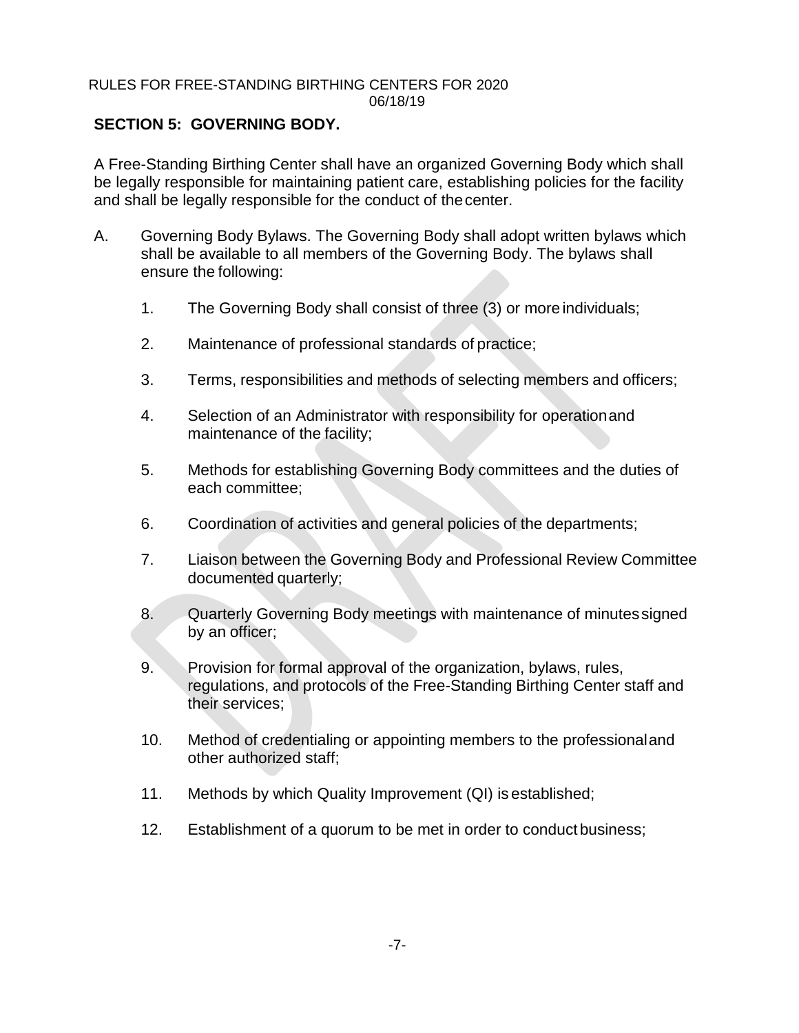## SECTION 5: GOVERNING BODY.

A Free-Standing Birthing Center shall have an organized Governing Body which shall be legally responsible for maintaining patient care, establishing policies for the facility and shall be legally responsible for the conduct of the center.

A. Governing Body Bylaws. The Governing Body shall adopt written bylaws which shall be available to all members of the Governing Body. The bylaws shall ensure the following:

   1. The Governing Body shall consist of three (3) or more individuals;

   2. Maintenance of professional standards of practice;

   3. Terms, responsibilities and methods of selecting members and officers;

   4. Selection of an Administrator with responsibility for operation and maintenance of the facility;

   5. Methods for establishing Governing Body committees and the duties of each committee;

   6. Coordination of activities and general policies of the departments;

   7. Liaison between the Governing Body and Professional Review Committee documented quarterly;

   8. Quarterly Governing Body meetings with maintenance of minutes signed by an officer;

   9. Provision for formal approval of the organization, bylaws, rules, regulations, and protocols of the Free-Standing Birthing Center staff and their services;

   10. Method of credentialing or appointing members to the professional and other authorized staff;

   11. Methods by which Quality Improvement (QI) is established;

   12. Establishment of a quorum to be met in order to conduct business;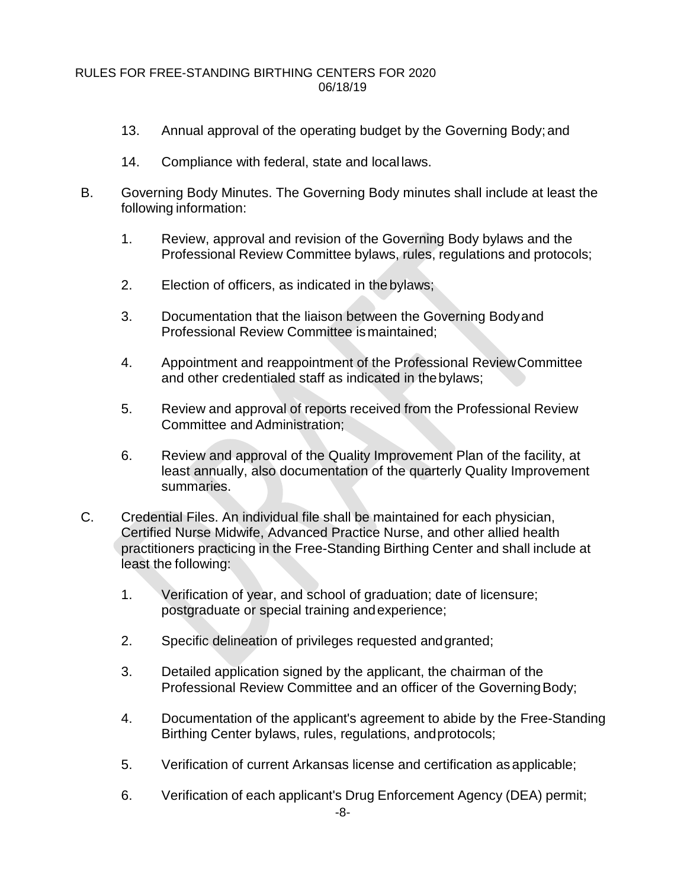13. Annual approval of the operating budget by the Governing Body; and

14. Compliance with federal, state and local laws.

B. Governing Body Minutes. The Governing Body minutes shall include at least the following information:

1. Review, approval and revision of the Governing Body bylaws and the Professional Review Committee bylaws, rules, regulations and protocols;

2. Election of officers, as indicated in the bylaws;

3. Documentation that the liaison between the Governing Body and Professional Review Committee is maintained;

4. Appointment and reappointment of the Professional Review Committee and other credentialed staff as indicated in the bylaws;

5. Review and approval of reports received from the Professional Review Committee and Administration;

6. Review and approval of the Quality Improvement Plan of the facility, at least annually, also documentation of the quarterly Quality Improvement summaries.

C. Credential Files. An individual file shall be maintained for each physician, Certified Nurse Midwife, Advanced Practice Nurse, and other allied health practitioners practicing in the Free-Standing Birthing Center and shall include at least the following:

1. Verification of year, and school of graduation; date of licensure; postgraduate or special training and experience;

2. Specific delineation of privileges requested and granted;

3. Detailed application signed by the applicant, the chairman of the Professional Review Committee and an officer of the Governing Body;

4. Documentation of the applicant's agreement to abide by the Free-Standing Birthing Center bylaws, rules, regulations, and protocols;

5. Verification of current Arkansas license and certification as applicable;

6. Verification of each applicant's Drug Enforcement Agency (DEA) permit;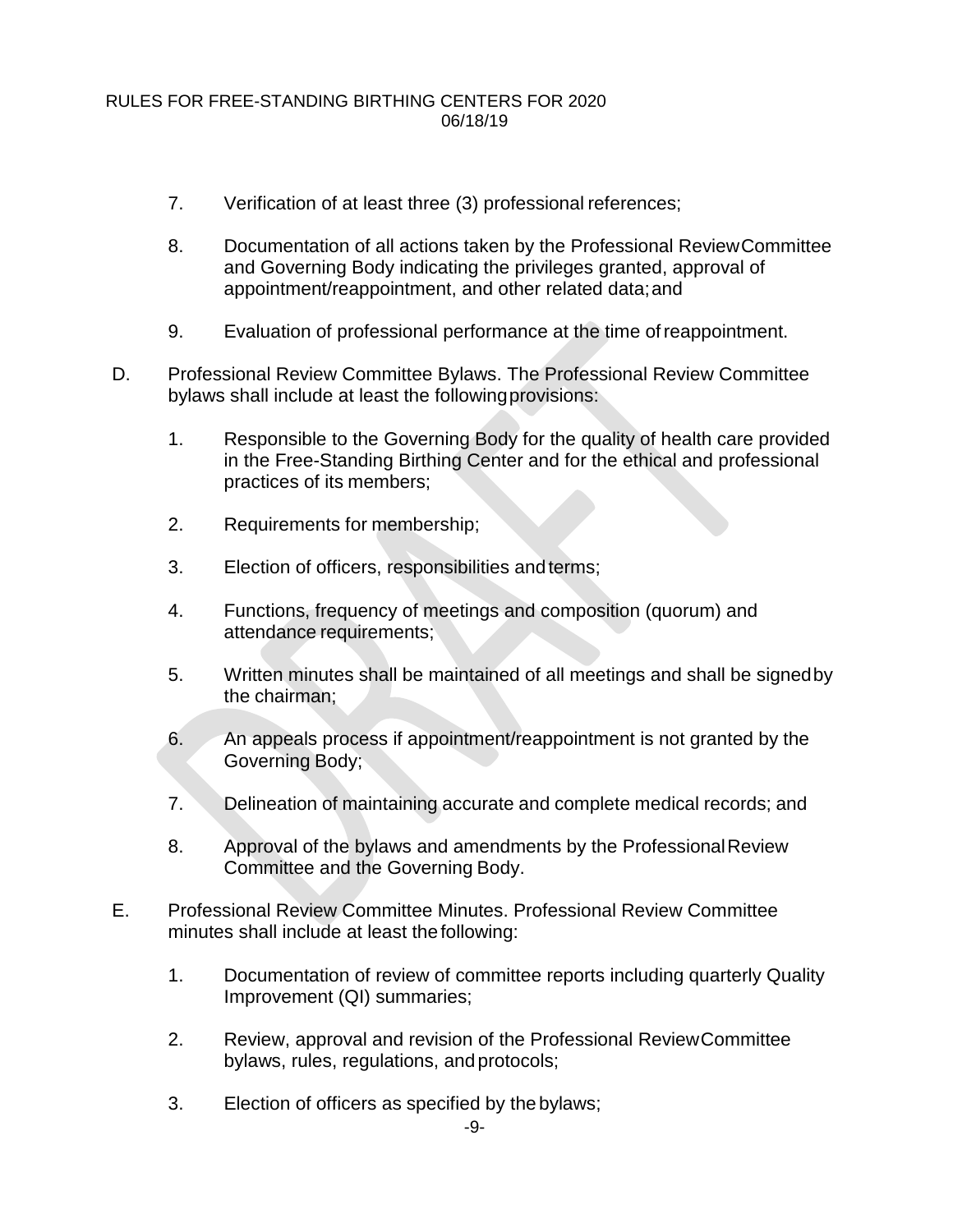7. Verification of at least three (3) professional references;

8. Documentation of all actions taken by the Professional Review Committee and Governing Body indicating the privileges granted, approval of appointment/reappointment, and other related data; and

9. Evaluation of professional performance at the time of reappointment.

D. Professional Review Committee Bylaws. The Professional Review Committee bylaws shall include at least the following provisions:

1. Responsible to the Governing Body for the quality of health care provided in the Free-Standing Birthing Center and for the ethical and professional practices of its members;

2. Requirements for membership;

3. Election of officers, responsibilities and terms;

4. Functions, frequency of meetings and composition (quorum) and attendance requirements;

5. Written minutes shall be maintained of all meetings and shall be signed by the chairman;

6. An appeals process if appointment/reappointment is not granted by the Governing Body;

7. Delineation of maintaining accurate and complete medical records; and

8. Approval of the bylaws and amendments by the Professional Review Committee and the Governing Body.

E. Professional Review Committee Minutes. Professional Review Committee minutes shall include at least the following:

1. Documentation of review of committee reports including quarterly Quality Improvement (QI) summaries;

2. Review, approval and revision of the Professional Review Committee bylaws, rules, regulations, and protocols;

3. Election of officers as specified by the bylaws;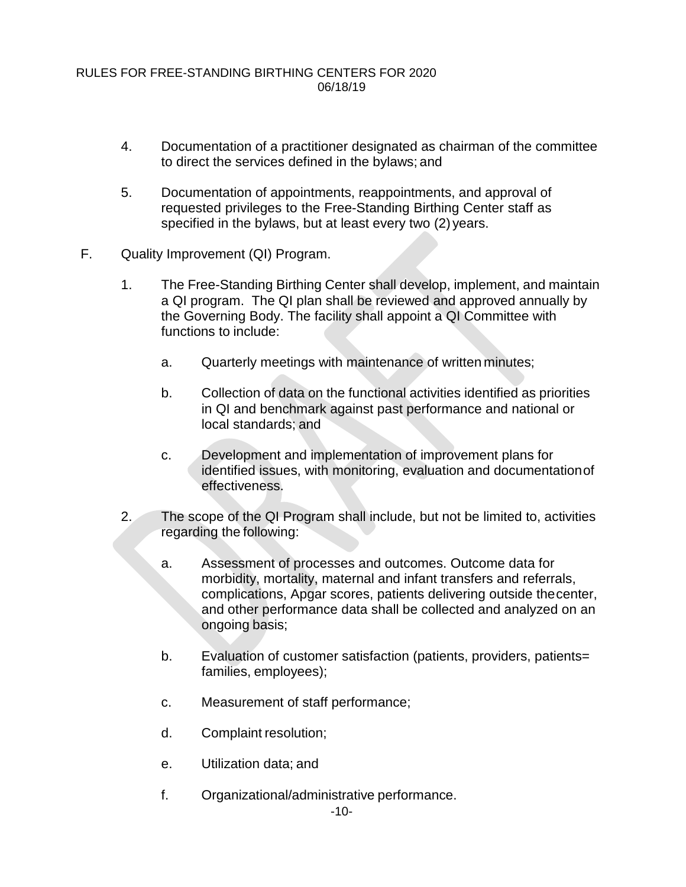4. Documentation of a practitioner designated as chairman of the committee to direct the services defined in the bylaws; and

5. Documentation of appointments, reappointments, and approval of requested privileges to the Free-Standing Birthing Center staff as specified in the bylaws, but at least every two (2) years.

F. Quality Improvement (QI) Program.

1. The Free-Standing Birthing Center shall develop, implement, and maintain a QI program. The QI plan shall be reviewed and approved annually by the Governing Body. The facility shall appoint a QI Committee with functions to include:

   a. Quarterly meetings with maintenance of written minutes;

   b. Collection of data on the functional activities identified as priorities in QI and benchmark against past performance and national or local standards; and

   c. Development and implementation of improvement plans for identified issues, with monitoring, evaluation and documentation of effectiveness.

2. The scope of the QI Program shall include, but not be limited to, activities regarding the following:

   a. Assessment of processes and outcomes. Outcome data for morbidity, mortality, maternal and infant transfers and referrals, complications, Apgar scores, patients delivering outside the center, and other performance data shall be collected and analyzed on an ongoing basis;

   b. Evaluation of customer satisfaction (patients, providers, patients= families, employees);

   c. Measurement of staff performance;

   d. Complaint resolution;

   e. Utilization data; and

   f. Organizational/administrative performance.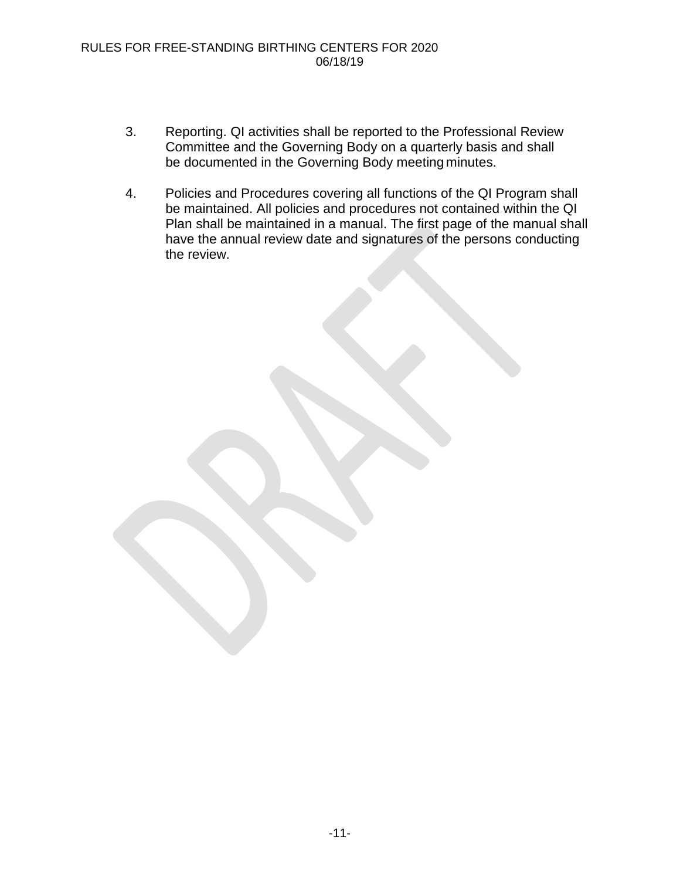3. Reporting. QI activities shall be reported to the Professional Review Committee and the Governing Body on a quarterly basis and shall be documented in the Governing Body meeting minutes.

4. Policies and Procedures covering all functions of the QI Program shall be maintained. All policies and procedures not contained within the QI Plan shall be maintained in a manual. The first page of the manual shall have the annual review date and signatures of the persons conducting the review.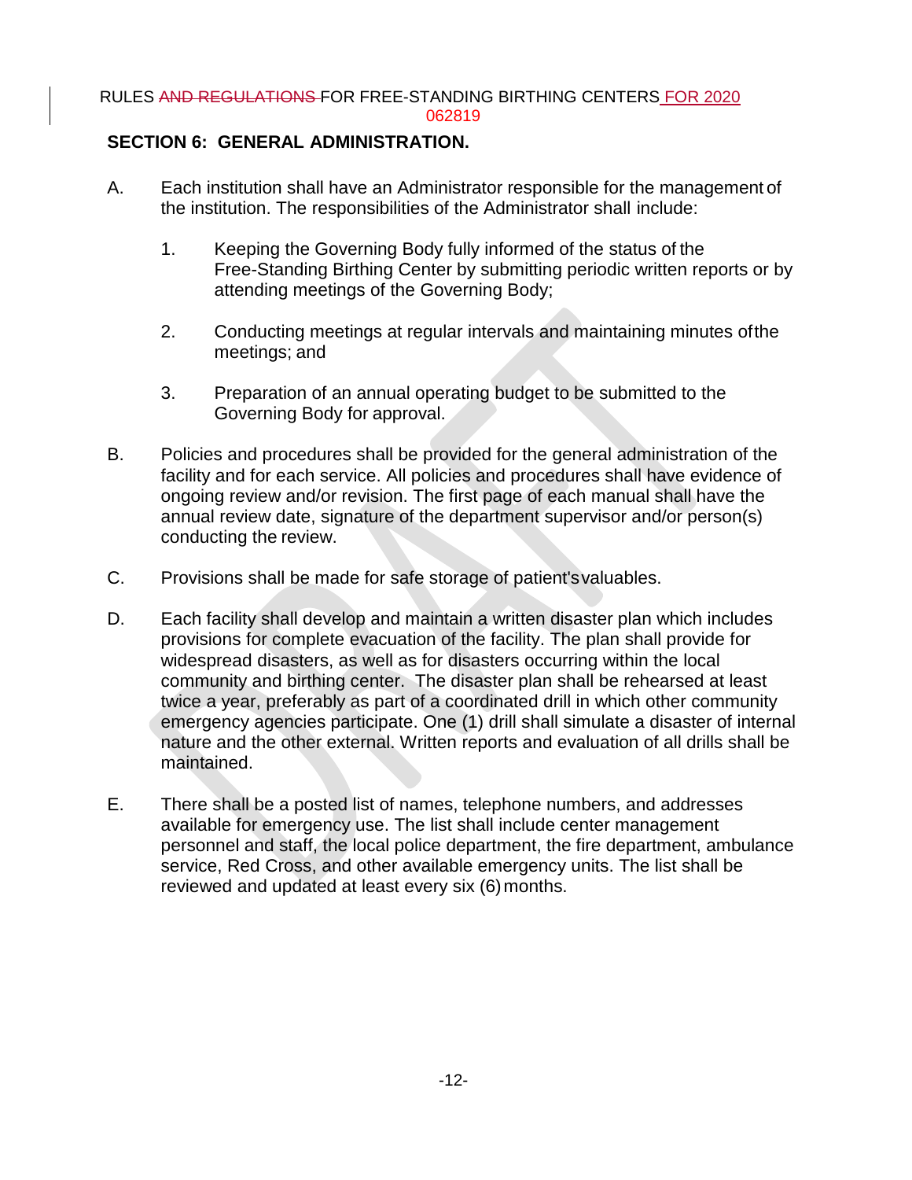## SECTION 6: GENERAL ADMINISTRATION.

A. Each institution shall have an Administrator responsible for the management of the institution. The responsibilities of the Administrator shall include:

   1. Keeping the Governing Body fully informed of the status of the Free-Standing Birthing Center by submitting periodic written reports or by attending meetings of the Governing Body;

   2. Conducting meetings at regular intervals and maintaining minutes of the meetings; and

   3. Preparation of an annual operating budget to be submitted to the Governing Body for approval.

B. Policies and procedures shall be provided for the general administration of the facility and for each service. All policies and procedures shall have evidence of ongoing review and/or revision. The first page of each manual shall have the annual review date, signature of the department supervisor and/or person(s) conducting the review.

C. Provisions shall be made for safe storage of patient's valuables.

D. Each facility shall develop and maintain a written disaster plan which includes provisions for complete evacuation of the facility. The plan shall provide for widespread disasters, as well as for disasters occurring within the local community and birthing center. The disaster plan shall be rehearsed at least twice a year, preferably as part of a coordinated drill in which other community emergency agencies participate. One (1) drill shall simulate a disaster of internal nature and the other external. Written reports and evaluation of all drills shall be maintained.

E. There shall be a posted list of names, telephone numbers, and addresses available for emergency use. The list shall include center management personnel and staff, the local police department, the fire department, ambulance service, Red Cross, and other available emergency units. The list shall be reviewed and updated at least every six (6) months.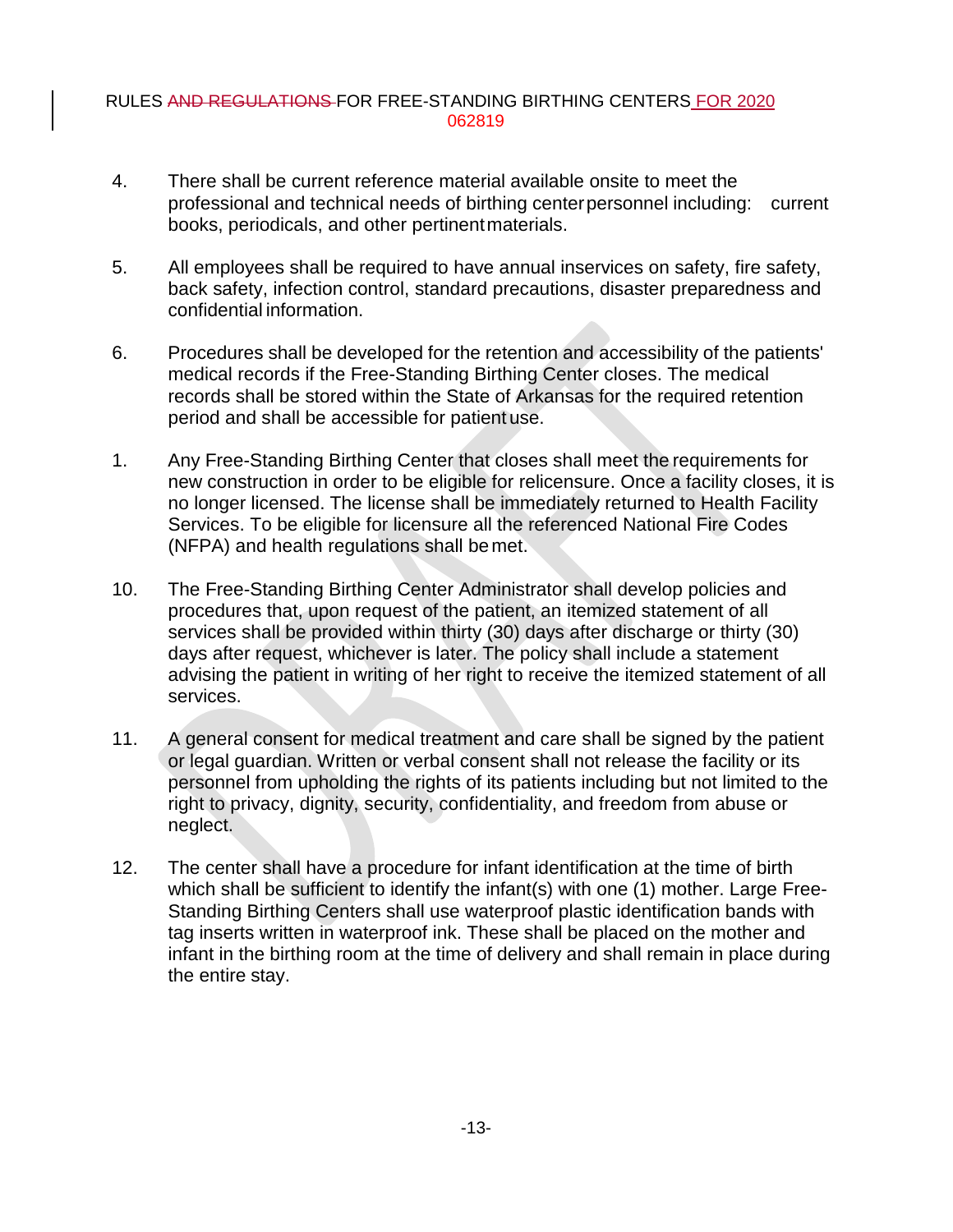4. There shall be current reference material available onsite to meet the professional and technical needs of birthing center personnel including: current books, periodicals, and other pertinent materials.

5. All employees shall be required to have annual inservices on safety, fire safety, back safety, infection control, standard precautions, disaster preparedness and confidential information.

6. Procedures shall be developed for the retention and accessibility of the patients' medical records if the Free-Standing Birthing Center closes. The medical records shall be stored within the State of Arkansas for the required retention period and shall be accessible for patient use.

1. Any Free-Standing Birthing Center that closes shall meet the requirements for new construction in order to be eligible for relicensure. Once a facility closes, it is no longer licensed. The license shall be immediately returned to Health Facility Services. To be eligible for licensure all the referenced National Fire Codes (NFPA) and health regulations shall be met.

10. The Free-Standing Birthing Center Administrator shall develop policies and procedures that, upon request of the patient, an itemized statement of all services shall be provided within thirty (30) days after discharge or thirty (30) days after request, whichever is later. The policy shall include a statement advising the patient in writing of her right to receive the itemized statement of all services.

11. A general consent for medical treatment and care shall be signed by the patient or legal guardian. Written or verbal consent shall not release the facility or its personnel from upholding the rights of its patients including but not limited to the right to privacy, dignity, security, confidentiality, and freedom from abuse or neglect.

12. The center shall have a procedure for infant identification at the time of birth which shall be sufficient to identify the infant(s) with one (1) mother. Large Free-Standing Birthing Centers shall use waterproof plastic identification bands with tag inserts written in waterproof ink. These shall be placed on the mother and infant in the birthing room at the time of delivery and shall remain in place during the entire stay.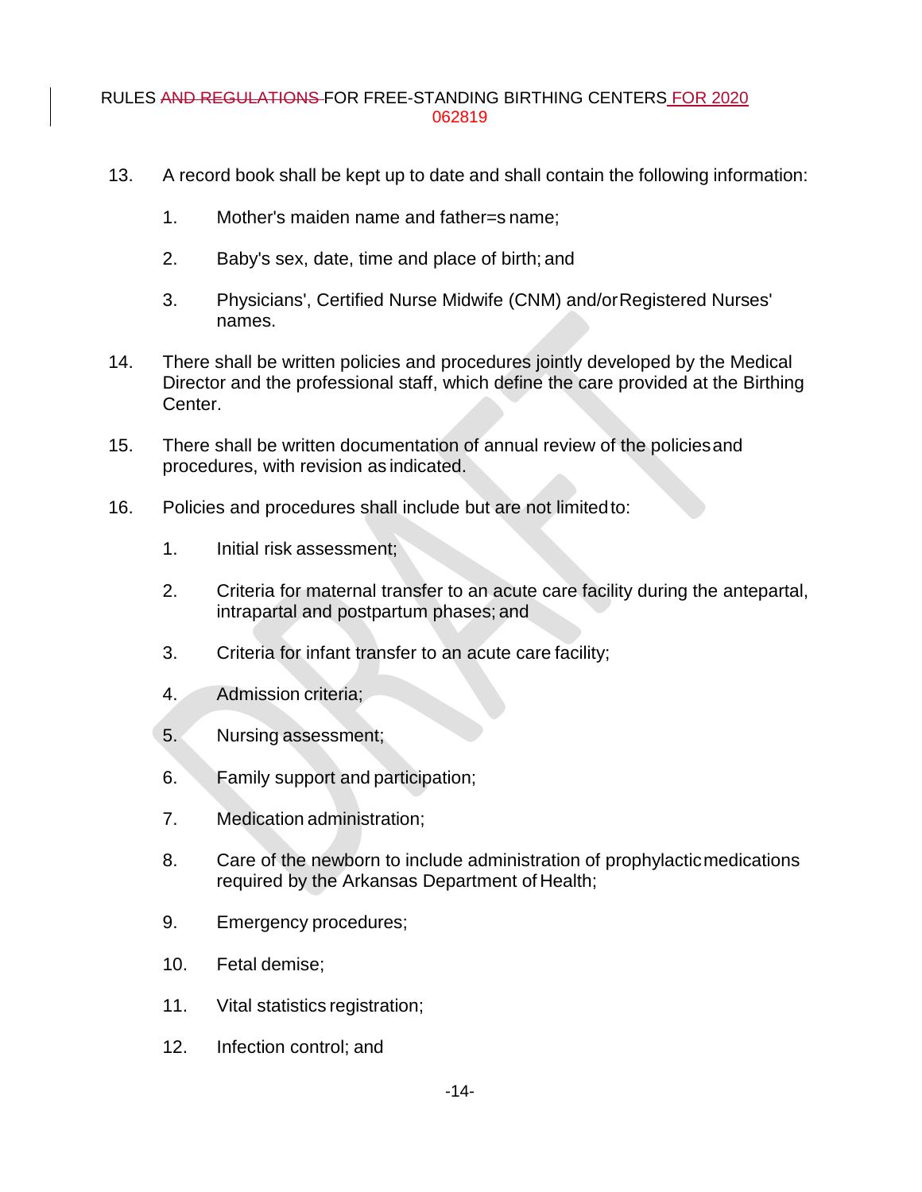13. A record book shall be kept up to date and shall contain the following information:

    1. Mother's maiden name and father=s name;

    2. Baby's sex, date, time and place of birth; and

    3. Physicians', Certified Nurse Midwife (CNM) and/or Registered Nurses' names.

14. There shall be written policies and procedures jointly developed by the Medical Director and the professional staff, which define the care provided at the Birthing Center.

15. There shall be written documentation of annual review of the policies and procedures, with revision as indicated.

16. Policies and procedures shall include but are not limited to:

    1. Initial risk assessment;

    2. Criteria for maternal transfer to an acute care facility during the antepartal, intrapartal and postpartum phases; and

    3. Criteria for infant transfer to an acute care facility;

    4. Admission criteria;

    5. Nursing assessment;

    6. Family support and participation;

    7. Medication administration;

    8. Care of the newborn to include administration of prophylactic medications required by the Arkansas Department of Health;

    9. Emergency procedures;

    10. Fetal demise;

    11. Vital statistics registration;

    12. Infection control; and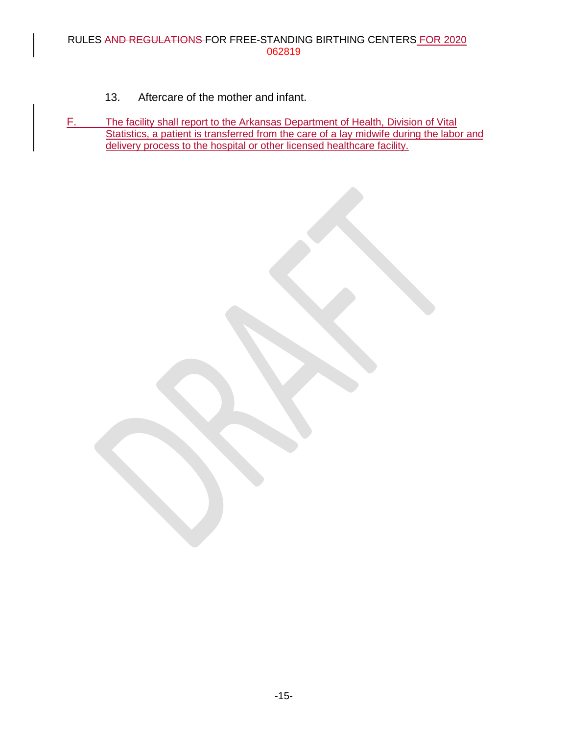13. Aftercare of the mother and infant.

F. The facility shall report to the Arkansas Department of Health, Division of Vital Statistics, a patient is transferred from the care of a lay midwife during the labor and delivery process to the hospital or other licensed healthcare facility.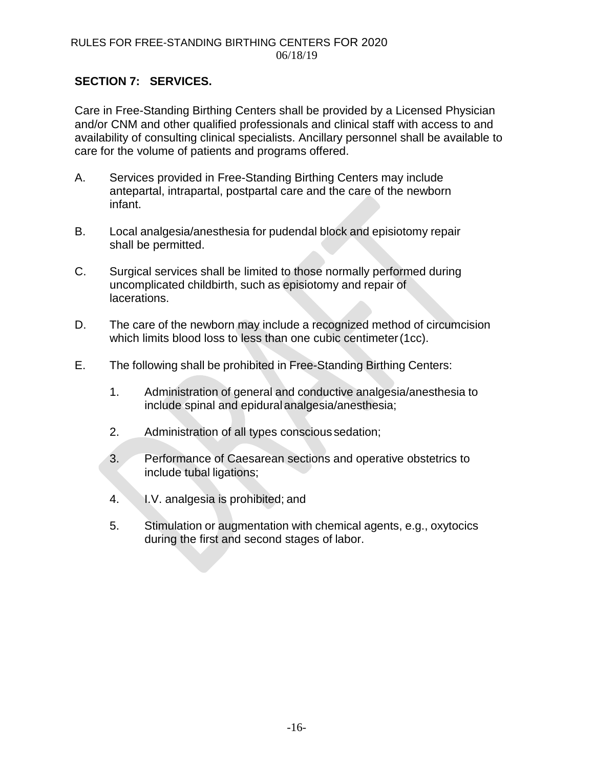## SECTION 7: SERVICES.

Care in Free-Standing Birthing Centers shall be provided by a Licensed Physician and/or CNM and other qualified professionals and clinical staff with access to and availability of consulting clinical specialists. Ancillary personnel shall be available to care for the volume of patients and programs offered.

A. Services provided in Free-Standing Birthing Centers may include antepartal, intrapartal, postpartal care and the care of the newborn infant.

B. Local analgesia/anesthesia for pudendal block and episiotomy repair shall be permitted.

C. Surgical services shall be limited to those normally performed during uncomplicated childbirth, such as episiotomy and repair of lacerations.

D. The care of the newborn may include a recognized method of circumcision which limits blood loss to less than one cubic centimeter (1cc).

E. The following shall be prohibited in Free-Standing Birthing Centers:

   1. Administration of general and conductive analgesia/anesthesia to include spinal and epidural analgesia/anesthesia;

   2. Administration of all types conscious sedation;

   3. Performance of Caesarean sections and operative obstetrics to include tubal ligations;

   4. I.V. analgesia is prohibited; and

   5. Stimulation or augmentation with chemical agents, e.g., oxytocics during the first and second stages of labor.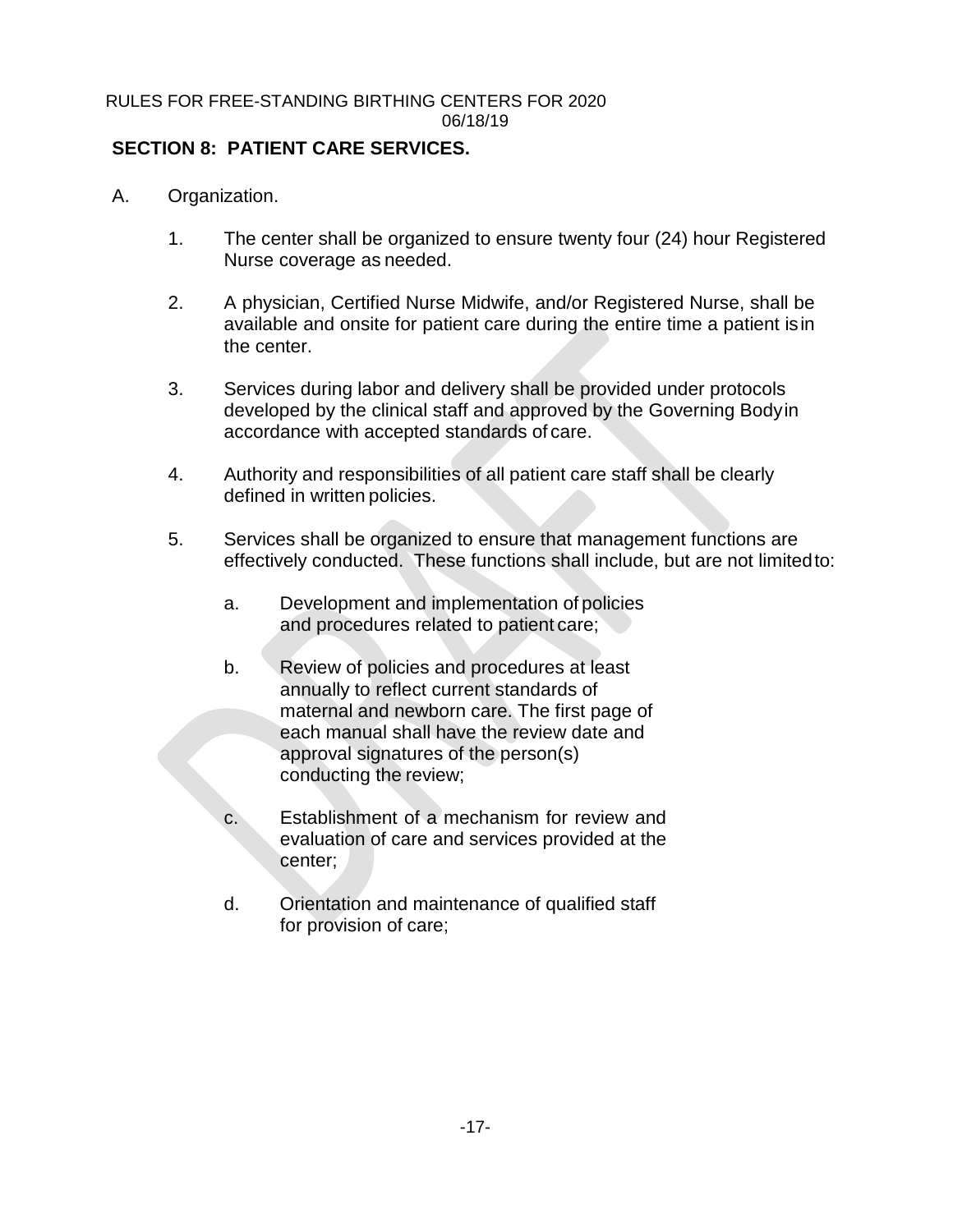## SECTION 8: PATIENT CARE SERVICES.

A. Organization.

1. The center shall be organized to ensure twenty four (24) hour Registered Nurse coverage as needed.

2. A physician, Certified Nurse Midwife, and/or Registered Nurse, shall be available and onsite for patient care during the entire time a patient is in the center.

3. Services during labor and delivery shall be provided under protocols developed by the clinical staff and approved by the Governing Body in accordance with accepted standards of care.

4. Authority and responsibilities of all patient care staff shall be clearly defined in written policies.

5. Services shall be organized to ensure that management functions are effectively conducted. These functions shall include, but are not limited to:

   a. Development and implementation of policies and procedures related to patient care;

   b. Review of policies and procedures at least annually to reflect current standards of maternal and newborn care. The first page of each manual shall have the review date and approval signatures of the person(s) conducting the review;

   c. Establishment of a mechanism for review and evaluation of care and services provided at the center;

   d. Orientation and maintenance of qualified staff for provision of care;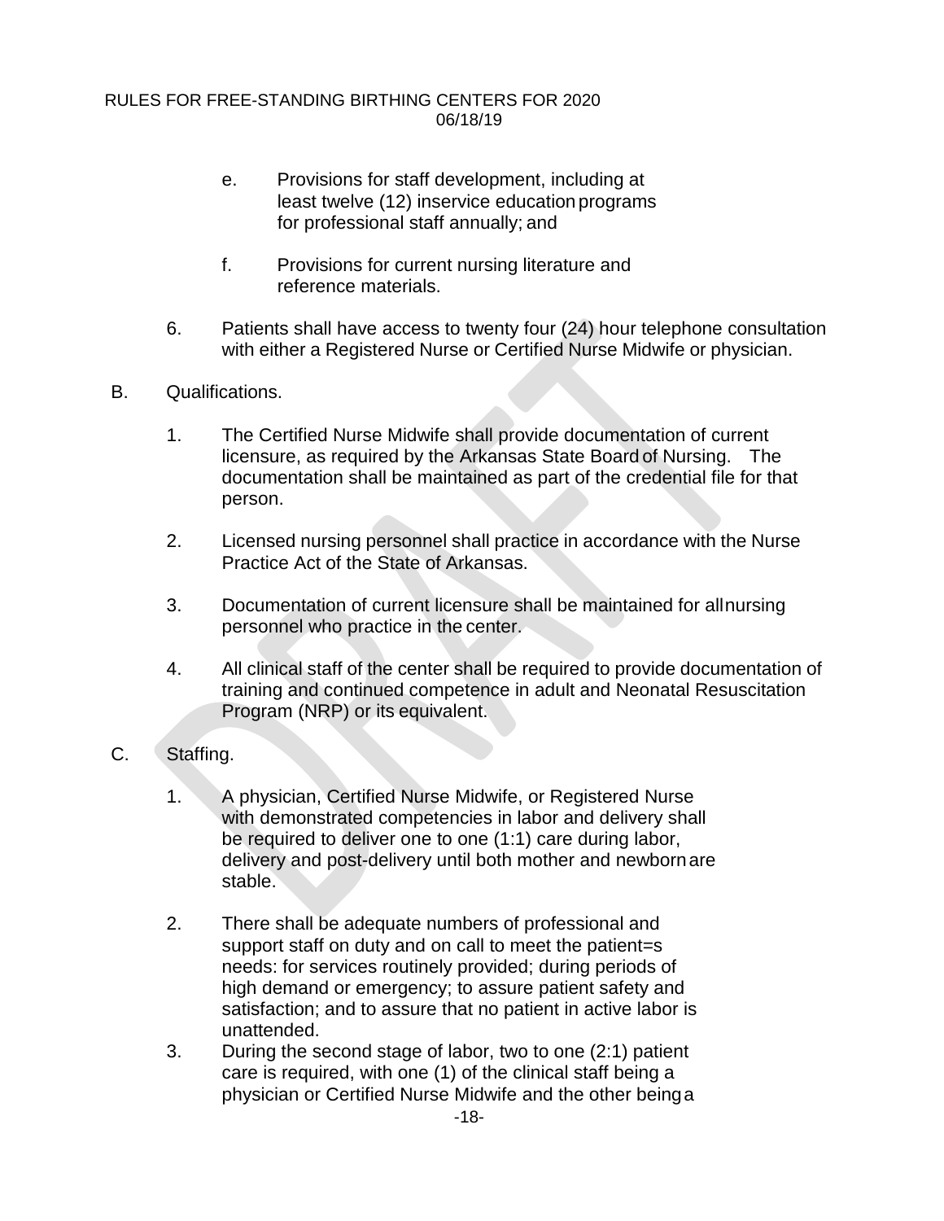e. Provisions for staff development, including at least twelve (12) inservice education programs for professional staff annually; and

f. Provisions for current nursing literature and reference materials.

6. Patients shall have access to twenty four (24) hour telephone consultation with either a Registered Nurse or Certified Nurse Midwife or physician.

B. Qualifications.

1. The Certified Nurse Midwife shall provide documentation of current licensure, as required by the Arkansas State Board of Nursing. The documentation shall be maintained as part of the credential file for that person.

2. Licensed nursing personnel shall practice in accordance with the Nurse Practice Act of the State of Arkansas.

3. Documentation of current licensure shall be maintained for all nursing personnel who practice in the center.

4. All clinical staff of the center shall be required to provide documentation of training and continued competence in adult and Neonatal Resuscitation Program (NRP) or its equivalent.

C. Staffing.

1. A physician, Certified Nurse Midwife, or Registered Nurse with demonstrated competencies in labor and delivery shall be required to deliver one to one (1:1) care during labor, delivery and post-delivery until both mother and newborn are stable.

2. There shall be adequate numbers of professional and support staff on duty and on call to meet the patient=s needs: for services routinely provided; during periods of high demand or emergency; to assure patient safety and satisfaction; and to assure that no patient in active labor is unattended.

3. During the second stage of labor, two to one (2:1) patient care is required, with one (1) of the clinical staff being a physician or Certified Nurse Midwife and the other being a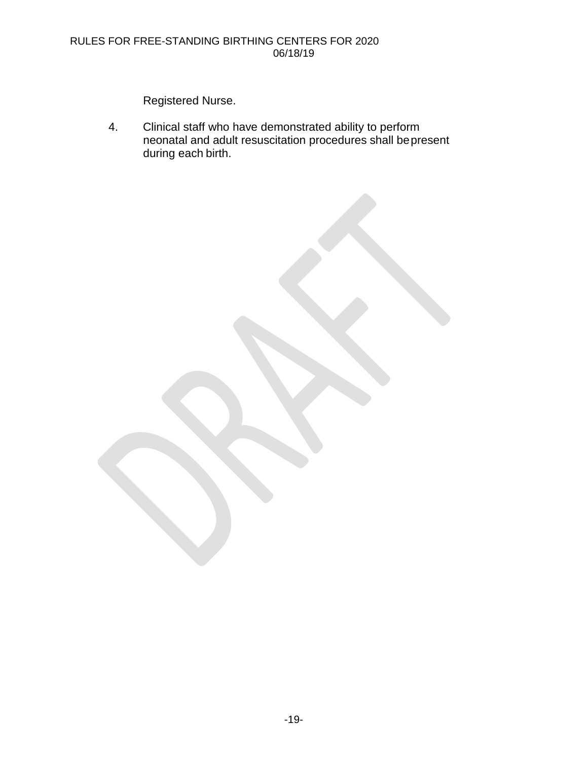Registered Nurse.

4. Clinical staff who have demonstrated ability to perform neonatal and adult resuscitation procedures shall be present during each birth.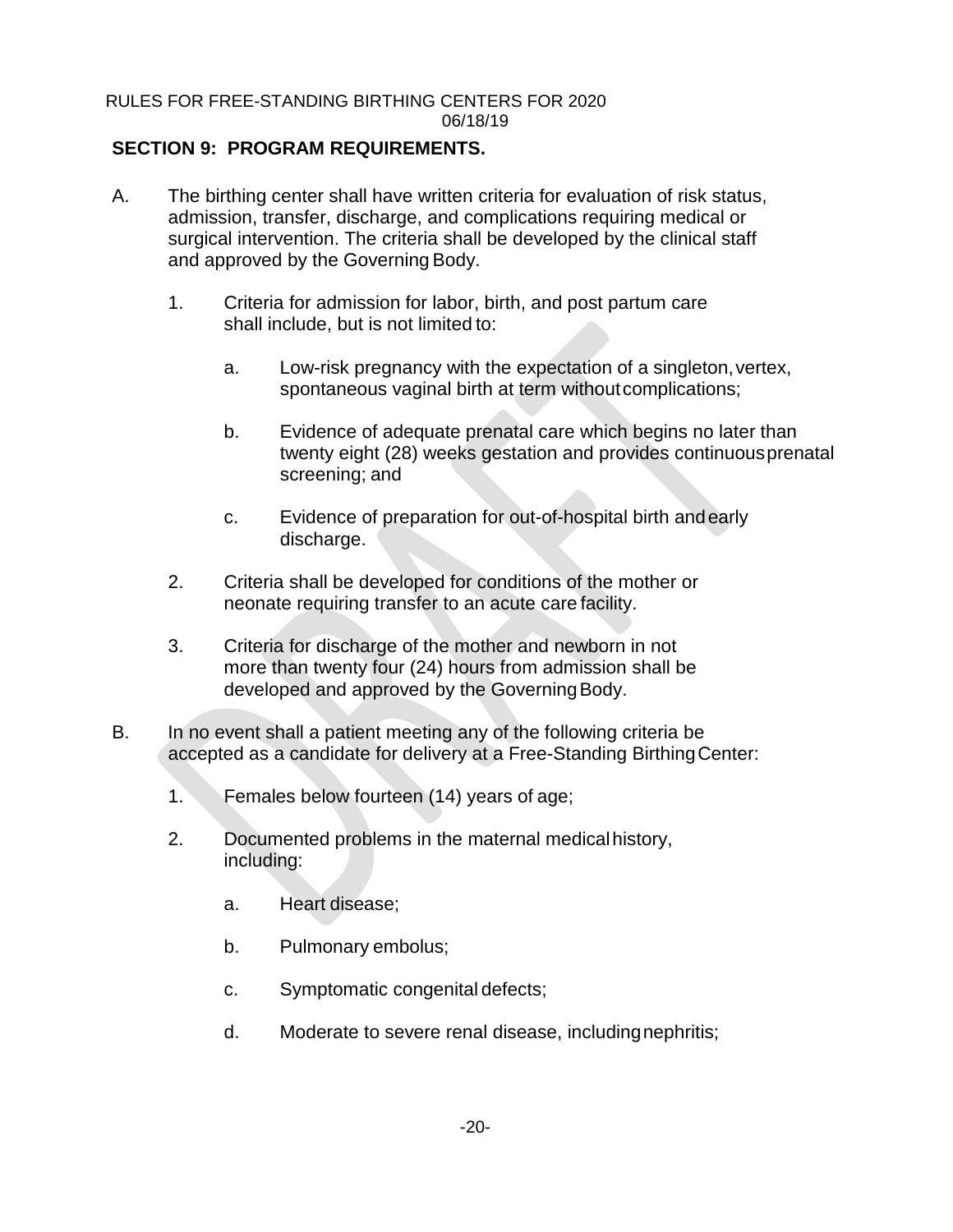## SECTION 9: PROGRAM REQUIREMENTS.

A. The birthing center shall have written criteria for evaluation of risk status, admission, transfer, discharge, and complications requiring medical or surgical intervention. The criteria shall be developed by the clinical staff and approved by the Governing Body.

1. Criteria for admission for labor, birth, and post partum care shall include, but is not limited to:

   a. Low-risk pregnancy with the expectation of a singleton, vertex, spontaneous vaginal birth at term without complications;

   b. Evidence of adequate prenatal care which begins no later than twenty eight (28) weeks gestation and provides continuous prenatal screening; and

   c. Evidence of preparation for out-of-hospital birth and early discharge.

2. Criteria shall be developed for conditions of the mother or neonate requiring transfer to an acute care facility.

3. Criteria for discharge of the mother and newborn in not more than twenty four (24) hours from admission shall be developed and approved by the Governing Body.

B. In no event shall a patient meeting any of the following criteria be accepted as a candidate for delivery at a Free-Standing Birthing Center:

1. Females below fourteen (14) years of age;

2. Documented problems in the maternal medical history, including:

   a. Heart disease;

   b. Pulmonary embolus;

   c. Symptomatic congenital defects;

   d. Moderate to severe renal disease, including nephritis;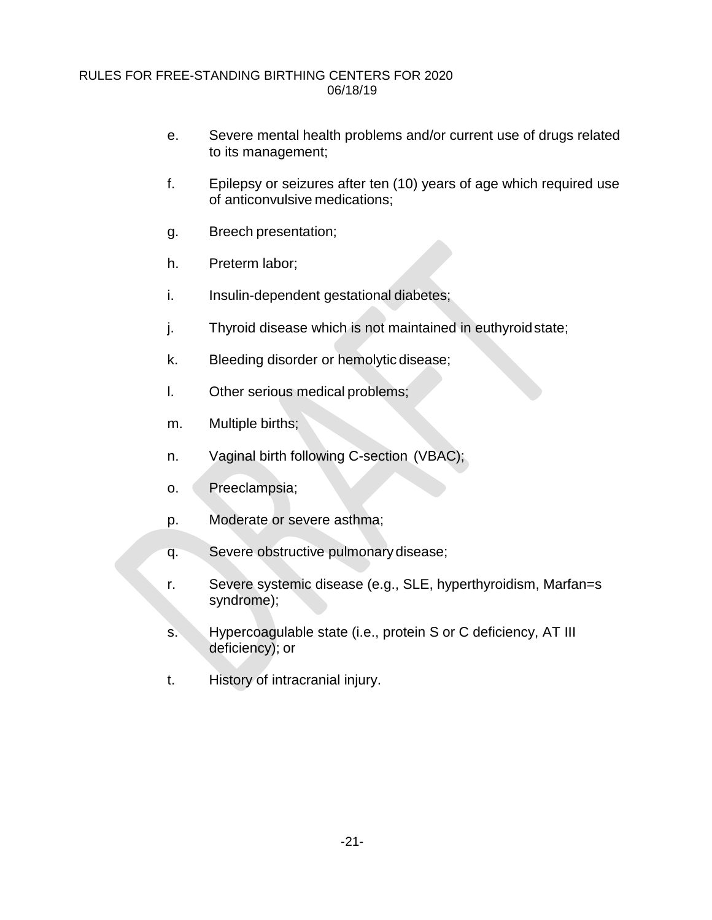e. Severe mental health problems and/or current use of drugs related to its management;

f. Epilepsy or seizures after ten (10) years of age which required use of anticonvulsive medications;

g. Breech presentation;

h. Preterm labor;

i. Insulin-dependent gestational diabetes;

j. Thyroid disease which is not maintained in euthyroid state;

k. Bleeding disorder or hemolytic disease;

l. Other serious medical problems;

m. Multiple births;

n. Vaginal birth following C-section (VBAC);

o. Preeclampsia;

p. Moderate or severe asthma;

q. Severe obstructive pulmonary disease;

r. Severe systemic disease (e.g., SLE, hyperthyroidism, Marfan=s syndrome);

s. Hypercoagulable state (i.e., protein S or C deficiency, AT III deficiency); or

t. History of intracranial injury.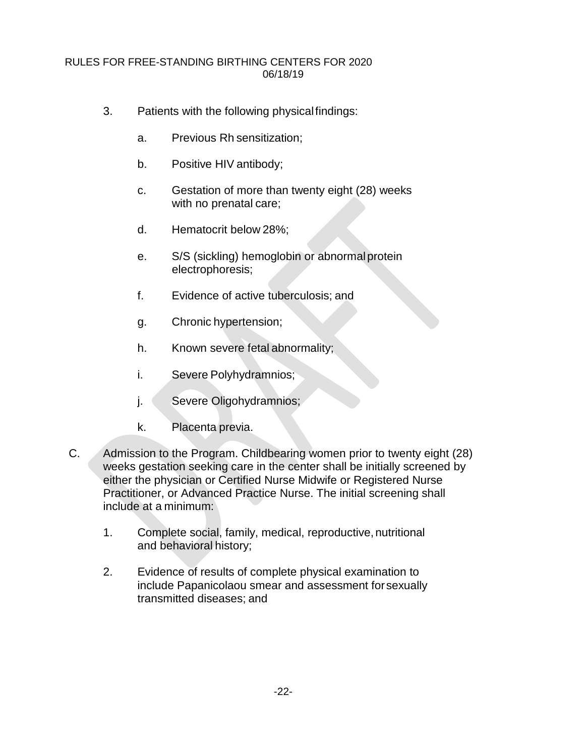3. Patients with the following physical findings:

   a. Previous Rh sensitization;

   b. Positive HIV antibody;

   c. Gestation of more than twenty eight (28) weeks with no prenatal care;

   d. Hematocrit below 28%;

   e. S/S (sickling) hemoglobin or abnormal protein electrophoresis;

   f. Evidence of active tuberculosis; and

   g. Chronic hypertension;

   h. Known severe fetal abnormality;

   i. Severe Polyhydramnios;

   j. Severe Oligohydramnios;

   k. Placenta previa.

C. Admission to the Program. Childbearing women prior to twenty eight (28) weeks gestation seeking care in the center shall be initially screened by either the physician or Certified Nurse Midwife or Registered Nurse Practitioner, or Advanced Practice Nurse. The initial screening shall include at a minimum:

   1. Complete social, family, medical, reproductive, nutritional and behavioral history;

   2. Evidence of results of complete physical examination to include Papanicolaou smear and assessment for sexually transmitted diseases; and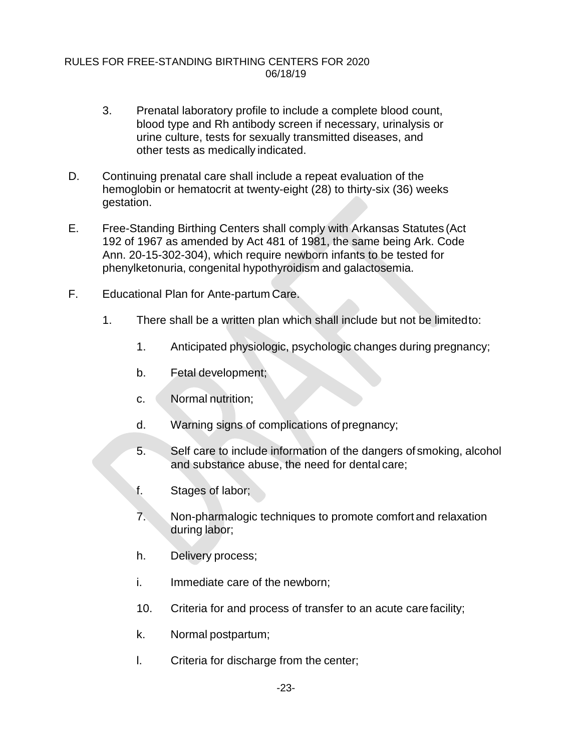3. Prenatal laboratory profile to include a complete blood count, blood type and Rh antibody screen if necessary, urinalysis or urine culture, tests for sexually transmitted diseases, and other tests as medically indicated.

D. Continuing prenatal care shall include a repeat evaluation of the hemoglobin or hematocrit at twenty-eight (28) to thirty-six (36) weeks gestation.

E. Free-Standing Birthing Centers shall comply with Arkansas Statutes (Act 192 of 1967 as amended by Act 481 of 1981, the same being Ark. Code Ann. 20-15-302-304), which require newborn infants to be tested for phenylketonuria, congenital hypothyroidism and galactosemia.

F. Educational Plan for Ante-partum Care.

1. There shall be a written plan which shall include but not be limited to:

   1. Anticipated physiologic, psychologic changes during pregnancy;

   b. Fetal development;

   c. Normal nutrition;

   d. Warning signs of complications of pregnancy;

   5. Self care to include information of the dangers of smoking, alcohol and substance abuse, the need for dental care;

   f. Stages of labor;

   7. Non-pharmalogic techniques to promote comfort and relaxation during labor;

   h. Delivery process;

   i. Immediate care of the newborn;

   10. Criteria for and process of transfer to an acute care facility;

   k. Normal postpartum;

   l. Criteria for discharge from the center;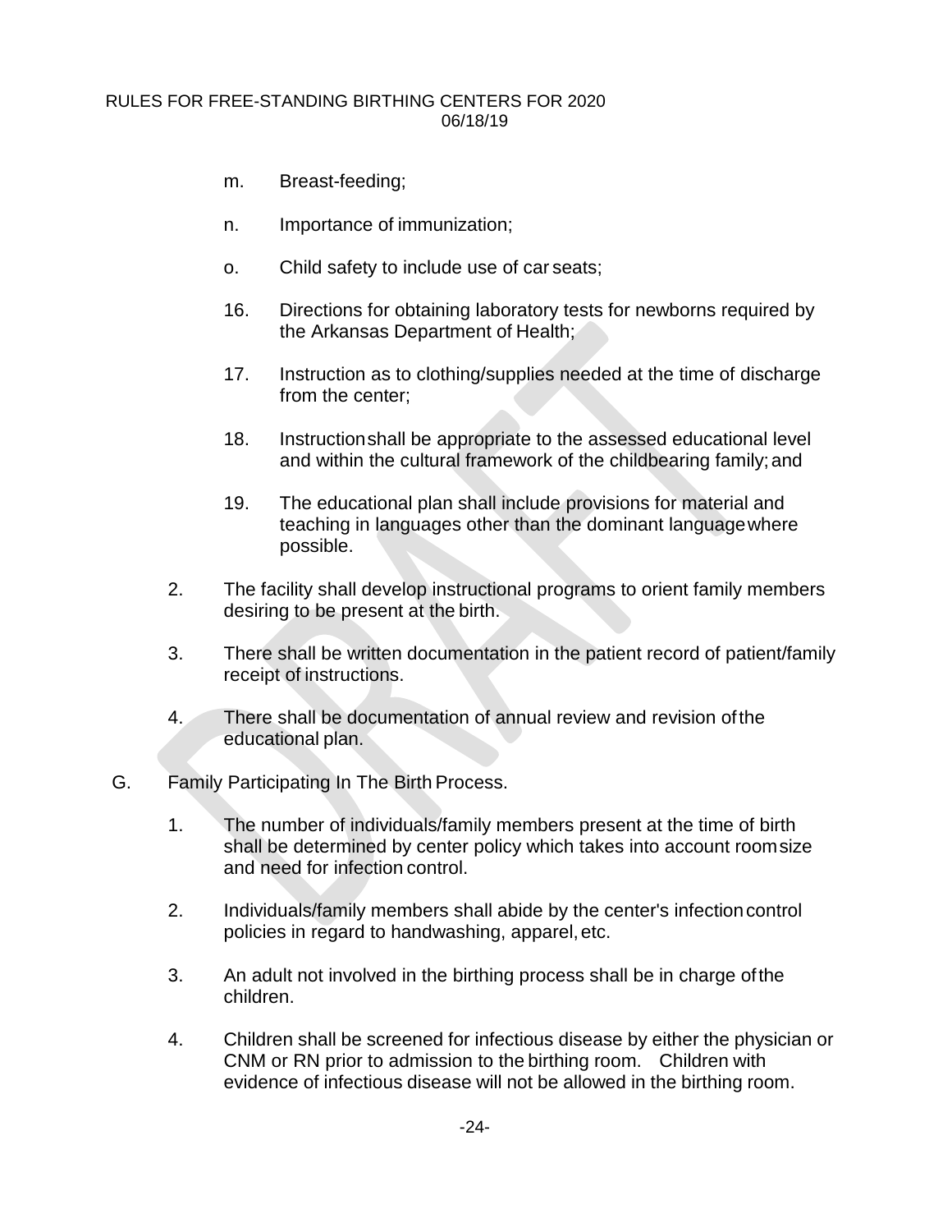m. Breast-feeding;

n. Importance of immunization;

o. Child safety to include use of car seats;

16. Directions for obtaining laboratory tests for newborns required by the Arkansas Department of Health;

17. Instruction as to clothing/supplies needed at the time of discharge from the center;

18. Instruction shall be appropriate to the assessed educational level and within the cultural framework of the childbearing family; and

19. The educational plan shall include provisions for material and teaching in languages other than the dominant language where possible.

2. The facility shall develop instructional programs to orient family members desiring to be present at the birth.

3. There shall be written documentation in the patient record of patient/family receipt of instructions.

4. There shall be documentation of annual review and revision of the educational plan.

G. Family Participating In The Birth Process.

1. The number of individuals/family members present at the time of birth shall be determined by center policy which takes into account room size and need for infection control.

2. Individuals/family members shall abide by the center's infection control policies in regard to handwashing, apparel, etc.

3. An adult not involved in the birthing process shall be in charge of the children.

4. Children shall be screened for infectious disease by either the physician or CNM or RN prior to admission to the birthing room. Children with evidence of infectious disease will not be allowed in the birthing room.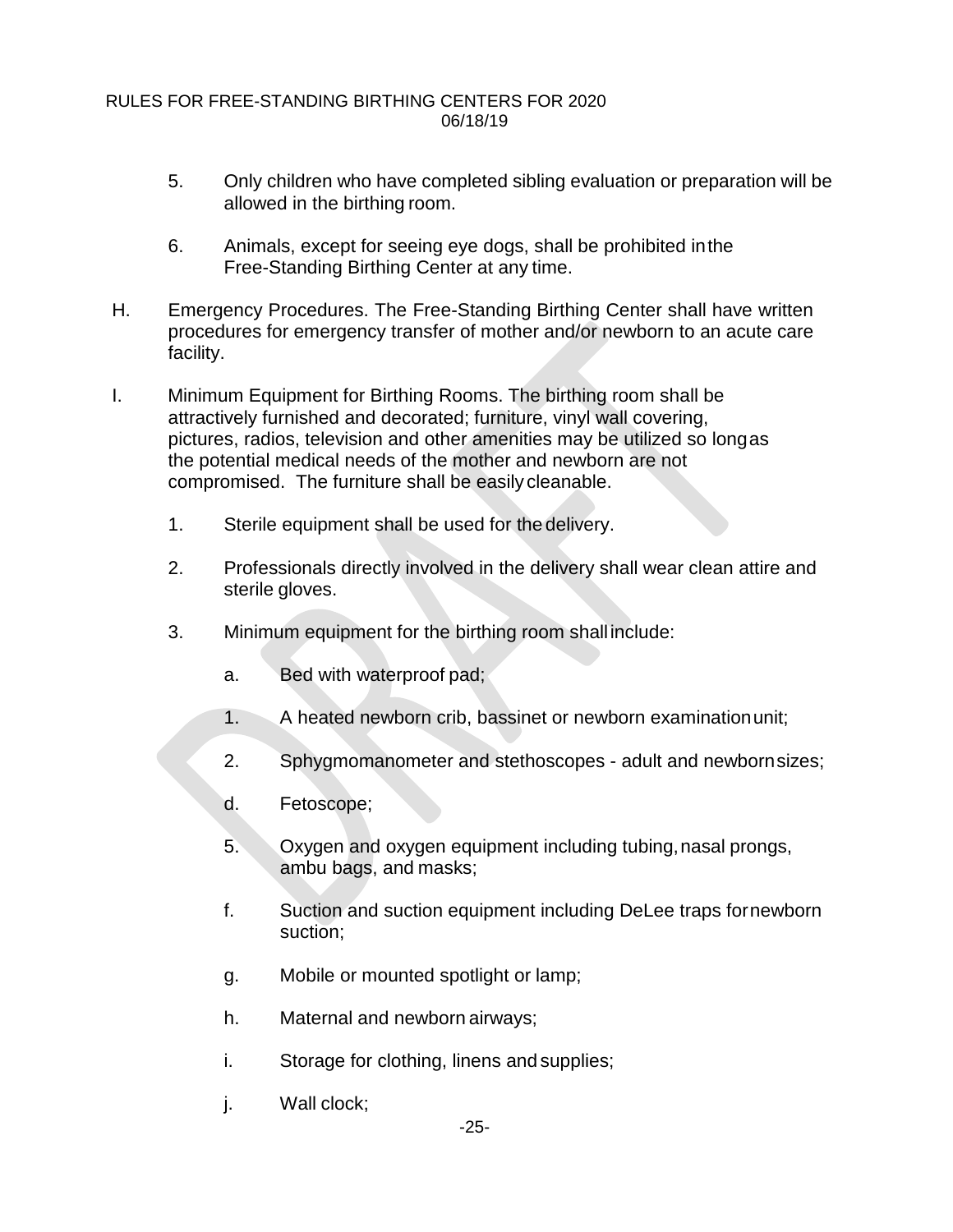5. Only children who have completed sibling evaluation or preparation will be allowed in the birthing room.

6. Animals, except for seeing eye dogs, shall be prohibited in the Free-Standing Birthing Center at any time.

H. Emergency Procedures. The Free-Standing Birthing Center shall have written procedures for emergency transfer of mother and/or newborn to an acute care facility.

I. Minimum Equipment for Birthing Rooms. The birthing room shall be attractively furnished and decorated; furniture, vinyl wall covering, pictures, radios, television and other amenities may be utilized so long as the potential medical needs of the mother and newborn are not compromised. The furniture shall be easily cleanable.

1. Sterile equipment shall be used for the delivery.

2. Professionals directly involved in the delivery shall wear clean attire and sterile gloves.

3. Minimum equipment for the birthing room shall include:

a. Bed with waterproof pad;

1. A heated newborn crib, bassinet or newborn examination unit;

2. Sphygmomanometer and stethoscopes - adult and newborn sizes;

d. Fetoscope;

5. Oxygen and oxygen equipment including tubing, nasal prongs, ambu bags, and masks;

f. Suction and suction equipment including DeLee traps for newborn suction;

g. Mobile or mounted spotlight or lamp;

h. Maternal and newborn airways;

i. Storage for clothing, linens and supplies;

j. Wall clock;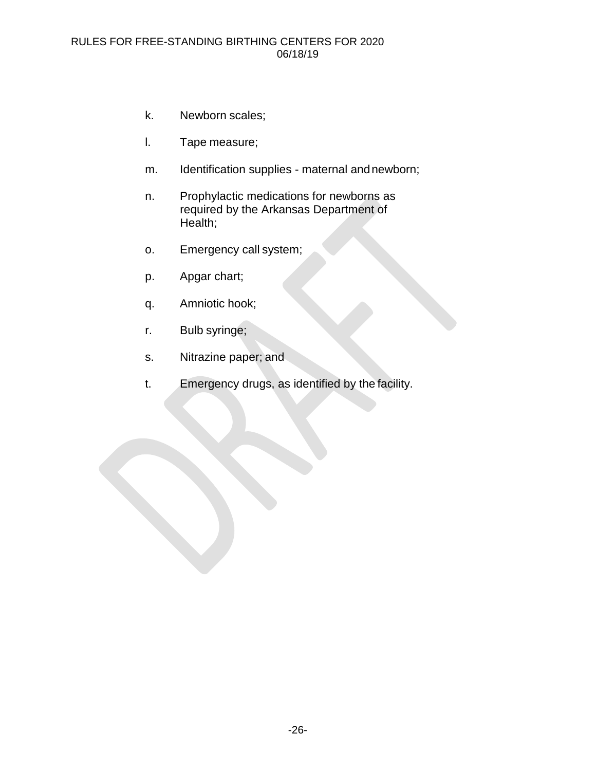k. Newborn scales;

l. Tape measure;

m. Identification supplies - maternal and newborn;

n. Prophylactic medications for newborns as required by the Arkansas Department of Health;

o. Emergency call system;

p. Apgar chart;

q. Amniotic hook;

r. Bulb syringe;

s. Nitrazine paper; and

t. Emergency drugs, as identified by the facility.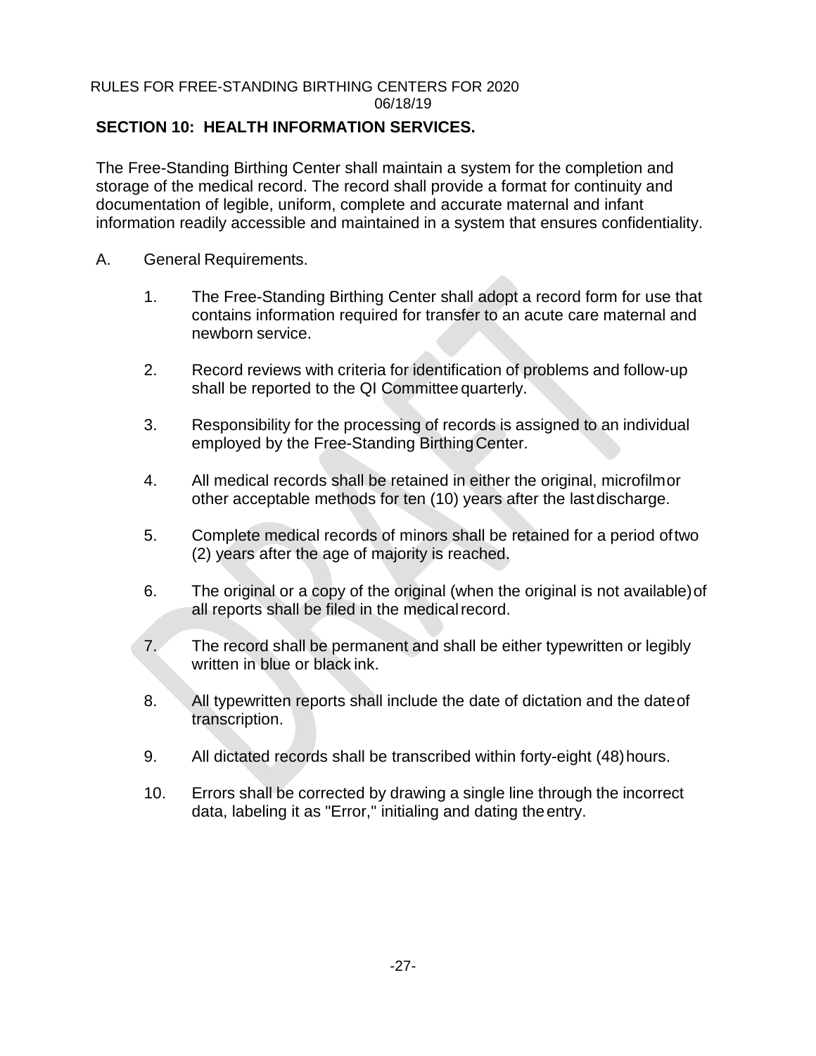## SECTION 10: HEALTH INFORMATION SERVICES.

The Free-Standing Birthing Center shall maintain a system for the completion and storage of the medical record. The record shall provide a format for continuity and documentation of legible, uniform, complete and accurate maternal and infant information readily accessible and maintained in a system that ensures confidentiality.

A. General Requirements.

1. The Free-Standing Birthing Center shall adopt a record form for use that contains information required for transfer to an acute care maternal and newborn service.

2. Record reviews with criteria for identification of problems and follow-up shall be reported to the QI Committee quarterly.

3. Responsibility for the processing of records is assigned to an individual employed by the Free-Standing Birthing Center.

4. All medical records shall be retained in either the original, microfilm or other acceptable methods for ten (10) years after the last discharge.

5. Complete medical records of minors shall be retained for a period of two (2) years after the age of majority is reached.

6. The original or a copy of the original (when the original is not available) of all reports shall be filed in the medical record.

7. The record shall be permanent and shall be either typewritten or legibly written in blue or black ink.

8. All typewritten reports shall include the date of dictation and the date of transcription.

9. All dictated records shall be transcribed within forty-eight (48) hours.

10. Errors shall be corrected by drawing a single line through the incorrect data, labeling it as "Error," initialing and dating the entry.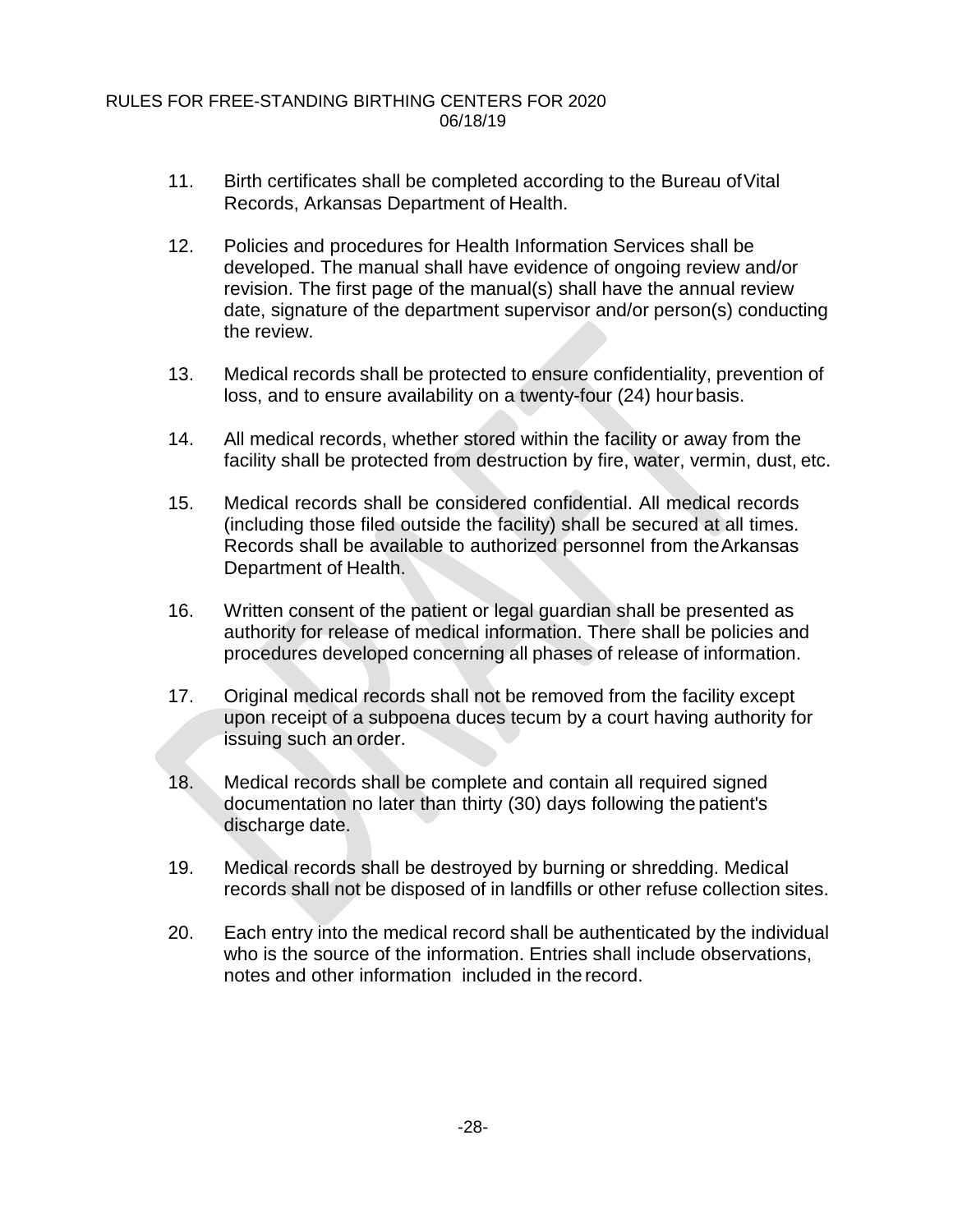11. Birth certificates shall be completed according to the Bureau of Vital Records, Arkansas Department of Health.

12. Policies and procedures for Health Information Services shall be developed. The manual shall have evidence of ongoing review and/or revision. The first page of the manual(s) shall have the annual review date, signature of the department supervisor and/or person(s) conducting the review.

13. Medical records shall be protected to ensure confidentiality, prevention of loss, and to ensure availability on a twenty-four (24) hour basis.

14. All medical records, whether stored within the facility or away from the facility shall be protected from destruction by fire, water, vermin, dust, etc.

15. Medical records shall be considered confidential. All medical records (including those filed outside the facility) shall be secured at all times. Records shall be available to authorized personnel from the Arkansas Department of Health.

16. Written consent of the patient or legal guardian shall be presented as authority for release of medical information. There shall be policies and procedures developed concerning all phases of release of information.

17. Original medical records shall not be removed from the facility except upon receipt of a subpoena duces tecum by a court having authority for issuing such an order.

18. Medical records shall be complete and contain all required signed documentation no later than thirty (30) days following the patient's discharge date.

19. Medical records shall be destroyed by burning or shredding. Medical records shall not be disposed of in landfills or other refuse collection sites.

20. Each entry into the medical record shall be authenticated by the individual who is the source of the information. Entries shall include observations, notes and other information included in the record.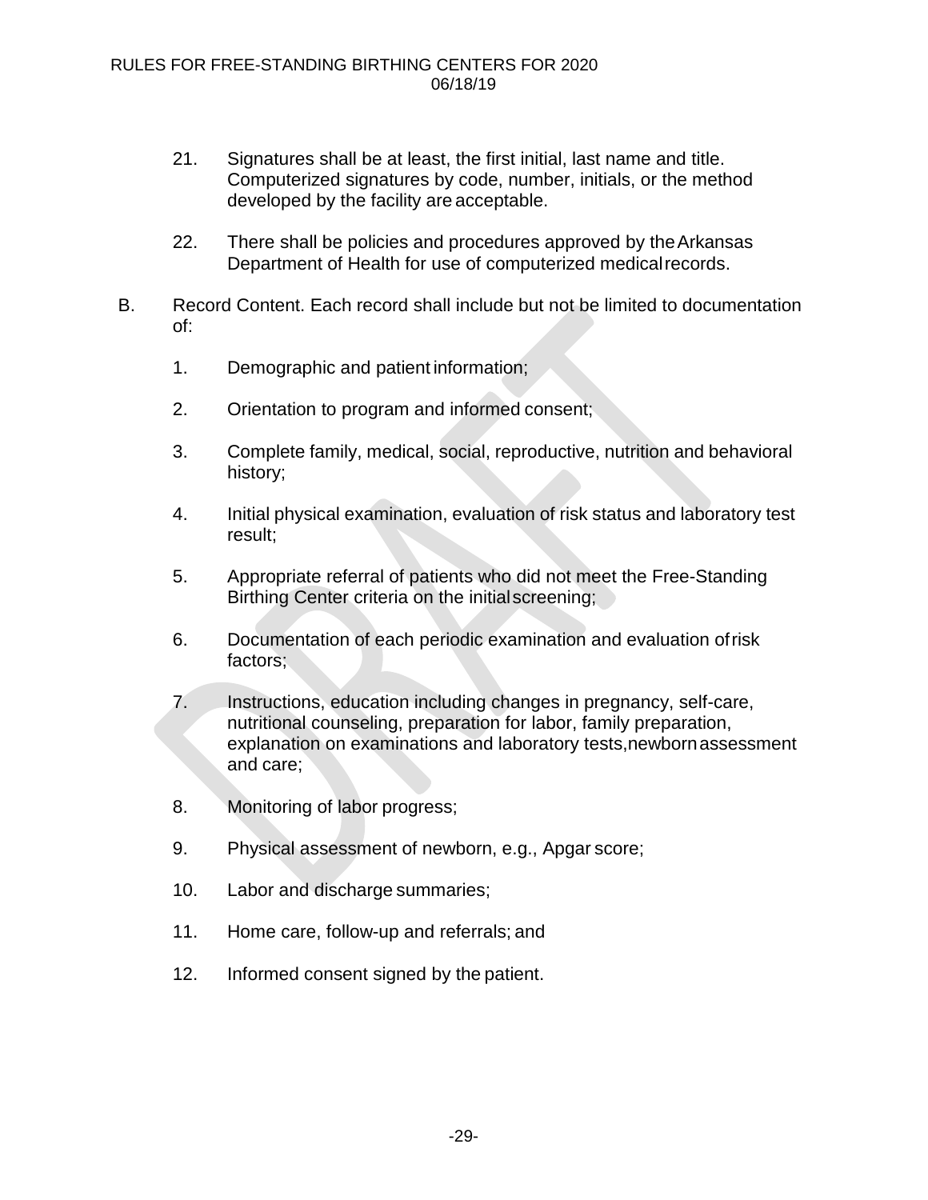21. Signatures shall be at least, the first initial, last name and title. Computerized signatures by code, number, initials, or the method developed by the facility are acceptable.

22. There shall be policies and procedures approved by the Arkansas Department of Health for use of computerized medical records.

B. Record Content. Each record shall include but not be limited to documentation of:

   1. Demographic and patient information;

   2. Orientation to program and informed consent;

   3. Complete family, medical, social, reproductive, nutrition and behavioral history;

   4. Initial physical examination, evaluation of risk status and laboratory test result;

   5. Appropriate referral of patients who did not meet the Free-Standing Birthing Center criteria on the initial screening;

   6. Documentation of each periodic examination and evaluation of risk factors;

   7. Instructions, education including changes in pregnancy, self-care, nutritional counseling, preparation for labor, family preparation, explanation on examinations and laboratory tests, newborn assessment and care;

   8. Monitoring of labor progress;

   9. Physical assessment of newborn, e.g., Apgar score;

   10. Labor and discharge summaries;

   11. Home care, follow-up and referrals; and

   12. Informed consent signed by the patient.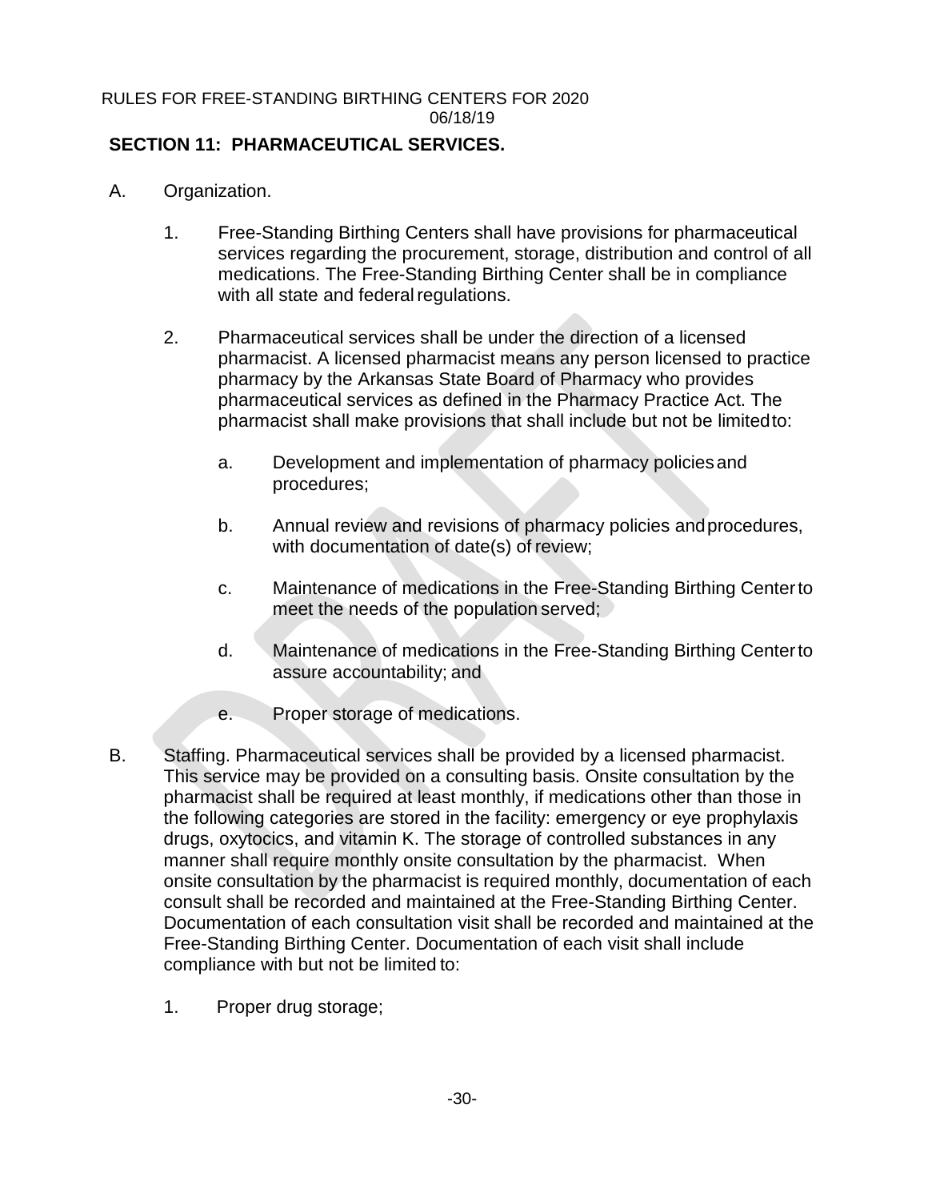## SECTION 11: PHARMACEUTICAL SERVICES.

A. Organization.

1. Free-Standing Birthing Centers shall have provisions for pharmaceutical services regarding the procurement, storage, distribution and control of all medications. The Free-Standing Birthing Center shall be in compliance with all state and federal regulations.

2. Pharmaceutical services shall be under the direction of a licensed pharmacist. A licensed pharmacist means any person licensed to practice pharmacy by the Arkansas State Board of Pharmacy who provides pharmaceutical services as defined in the Pharmacy Practice Act. The pharmacist shall make provisions that shall include but not be limited to:

   a. Development and implementation of pharmacy policies and procedures;

   b. Annual review and revisions of pharmacy policies and procedures, with documentation of date(s) of review;

   c. Maintenance of medications in the Free-Standing Birthing Center to meet the needs of the population served;

   d. Maintenance of medications in the Free-Standing Birthing Center to assure accountability; and

   e. Proper storage of medications.

B. Staffing. Pharmaceutical services shall be provided by a licensed pharmacist. This service may be provided on a consulting basis. Onsite consultation by the pharmacist shall be required at least monthly, if medications other than those in the following categories are stored in the facility: emergency or eye prophylaxis drugs, oxytocics, and vitamin K. The storage of controlled substances in any manner shall require monthly onsite consultation by the pharmacist. When onsite consultation by the pharmacist is required monthly, documentation of each consult shall be recorded and maintained at the Free-Standing Birthing Center. Documentation of each consultation visit shall be recorded and maintained at the Free-Standing Birthing Center. Documentation of each visit shall include compliance with but not be limited to:

1. Proper drug storage;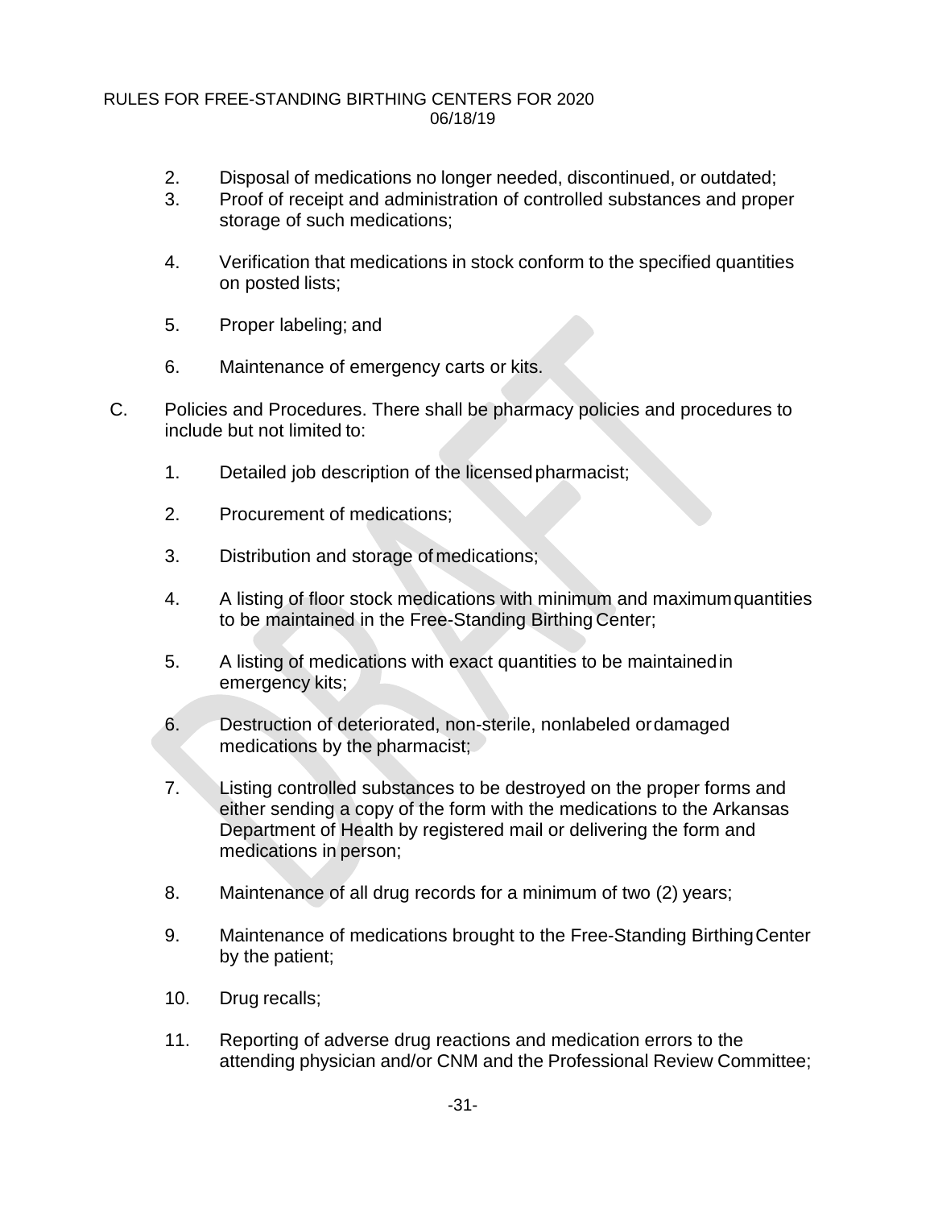2. Disposal of medications no longer needed, discontinued, or outdated;
3. Proof of receipt and administration of controlled substances and proper storage of such medications;
4. Verification that medications in stock conform to the specified quantities on posted lists;
5. Proper labeling; and
6. Maintenance of emergency carts or kits.

C. Policies and Procedures. There shall be pharmacy policies and procedures to include but not limited to:

1. Detailed job description of the licensed pharmacist;
2. Procurement of medications;
3. Distribution and storage of medications;
4. A listing of floor stock medications with minimum and maximum quantities to be maintained in the Free-Standing Birthing Center;
5. A listing of medications with exact quantities to be maintained in emergency kits;
6. Destruction of deteriorated, non-sterile, nonlabeled or damaged medications by the pharmacist;
7. Listing controlled substances to be destroyed on the proper forms and either sending a copy of the form with the medications to the Arkansas Department of Health by registered mail or delivering the form and medications in person;
8. Maintenance of all drug records for a minimum of two (2) years;
9. Maintenance of medications brought to the Free-Standing Birthing Center by the patient;
10. Drug recalls;
11. Reporting of adverse drug reactions and medication errors to the attending physician and/or CNM and the Professional Review Committee;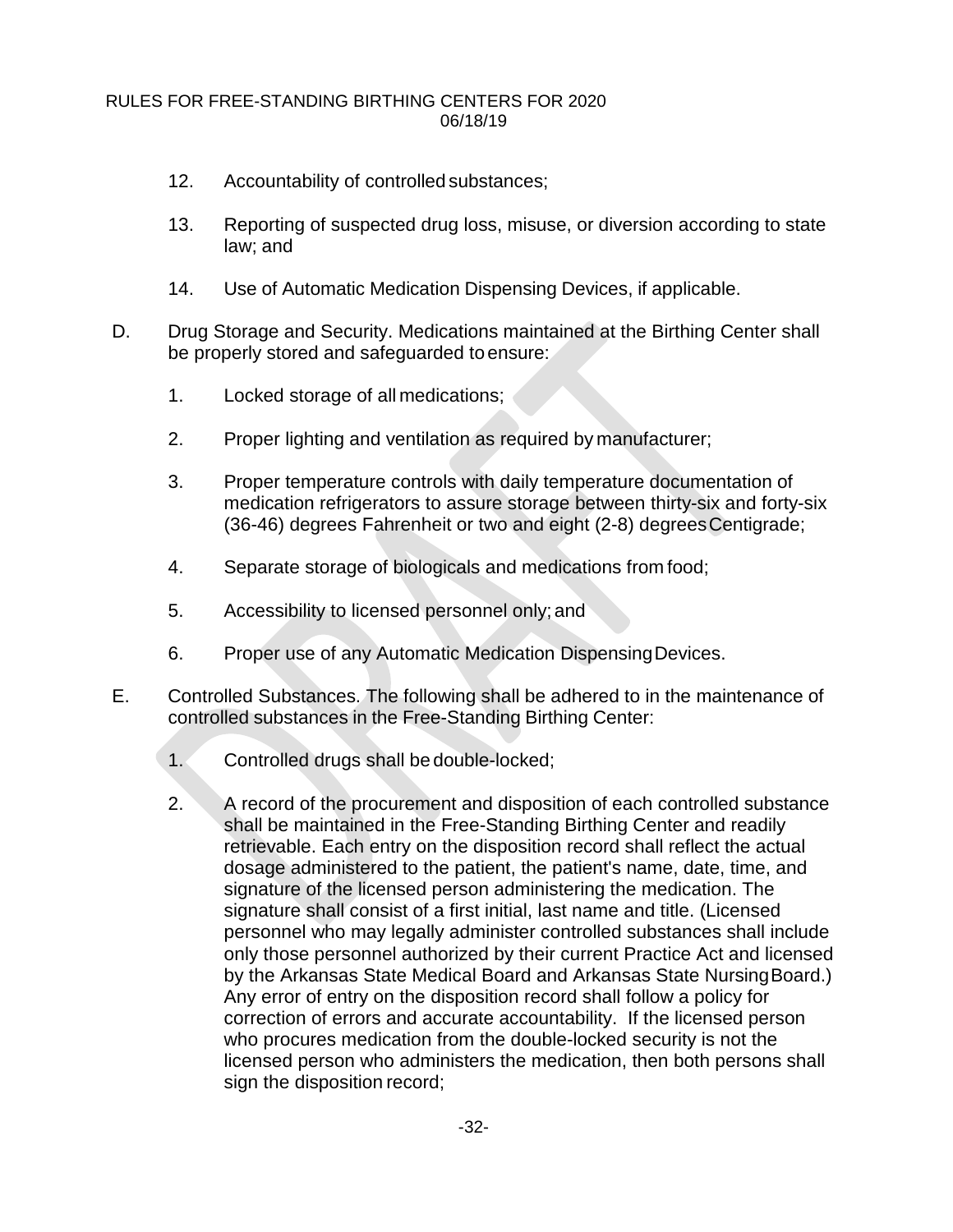12. Accountability of controlled substances;

13. Reporting of suspected drug loss, misuse, or diversion according to state law; and

14. Use of Automatic Medication Dispensing Devices, if applicable.

D. Drug Storage and Security. Medications maintained at the Birthing Center shall be properly stored and safeguarded to ensure:

1. Locked storage of all medications;

2. Proper lighting and ventilation as required by manufacturer;

3. Proper temperature controls with daily temperature documentation of medication refrigerators to assure storage between thirty-six and forty-six (36-46) degrees Fahrenheit or two and eight (2-8) degrees Centigrade;

4. Separate storage of biologicals and medications from food;

5. Accessibility to licensed personnel only; and

6. Proper use of any Automatic Medication Dispensing Devices.

E. Controlled Substances. The following shall be adhered to in the maintenance of controlled substances in the Free-Standing Birthing Center:

1. Controlled drugs shall be double-locked;

2. A record of the procurement and disposition of each controlled substance shall be maintained in the Free-Standing Birthing Center and readily retrievable. Each entry on the disposition record shall reflect the actual dosage administered to the patient, the patient's name, date, time, and signature of the licensed person administering the medication. The signature shall consist of a first initial, last name and title. (Licensed personnel who may legally administer controlled substances shall include only those personnel authorized by their current Practice Act and licensed by the Arkansas State Medical Board and Arkansas State Nursing Board.) Any error of entry on the disposition record shall follow a policy for correction of errors and accurate accountability. If the licensed person who procures medication from the double-locked security is not the licensed person who administers the medication, then both persons shall sign the disposition record;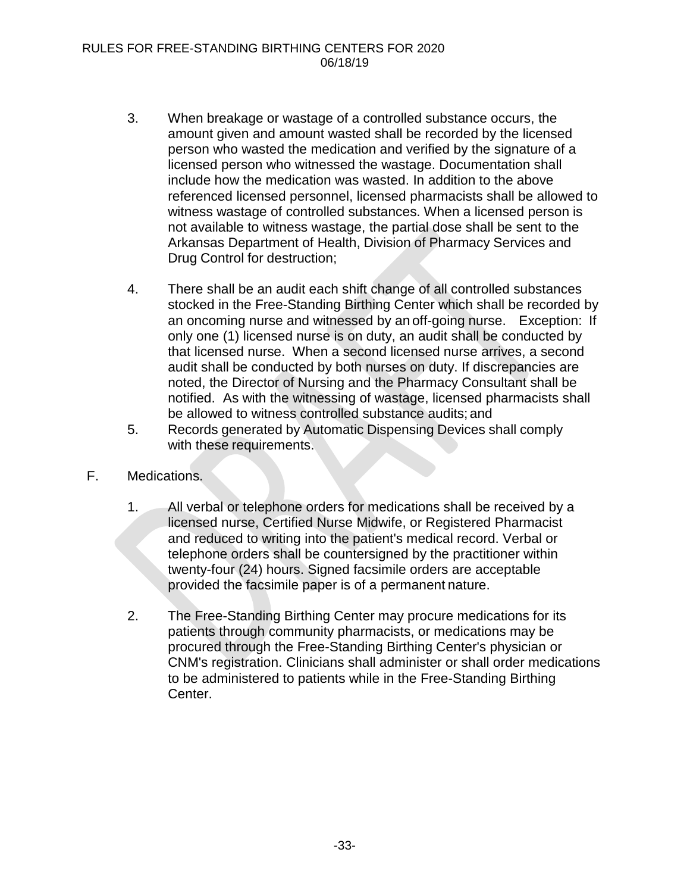3. When breakage or wastage of a controlled substance occurs, the amount given and amount wasted shall be recorded by the licensed person who wasted the medication and verified by the signature of a licensed person who witnessed the wastage. Documentation shall include how the medication was wasted. In addition to the above referenced licensed personnel, licensed pharmacists shall be allowed to witness wastage of controlled substances. When a licensed person is not available to witness wastage, the partial dose shall be sent to the Arkansas Department of Health, Division of Pharmacy Services and Drug Control for destruction;

4. There shall be an audit each shift change of all controlled substances stocked in the Free-Standing Birthing Center which shall be recorded by an oncoming nurse and witnessed by an off-going nurse. Exception: If only one (1) licensed nurse is on duty, an audit shall be conducted by that licensed nurse. When a second licensed nurse arrives, a second audit shall be conducted by both nurses on duty. If discrepancies are noted, the Director of Nursing and the Pharmacy Consultant shall be notified. As with the witnessing of wastage, licensed pharmacists shall be allowed to witness controlled substance audits; and

5. Records generated by Automatic Dispensing Devices shall comply with these requirements.

F. Medications.

1. All verbal or telephone orders for medications shall be received by a licensed nurse, Certified Nurse Midwife, or Registered Pharmacist and reduced to writing into the patient's medical record. Verbal or telephone orders shall be countersigned by the practitioner within twenty-four (24) hours. Signed facsimile orders are acceptable provided the facsimile paper is of a permanent nature.

2. The Free-Standing Birthing Center may procure medications for its patients through community pharmacists, or medications may be procured through the Free-Standing Birthing Center's physician or CNM's registration. Clinicians shall administer or shall order medications to be administered to patients while in the Free-Standing Birthing Center.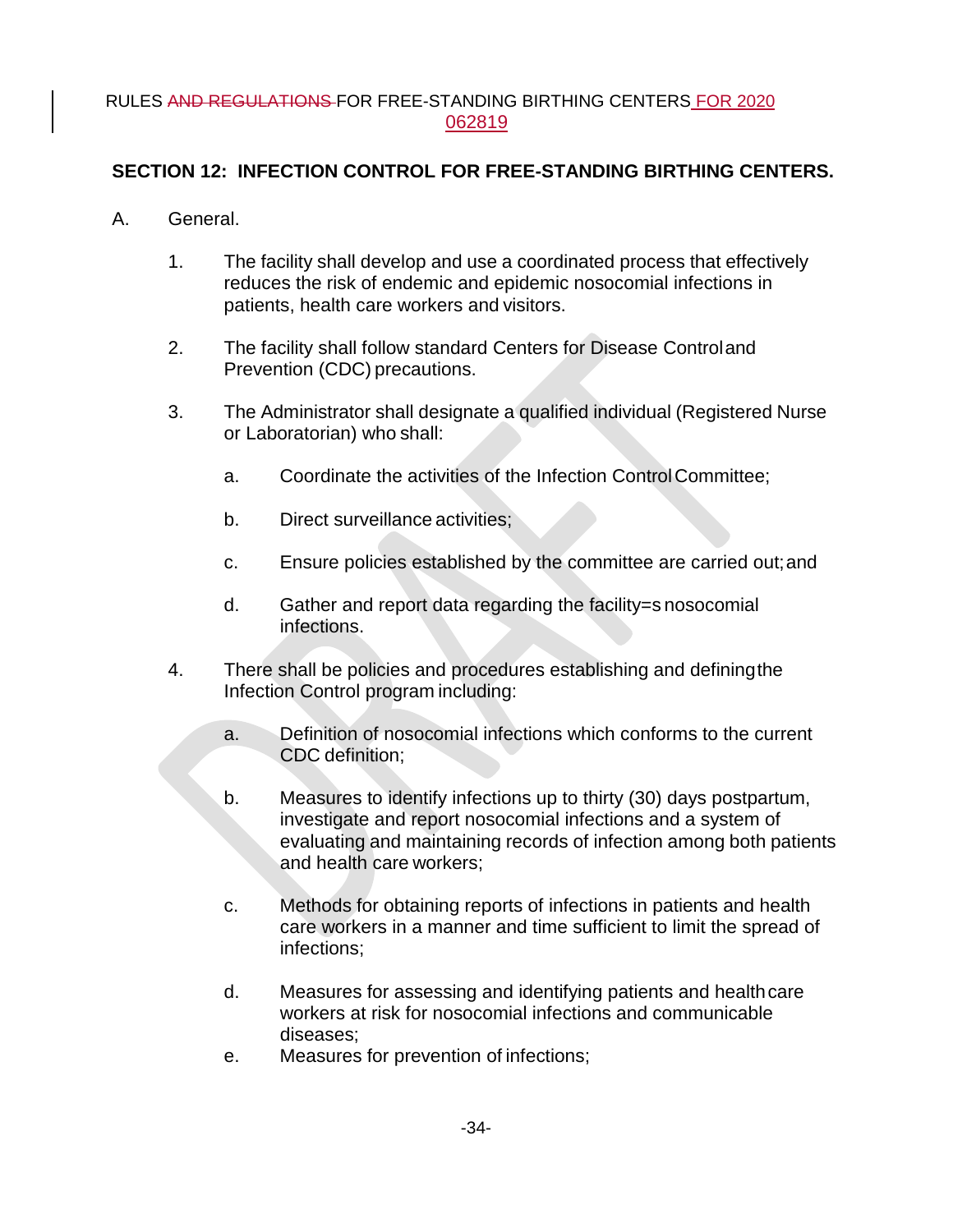## SECTION 12: INFECTION CONTROL FOR FREE-STANDING BIRTHING CENTERS.

A. General.

1. The facility shall develop and use a coordinated process that effectively reduces the risk of endemic and epidemic nosocomial infections in patients, health care workers and visitors.

2. The facility shall follow standard Centers for Disease Control and Prevention (CDC) precautions.

3. The Administrator shall designate a qualified individual (Registered Nurse or Laboratorian) who shall:

   a. Coordinate the activities of the Infection Control Committee;

   b. Direct surveillance activities;

   c. Ensure policies established by the committee are carried out; and

   d. Gather and report data regarding the facility=s nosocomial infections.

4. There shall be policies and procedures establishing and defining the Infection Control program including:

   a. Definition of nosocomial infections which conforms to the current CDC definition;

   b. Measures to identify infections up to thirty (30) days postpartum, investigate and report nosocomial infections and a system of evaluating and maintaining records of infection among both patients and health care workers;

   c. Methods for obtaining reports of infections in patients and health care workers in a manner and time sufficient to limit the spread of infections;

   d. Measures for assessing and identifying patients and health care workers at risk for nosocomial infections and communicable diseases;

   e. Measures for prevention of infections;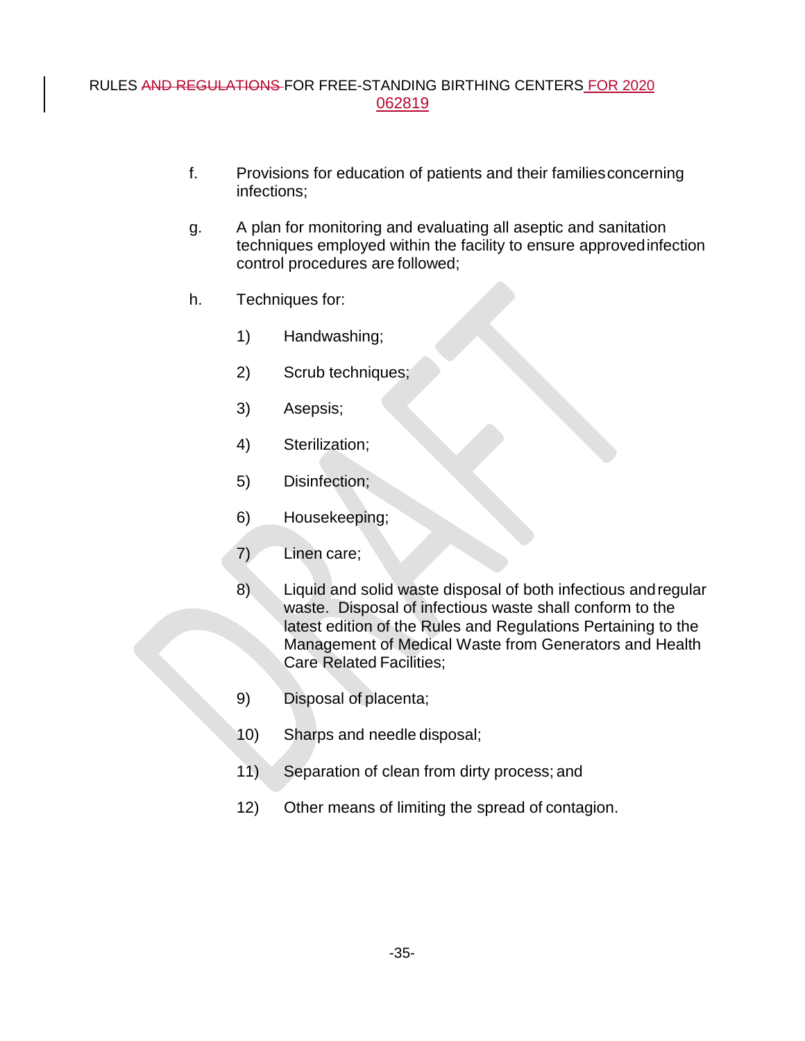f. Provisions for education of patients and their families concerning infections;

g. A plan for monitoring and evaluating all aseptic and sanitation techniques employed within the facility to ensure approved infection control procedures are followed;

h. Techniques for:

   1) Handwashing;

   2) Scrub techniques;

   3) Asepsis;

   4) Sterilization;

   5) Disinfection;

   6) Housekeeping;

   7) Linen care;

   8) Liquid and solid waste disposal of both infectious and regular waste. Disposal of infectious waste shall conform to the latest edition of the Rules and Regulations Pertaining to the Management of Medical Waste from Generators and Health Care Related Facilities;

   9) Disposal of placenta;

   10) Sharps and needle disposal;

   11) Separation of clean from dirty process; and

   12) Other means of limiting the spread of contagion.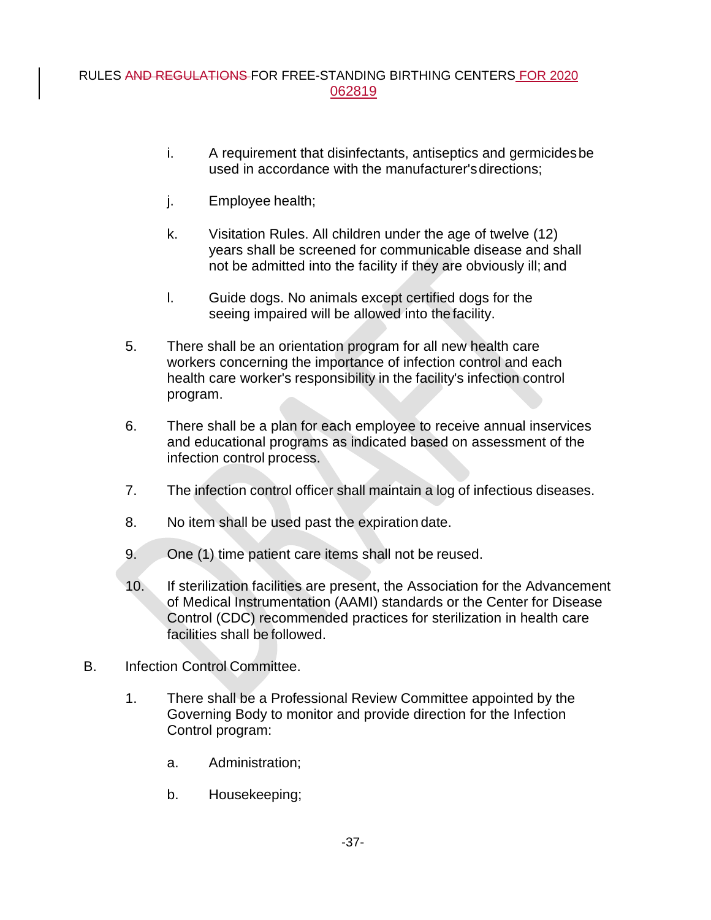i. A requirement that disinfectants, antiseptics and germicides be used in accordance with the manufacturer's directions;

j. Employee health;

k. Visitation Rules. All children under the age of twelve (12) years shall be screened for communicable disease and shall not be admitted into the facility if they are obviously ill; and

l. Guide dogs. No animals except certified dogs for the seeing impaired will be allowed into the facility.

5. There shall be an orientation program for all new health care workers concerning the importance of infection control and each health care worker's responsibility in the facility's infection control program.

6. There shall be a plan for each employee to receive annual inservices and educational programs as indicated based on assessment of the infection control process.

7. The infection control officer shall maintain a log of infectious diseases.

8. No item shall be used past the expiration date.

9. One (1) time patient care items shall not be reused.

10. If sterilization facilities are present, the Association for the Advancement of Medical Instrumentation (AAMI) standards or the Center for Disease Control (CDC) recommended practices for sterilization in health care facilities shall be followed.

B. Infection Control Committee.

1. There shall be a Professional Review Committee appointed by the Governing Body to monitor and provide direction for the Infection Control program:

   a. Administration;

   b. Housekeeping;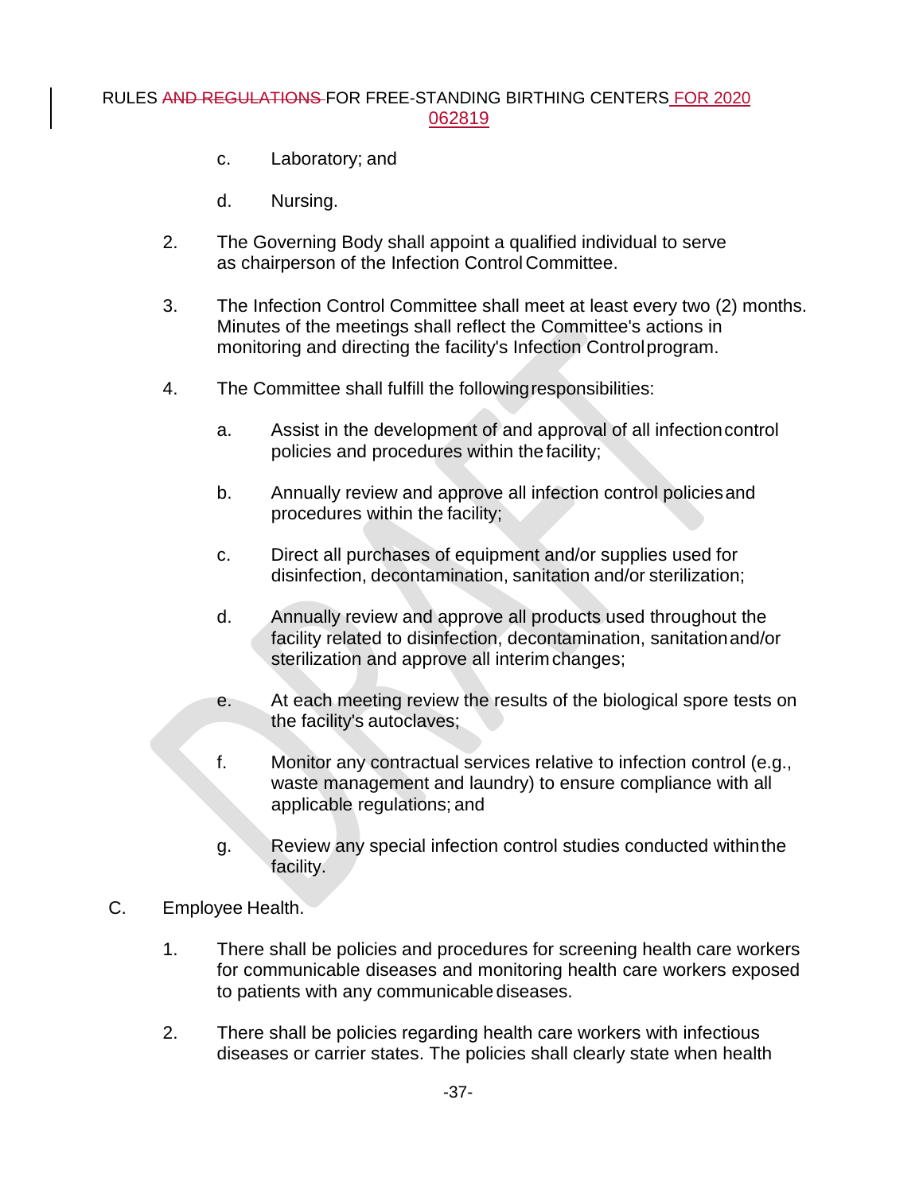c. Laboratory; and

d. Nursing.

2. The Governing Body shall appoint a qualified individual to serve as chairperson of the Infection Control Committee.

3. The Infection Control Committee shall meet at least every two (2) months. Minutes of the meetings shall reflect the Committee's actions in monitoring and directing the facility's Infection Control program.

4. The Committee shall fulfill the following responsibilities:

   a. Assist in the development of and approval of all infection control policies and procedures within the facility;

   b. Annually review and approve all infection control policies and procedures within the facility;

   c. Direct all purchases of equipment and/or supplies used for disinfection, decontamination, sanitation and/or sterilization;

   d. Annually review and approve all products used throughout the facility related to disinfection, decontamination, sanitation and/or sterilization and approve all interim changes;

   e. At each meeting review the results of the biological spore tests on the facility's autoclaves;

   f. Monitor any contractual services relative to infection control (e.g., waste management and laundry) to ensure compliance with all applicable regulations; and

   g. Review any special infection control studies conducted within the facility.

C. Employee Health.

1. There shall be policies and procedures for screening health care workers for communicable diseases and monitoring health care workers exposed to patients with any communicable diseases.

2. There shall be policies regarding health care workers with infectious diseases or carrier states. The policies shall clearly state when health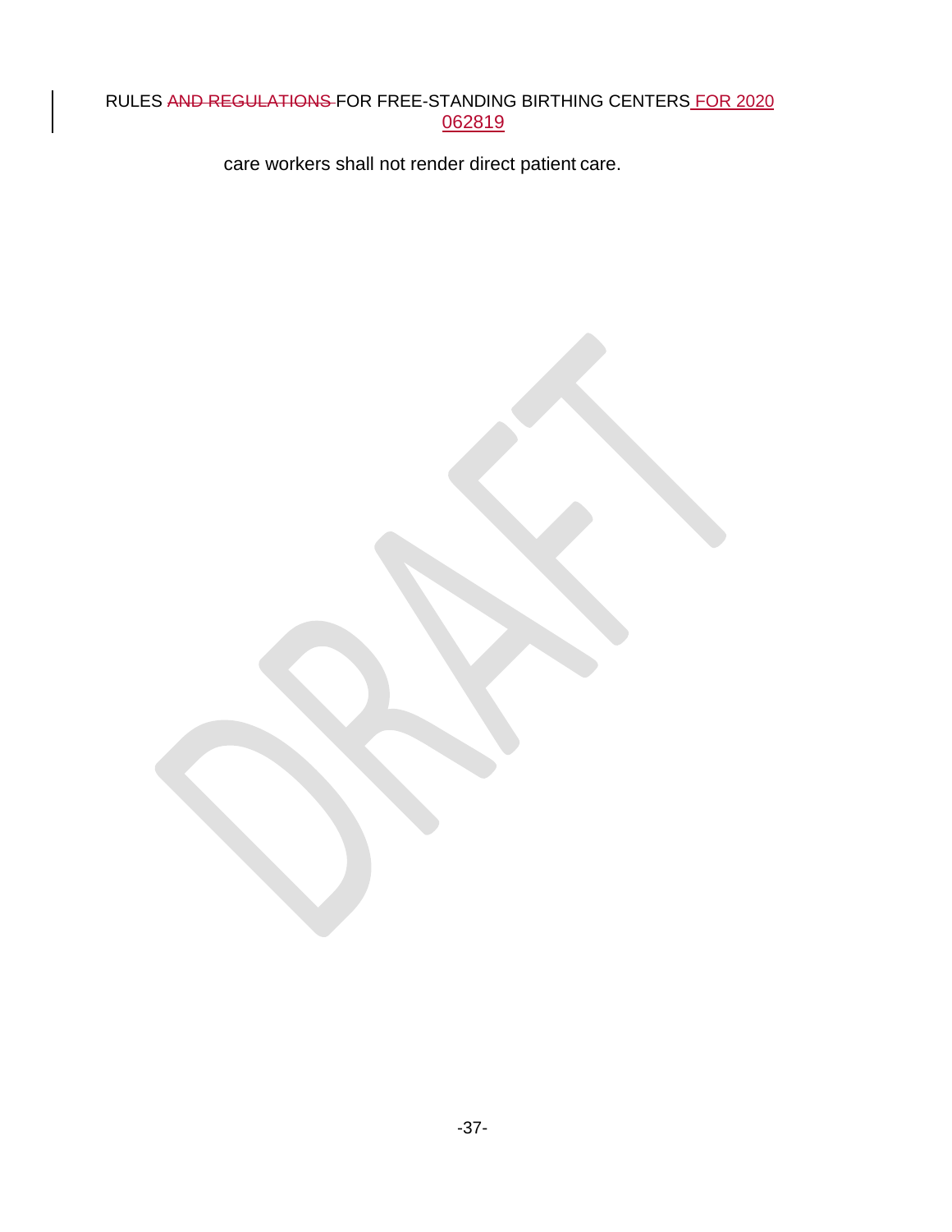care workers shall not render direct patient care.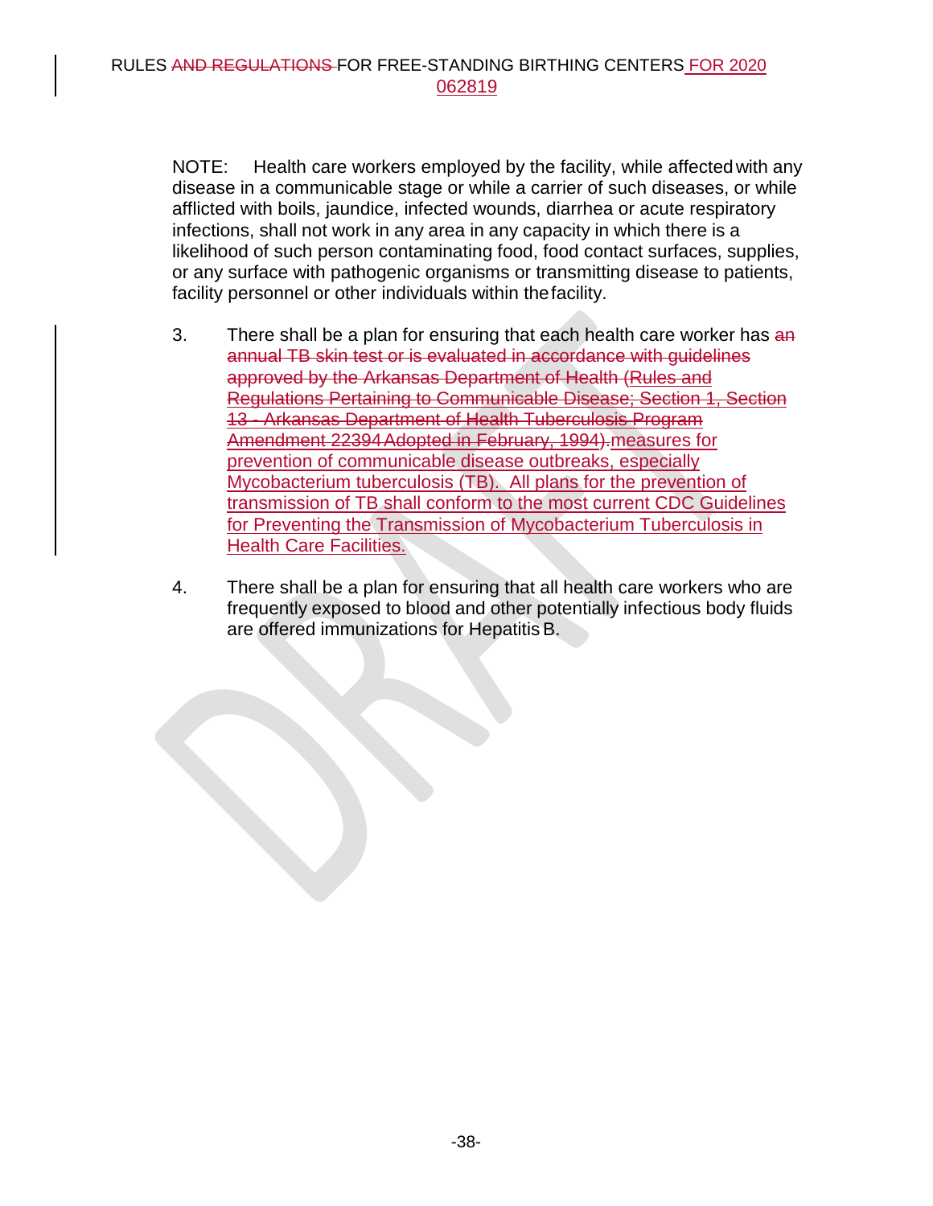NOTE: Health care workers employed by the facility, while affected with any disease in a communicable stage or while a carrier of such diseases, or while afflicted with boils, jaundice, infected wounds, diarrhea or acute respiratory infections, shall not work in any area in any capacity in which there is a likelihood of such person contaminating food, food contact surfaces, supplies, or any surface with pathogenic organisms or transmitting disease to patients, facility personnel or other individuals within the facility.

3. There shall be a plan for ensuring that each health care worker has ~~an annual TB skin test or is evaluated in accordance with guidelines approved by the Arkansas Department of Health (Rules and Regulations Pertaining to Communicable Disease; Section 1, Section 13 - Arkansas Department of Health Tuberculosis Program Amendment 22394 Adopted in February, 1994).~~ measures for prevention of communicable disease outbreaks, especially Mycobacterium tuberculosis (TB). All plans for the prevention of transmission of TB shall conform to the most current CDC Guidelines for Preventing the Transmission of Mycobacterium Tuberculosis in Health Care Facilities.

4. There shall be a plan for ensuring that all health care workers who are frequently exposed to blood and other potentially infectious body fluids are offered immunizations for Hepatitis B.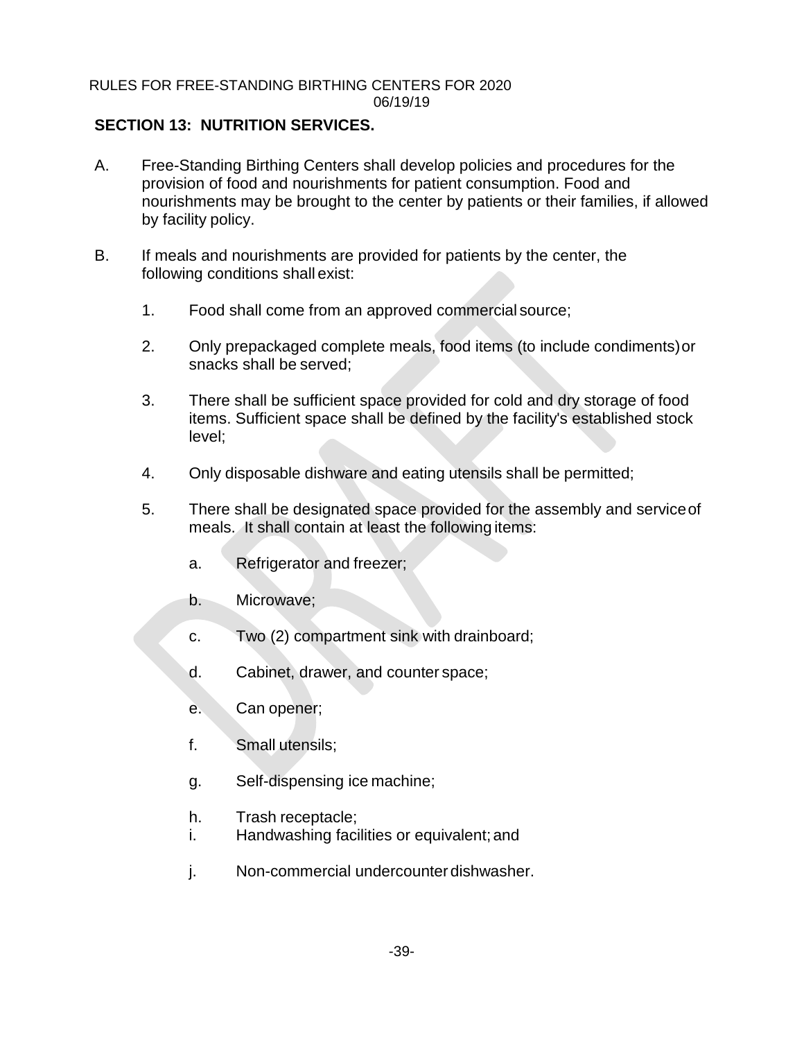## SECTION 13: NUTRITION SERVICES.

A. Free-Standing Birthing Centers shall develop policies and procedures for the provision of food and nourishments for patient consumption. Food and nourishments may be brought to the center by patients or their families, if allowed by facility policy.

B. If meals and nourishments are provided for patients by the center, the following conditions shall exist:

1. Food shall come from an approved commercial source;

2. Only prepackaged complete meals, food items (to include condiments) or snacks shall be served;

3. There shall be sufficient space provided for cold and dry storage of food items. Sufficient space shall be defined by the facility's established stock level;

4. Only disposable dishware and eating utensils shall be permitted;

5. There shall be designated space provided for the assembly and service of meals. It shall contain at least the following items:

   a. Refrigerator and freezer;

   b. Microwave;

   c. Two (2) compartment sink with drainboard;

   d. Cabinet, drawer, and counter space;

   e. Can opener;

   f. Small utensils;

   g. Self-dispensing ice machine;

   h. Trash receptacle;

   i. Handwashing facilities or equivalent; and

   j. Non-commercial undercounter dishwasher.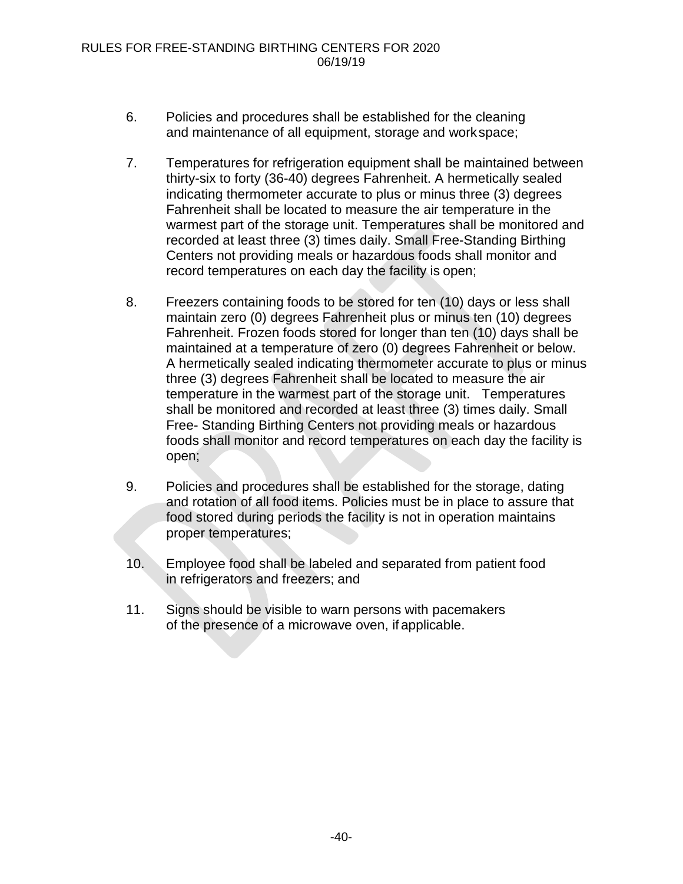6. Policies and procedures shall be established for the cleaning and maintenance of all equipment, storage and workspace;

7. Temperatures for refrigeration equipment shall be maintained between thirty-six to forty (36-40) degrees Fahrenheit. A hermetically sealed indicating thermometer accurate to plus or minus three (3) degrees Fahrenheit shall be located to measure the air temperature in the warmest part of the storage unit. Temperatures shall be monitored and recorded at least three (3) times daily. Small Free-Standing Birthing Centers not providing meals or hazardous foods shall monitor and record temperatures on each day the facility is open;

8. Freezers containing foods to be stored for ten (10) days or less shall maintain zero (0) degrees Fahrenheit plus or minus ten (10) degrees Fahrenheit. Frozen foods stored for longer than ten (10) days shall be maintained at a temperature of zero (0) degrees Fahrenheit or below. A hermetically sealed indicating thermometer accurate to plus or minus three (3) degrees Fahrenheit shall be located to measure the air temperature in the warmest part of the storage unit. Temperatures shall be monitored and recorded at least three (3) times daily. Small Free- Standing Birthing Centers not providing meals or hazardous foods shall monitor and record temperatures on each day the facility is open;

9. Policies and procedures shall be established for the storage, dating and rotation of all food items. Policies must be in place to assure that food stored during periods the facility is not in operation maintains proper temperatures;

10. Employee food shall be labeled and separated from patient food in refrigerators and freezers; and

11. Signs should be visible to warn persons with pacemakers of the presence of a microwave oven, if applicable.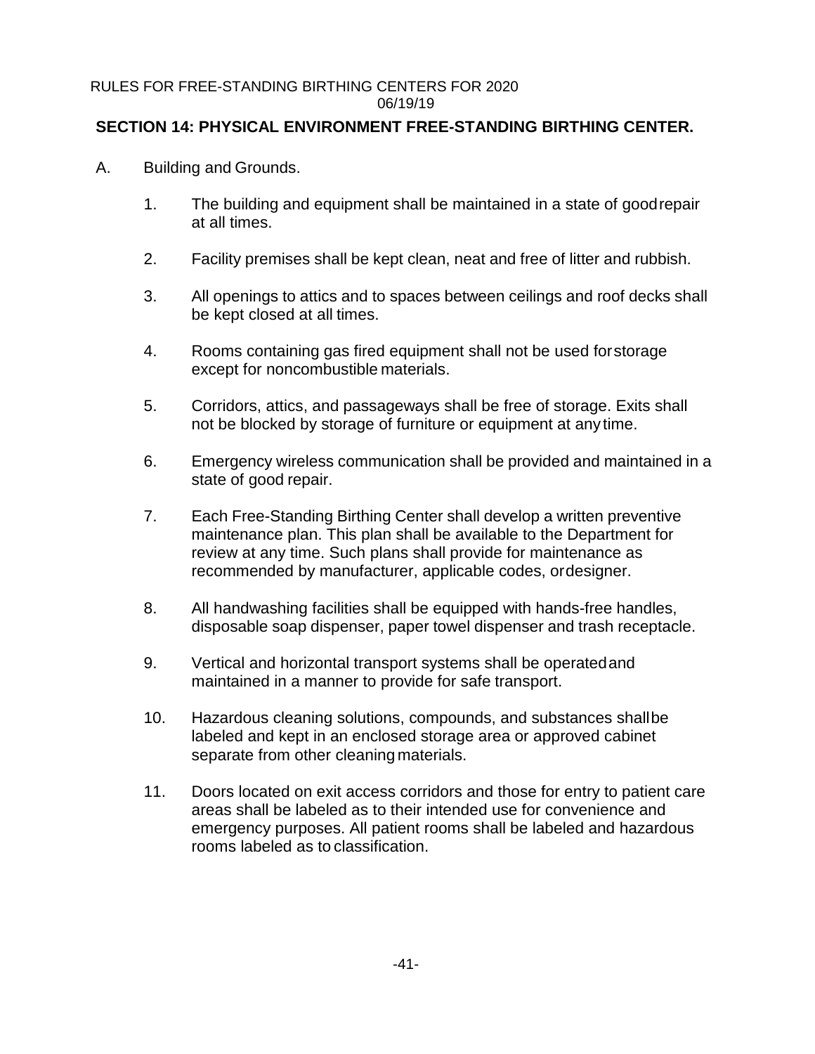## SECTION 14: PHYSICAL ENVIRONMENT FREE-STANDING BIRTHING CENTER.

A. Building and Grounds.

1. The building and equipment shall be maintained in a state of good repair at all times.

2. Facility premises shall be kept clean, neat and free of litter and rubbish.

3. All openings to attics and to spaces between ceilings and roof decks shall be kept closed at all times.

4. Rooms containing gas fired equipment shall not be used for storage except for noncombustible materials.

5. Corridors, attics, and passageways shall be free of storage. Exits shall not be blocked by storage of furniture or equipment at any time.

6. Emergency wireless communication shall be provided and maintained in a state of good repair.

7. Each Free-Standing Birthing Center shall develop a written preventive maintenance plan. This plan shall be available to the Department for review at any time. Such plans shall provide for maintenance as recommended by manufacturer, applicable codes, or designer.

8. All handwashing facilities shall be equipped with hands-free handles, disposable soap dispenser, paper towel dispenser and trash receptacle.

9. Vertical and horizontal transport systems shall be operated and maintained in a manner to provide for safe transport.

10. Hazardous cleaning solutions, compounds, and substances shall be labeled and kept in an enclosed storage area or approved cabinet separate from other cleaning materials.

11. Doors located on exit access corridors and those for entry to patient care areas shall be labeled as to their intended use for convenience and emergency purposes. All patient rooms shall be labeled and hazardous rooms labeled as to classification.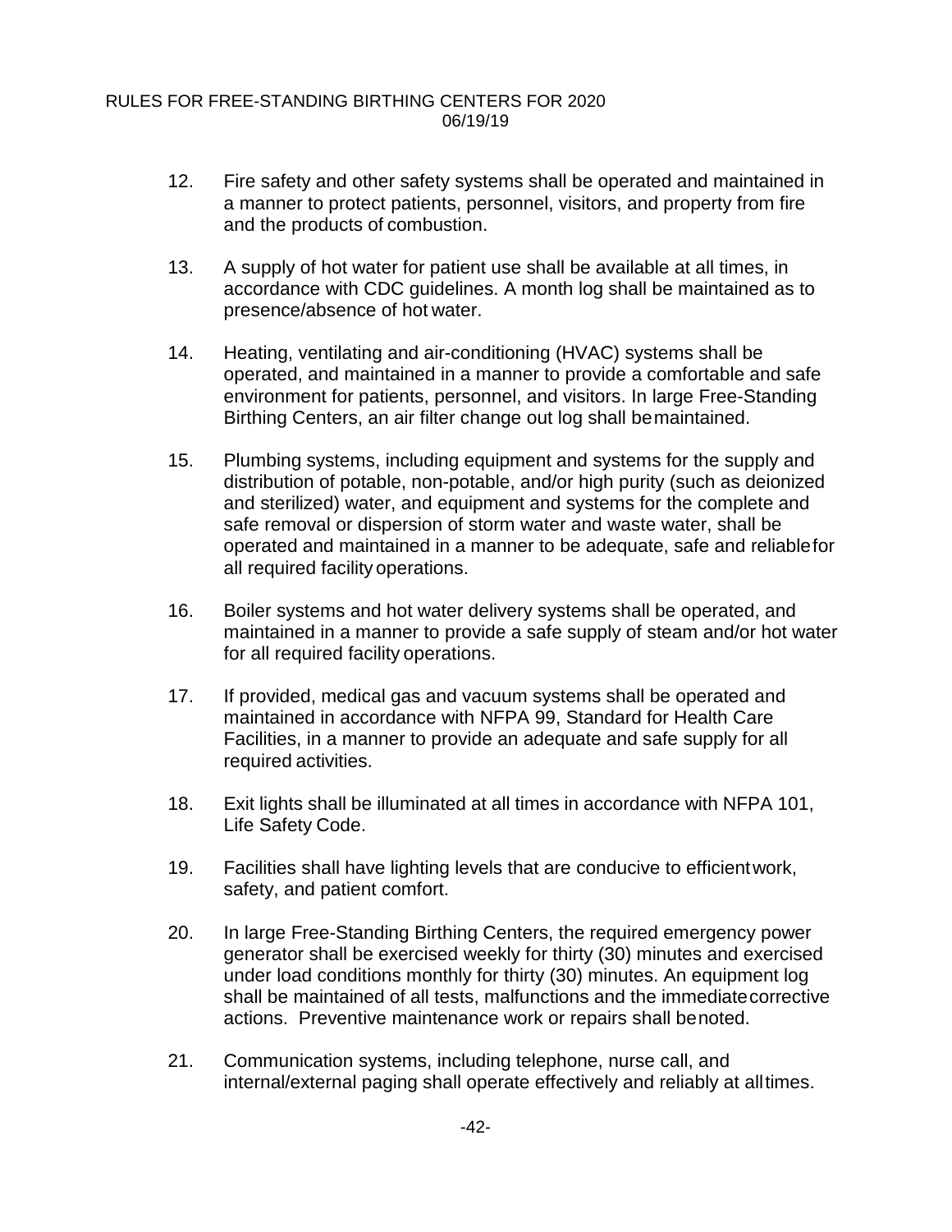12. Fire safety and other safety systems shall be operated and maintained in a manner to protect patients, personnel, visitors, and property from fire and the products of combustion.

13. A supply of hot water for patient use shall be available at all times, in accordance with CDC guidelines. A month log shall be maintained as to presence/absence of hot water.

14. Heating, ventilating and air-conditioning (HVAC) systems shall be operated, and maintained in a manner to provide a comfortable and safe environment for patients, personnel, and visitors. In large Free-Standing Birthing Centers, an air filter change out log shall be maintained.

15. Plumbing systems, including equipment and systems for the supply and distribution of potable, non-potable, and/or high purity (such as deionized and sterilized) water, and equipment and systems for the complete and safe removal or dispersion of storm water and waste water, shall be operated and maintained in a manner to be adequate, safe and reliable for all required facility operations.

16. Boiler systems and hot water delivery systems shall be operated, and maintained in a manner to provide a safe supply of steam and/or hot water for all required facility operations.

17. If provided, medical gas and vacuum systems shall be operated and maintained in accordance with NFPA 99, Standard for Health Care Facilities, in a manner to provide an adequate and safe supply for all required activities.

18. Exit lights shall be illuminated at all times in accordance with NFPA 101, Life Safety Code.

19. Facilities shall have lighting levels that are conducive to efficient work, safety, and patient comfort.

20. In large Free-Standing Birthing Centers, the required emergency power generator shall be exercised weekly for thirty (30) minutes and exercised under load conditions monthly for thirty (30) minutes. An equipment log shall be maintained of all tests, malfunctions and the immediate corrective actions. Preventive maintenance work or repairs shall be noted.

21. Communication systems, including telephone, nurse call, and internal/external paging shall operate effectively and reliably at all times.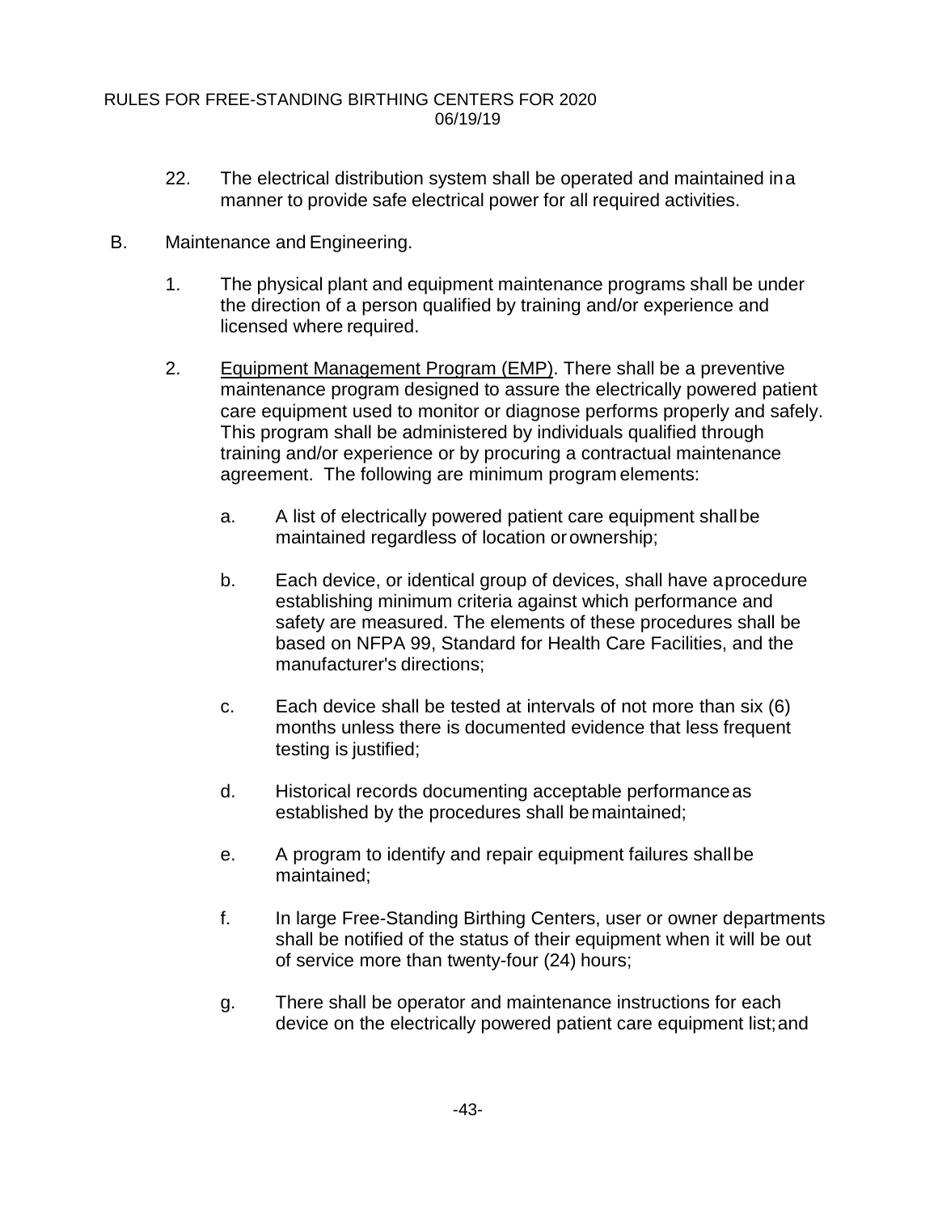22. The electrical distribution system shall be operated and maintained in a manner to provide safe electrical power for all required activities.

B. Maintenance and Engineering.

1. The physical plant and equipment maintenance programs shall be under the direction of a person qualified by training and/or experience and licensed where required.

2. Equipment Management Program (EMP). There shall be a preventive maintenance program designed to assure the electrically powered patient care equipment used to monitor or diagnose performs properly and safely. This program shall be administered by individuals qualified through training and/or experience or by procuring a contractual maintenance agreement. The following are minimum program elements:

   a. A list of electrically powered patient care equipment shall be maintained regardless of location or ownership;

   b. Each device, or identical group of devices, shall have a procedure establishing minimum criteria against which performance and safety are measured. The elements of these procedures shall be based on NFPA 99, Standard for Health Care Facilities, and the manufacturer's directions;

   c. Each device shall be tested at intervals of not more than six (6) months unless there is documented evidence that less frequent testing is justified;

   d. Historical records documenting acceptable performance as established by the procedures shall be maintained;

   e. A program to identify and repair equipment failures shall be maintained;

   f. In large Free-Standing Birthing Centers, user or owner departments shall be notified of the status of their equipment when it will be out of service more than twenty-four (24) hours;

   g. There shall be operator and maintenance instructions for each device on the electrically powered patient care equipment list; and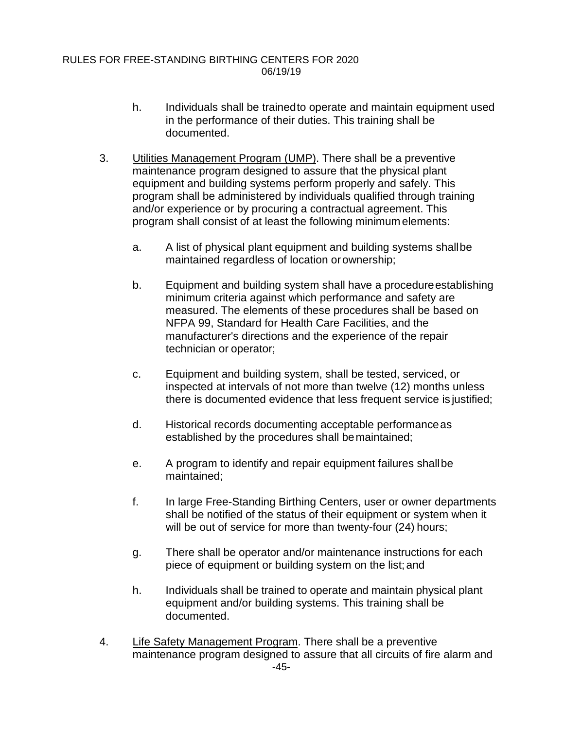h. Individuals shall be trained to operate and maintain equipment used in the performance of their duties. This training shall be documented.

3. Utilities Management Program (UMP). There shall be a preventive maintenance program designed to assure that the physical plant equipment and building systems perform properly and safely. This program shall be administered by individuals qualified through training and/or experience or by procuring a contractual agreement. This program shall consist of at least the following minimum elements:

   a. A list of physical plant equipment and building systems shall be maintained regardless of location or ownership;

   b. Equipment and building system shall have a procedure establishing minimum criteria against which performance and safety are measured. The elements of these procedures shall be based on NFPA 99, Standard for Health Care Facilities, and the manufacturer's directions and the experience of the repair technician or operator;

   c. Equipment and building system, shall be tested, serviced, or inspected at intervals of not more than twelve (12) months unless there is documented evidence that less frequent service is justified;

   d. Historical records documenting acceptable performance as established by the procedures shall be maintained;

   e. A program to identify and repair equipment failures shall be maintained;

   f. In large Free-Standing Birthing Centers, user or owner departments shall be notified of the status of their equipment or system when it will be out of service for more than twenty-four (24) hours;

   g. There shall be operator and/or maintenance instructions for each piece of equipment or building system on the list; and

   h. Individuals shall be trained to operate and maintain physical plant equipment and/or building systems. This training shall be documented.

4. Life Safety Management Program. There shall be a preventive maintenance program designed to assure that all circuits of fire alarm and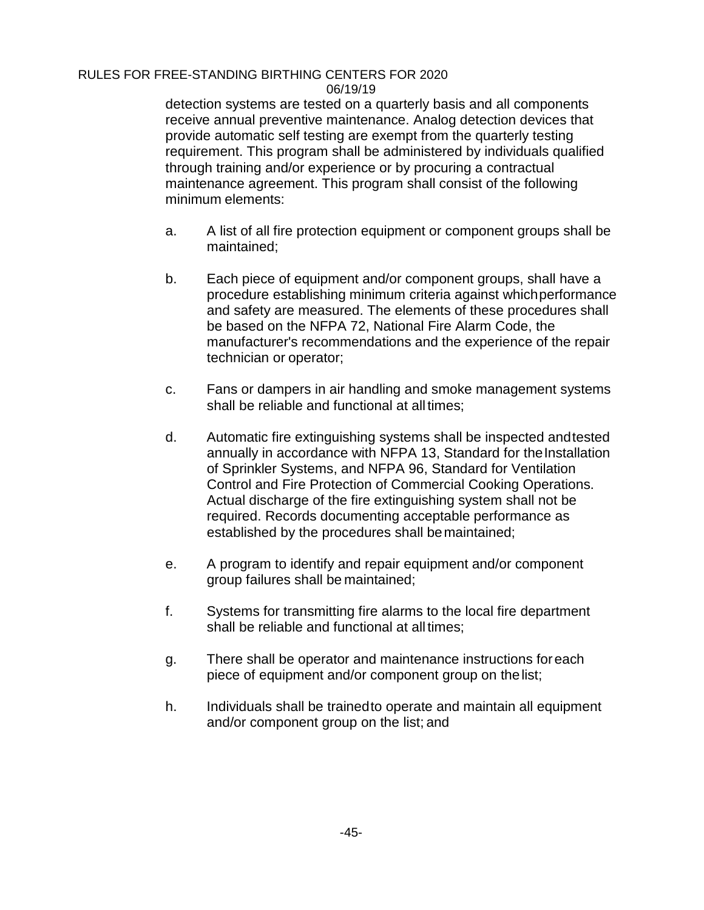detection systems are tested on a quarterly basis and all components receive annual preventive maintenance. Analog detection devices that provide automatic self testing are exempt from the quarterly testing requirement. This program shall be administered by individuals qualified through training and/or experience or by procuring a contractual maintenance agreement. This program shall consist of the following minimum elements:

a. A list of all fire protection equipment or component groups shall be maintained;

b. Each piece of equipment and/or component groups, shall have a procedure establishing minimum criteria against which performance and safety are measured. The elements of these procedures shall be based on the NFPA 72, National Fire Alarm Code, the manufacturer's recommendations and the experience of the repair technician or operator;

c. Fans or dampers in air handling and smoke management systems shall be reliable and functional at all times;

d. Automatic fire extinguishing systems shall be inspected and tested annually in accordance with NFPA 13, Standard for the Installation of Sprinkler Systems, and NFPA 96, Standard for Ventilation Control and Fire Protection of Commercial Cooking Operations. Actual discharge of the fire extinguishing system shall not be required. Records documenting acceptable performance as established by the procedures shall be maintained;

e. A program to identify and repair equipment and/or component group failures shall be maintained;

f. Systems for transmitting fire alarms to the local fire department shall be reliable and functional at all times;

g. There shall be operator and maintenance instructions for each piece of equipment and/or component group on the list;

h. Individuals shall be trained to operate and maintain all equipment and/or component group on the list; and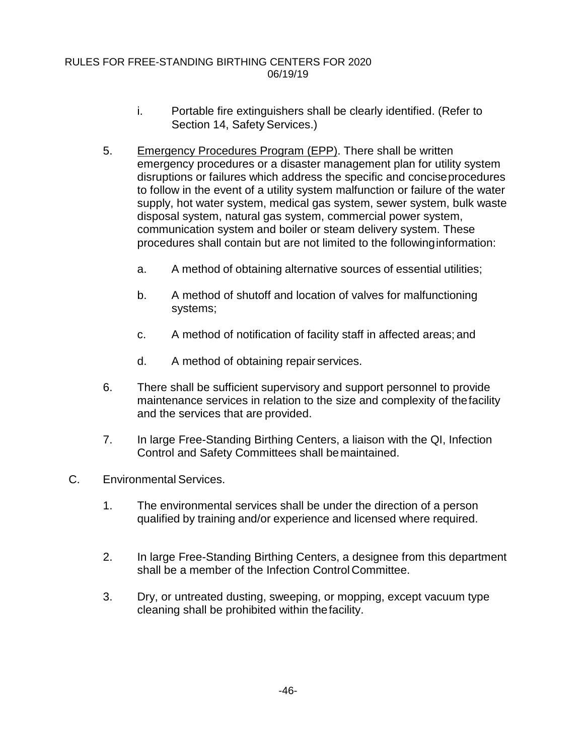i. Portable fire extinguishers shall be clearly identified. (Refer to Section 14, Safety Services.)

5. Emergency Procedures Program (EPP). There shall be written emergency procedures or a disaster management plan for utility system disruptions or failures which address the specific and concise procedures to follow in the event of a utility system malfunction or failure of the water supply, hot water system, medical gas system, sewer system, bulk waste disposal system, natural gas system, commercial power system, communication system and boiler or steam delivery system. These procedures shall contain but are not limited to the following information:

   a. A method of obtaining alternative sources of essential utilities;

   b. A method of shutoff and location of valves for malfunctioning systems;

   c. A method of notification of facility staff in affected areas; and

   d. A method of obtaining repair services.

6. There shall be sufficient supervisory and support personnel to provide maintenance services in relation to the size and complexity of the facility and the services that are provided.

7. In large Free-Standing Birthing Centers, a liaison with the QI, Infection Control and Safety Committees shall be maintained.

C. Environmental Services.

1. The environmental services shall be under the direction of a person qualified by training and/or experience and licensed where required.

2. In large Free-Standing Birthing Centers, a designee from this department shall be a member of the Infection Control Committee.

3. Dry, or untreated dusting, sweeping, or mopping, except vacuum type cleaning shall be prohibited within the facility.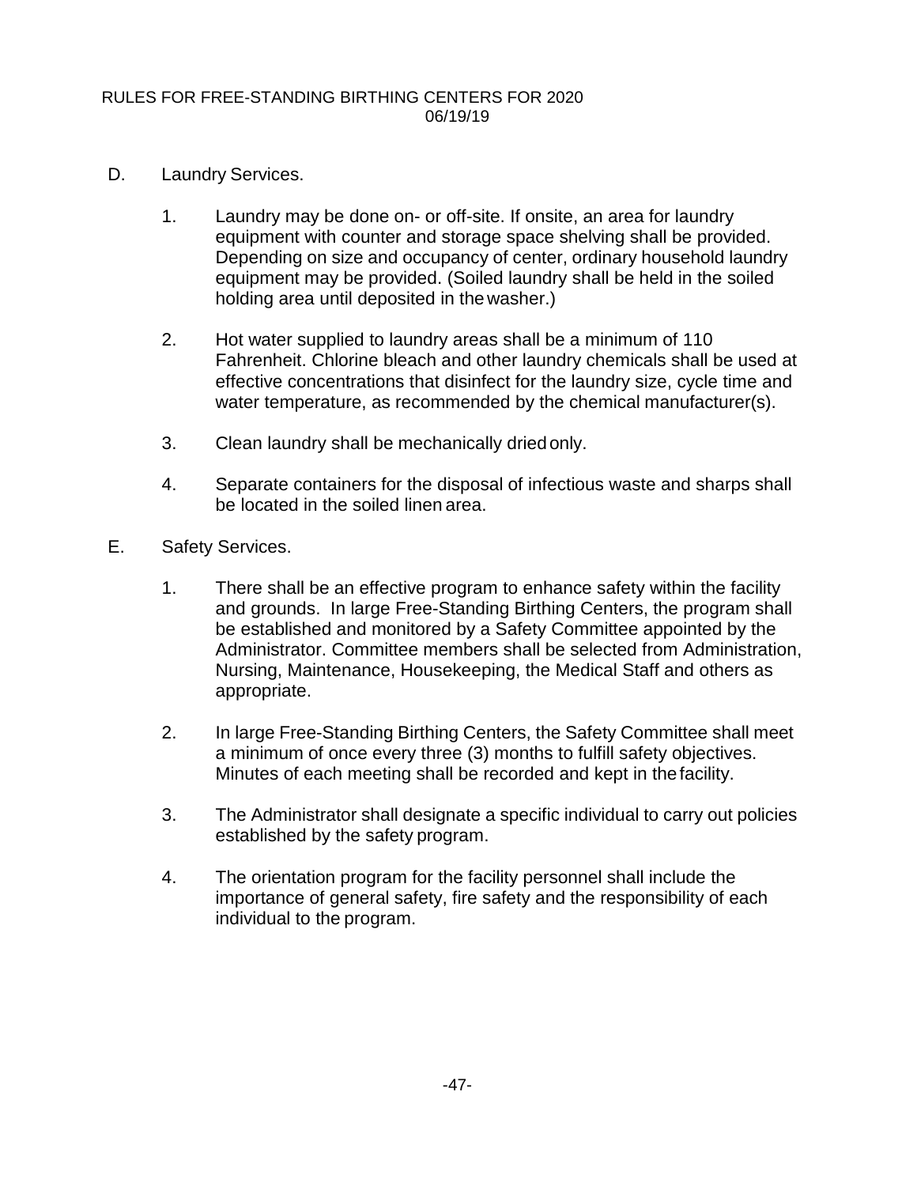D. Laundry Services.

1. Laundry may be done on- or off-site. If onsite, an area for laundry equipment with counter and storage space shelving shall be provided. Depending on size and occupancy of center, ordinary household laundry equipment may be provided. (Soiled laundry shall be held in the soiled holding area until deposited in the washer.)

2. Hot water supplied to laundry areas shall be a minimum of 110 Fahrenheit. Chlorine bleach and other laundry chemicals shall be used at effective concentrations that disinfect for the laundry size, cycle time and water temperature, as recommended by the chemical manufacturer(s).

3. Clean laundry shall be mechanically dried only.

4. Separate containers for the disposal of infectious waste and sharps shall be located in the soiled linen area.

E. Safety Services.

1. There shall be an effective program to enhance safety within the facility and grounds. In large Free-Standing Birthing Centers, the program shall be established and monitored by a Safety Committee appointed by the Administrator. Committee members shall be selected from Administration, Nursing, Maintenance, Housekeeping, the Medical Staff and others as appropriate.

2. In large Free-Standing Birthing Centers, the Safety Committee shall meet a minimum of once every three (3) months to fulfill safety objectives. Minutes of each meeting shall be recorded and kept in the facility.

3. The Administrator shall designate a specific individual to carry out policies established by the safety program.

4. The orientation program for the facility personnel shall include the importance of general safety, fire safety and the responsibility of each individual to the program.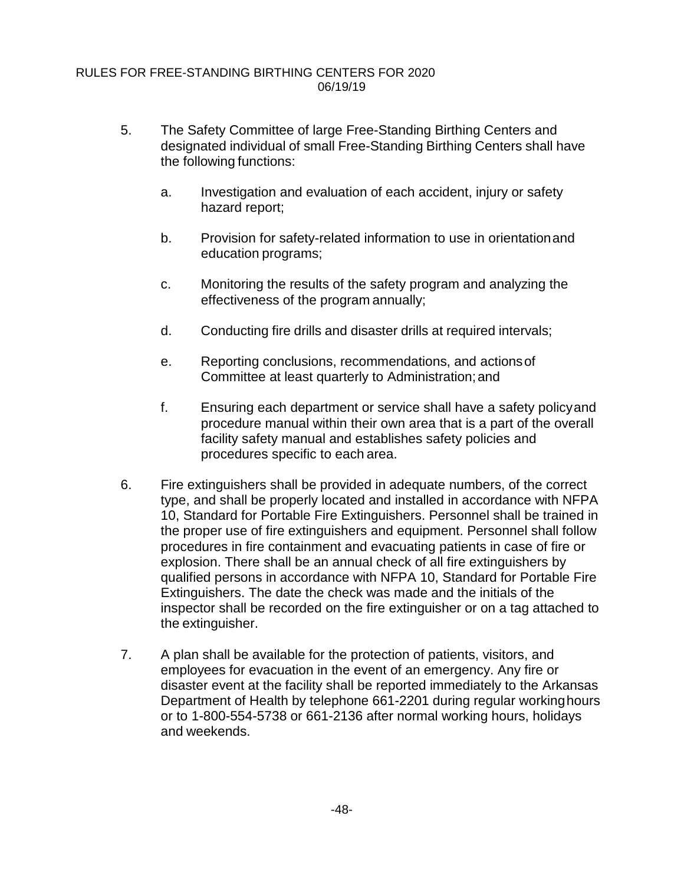5. The Safety Committee of large Free-Standing Birthing Centers and designated individual of small Free-Standing Birthing Centers shall have the following functions:

   a. Investigation and evaluation of each accident, injury or safety hazard report;

   b. Provision for safety-related information to use in orientation and education programs;

   c. Monitoring the results of the safety program and analyzing the effectiveness of the program annually;

   d. Conducting fire drills and disaster drills at required intervals;

   e. Reporting conclusions, recommendations, and actions of Committee at least quarterly to Administration; and

   f. Ensuring each department or service shall have a safety policy and procedure manual within their own area that is a part of the overall facility safety manual and establishes safety policies and procedures specific to each area.

6. Fire extinguishers shall be provided in adequate numbers, of the correct type, and shall be properly located and installed in accordance with NFPA 10, Standard for Portable Fire Extinguishers. Personnel shall be trained in the proper use of fire extinguishers and equipment. Personnel shall follow procedures in fire containment and evacuating patients in case of fire or explosion. There shall be an annual check of all fire extinguishers by qualified persons in accordance with NFPA 10, Standard for Portable Fire Extinguishers. The date the check was made and the initials of the inspector shall be recorded on the fire extinguisher or on a tag attached to the extinguisher.

7. A plan shall be available for the protection of patients, visitors, and employees for evacuation in the event of an emergency. Any fire or disaster event at the facility shall be reported immediately to the Arkansas Department of Health by telephone 661-2201 during regular working hours or to 1-800-554-5738 or 661-2136 after normal working hours, holidays and weekends.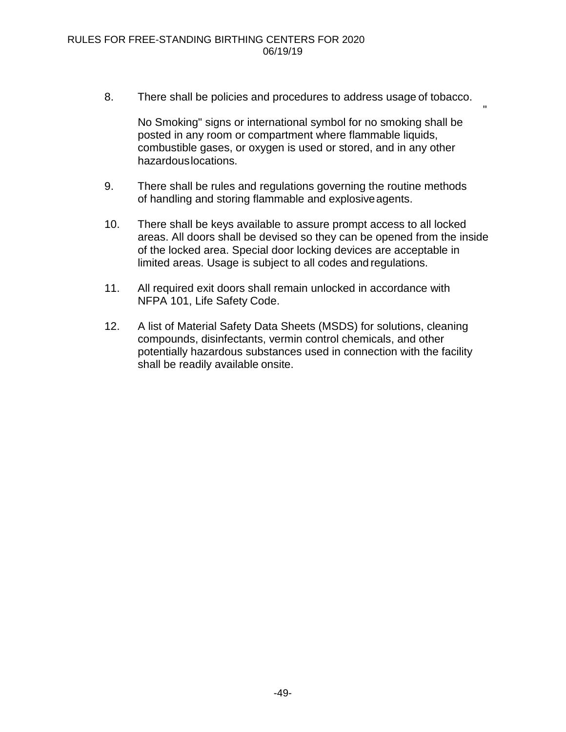8. There shall be policies and procedures to address usage of tobacco.

   "No Smoking" signs or international symbol for no smoking shall be posted in any room or compartment where flammable liquids, combustible gases, or oxygen is used or stored, and in any other hazardous locations.

9. There shall be rules and regulations governing the routine methods of handling and storing flammable and explosive agents.

10. There shall be keys available to assure prompt access to all locked areas. All doors shall be devised so they can be opened from the inside of the locked area. Special door locking devices are acceptable in limited areas. Usage is subject to all codes and regulations.

11. All required exit doors shall remain unlocked in accordance with NFPA 101, Life Safety Code.

12. A list of Material Safety Data Sheets (MSDS) for solutions, cleaning compounds, disinfectants, vermin control chemicals, and other potentially hazardous substances used in connection with the facility shall be readily available onsite.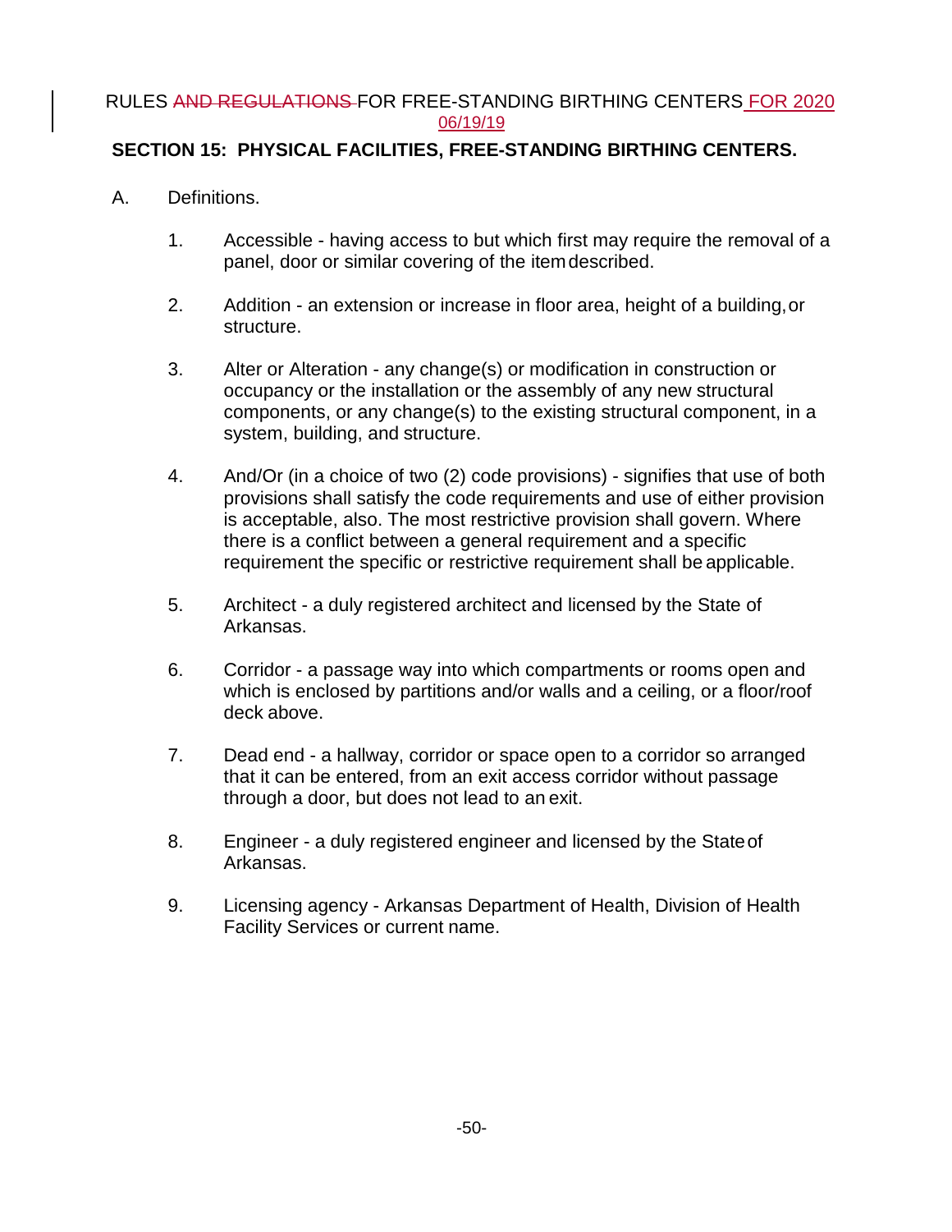## SECTION 15: PHYSICAL FACILITIES, FREE-STANDING BIRTHING CENTERS.

A. Definitions.

1. Accessible - having access to but which first may require the removal of a panel, door or similar covering of the item described.

2. Addition - an extension or increase in floor area, height of a building, or structure.

3. Alter or Alteration - any change(s) or modification in construction or occupancy or the installation or the assembly of any new structural components, or any change(s) to the existing structural component, in a system, building, and structure.

4. And/Or (in a choice of two (2) code provisions) - signifies that use of both provisions shall satisfy the code requirements and use of either provision is acceptable, also. The most restrictive provision shall govern. Where there is a conflict between a general requirement and a specific requirement the specific or restrictive requirement shall be applicable.

5. Architect - a duly registered architect and licensed by the State of Arkansas.

6. Corridor - a passage way into which compartments or rooms open and which is enclosed by partitions and/or walls and a ceiling, or a floor/roof deck above.

7. Dead end - a hallway, corridor or space open to a corridor so arranged that it can be entered, from an exit access corridor without passage through a door, but does not lead to an exit.

8. Engineer - a duly registered engineer and licensed by the State of Arkansas.

9. Licensing agency - Arkansas Department of Health, Division of Health Facility Services or current name.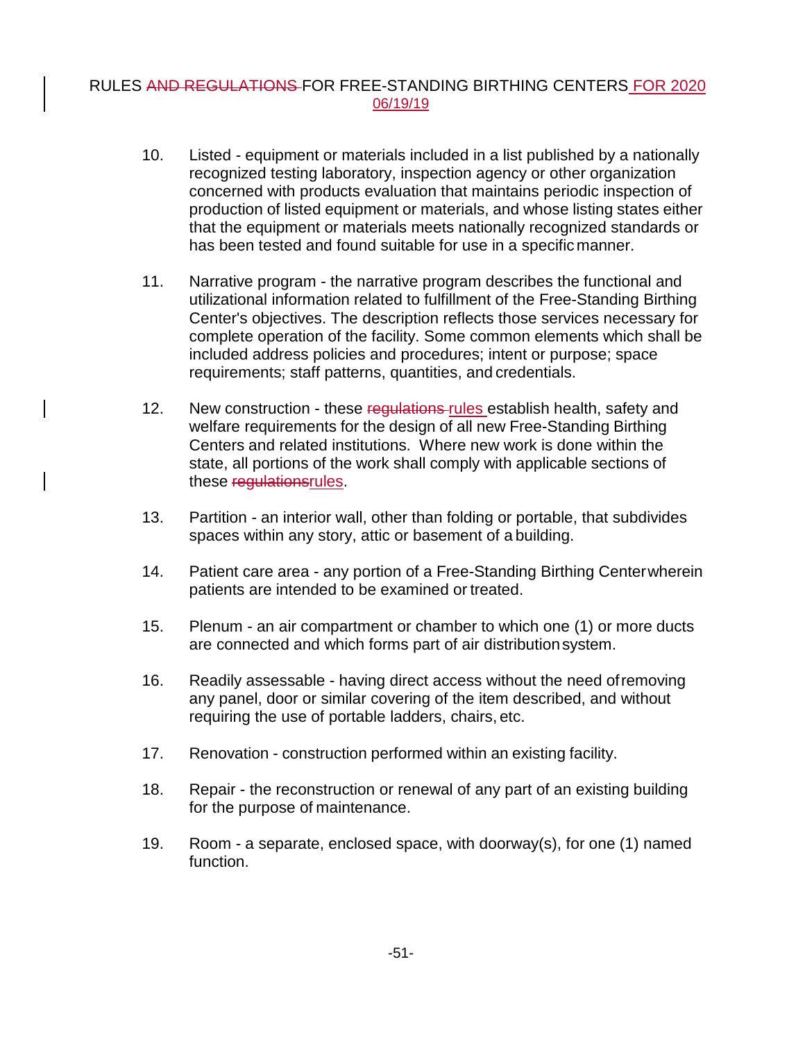10. Listed - equipment or materials included in a list published by a nationally recognized testing laboratory, inspection agency or other organization concerned with products evaluation that maintains periodic inspection of production of listed equipment or materials, and whose listing states either that the equipment or materials meets nationally recognized standards or has been tested and found suitable for use in a specific manner.

11. Narrative program - the narrative program describes the functional and utilizational information related to fulfillment of the Free-Standing Birthing Center's objectives. The description reflects those services necessary for complete operation of the facility. Some common elements which shall be included address policies and procedures; intent or purpose; space requirements; staff patterns, quantities, and credentials.

12. New construction - these ~~regulations~~ rules establish health, safety and welfare requirements for the design of all new Free-Standing Birthing Centers and related institutions. Where new work is done within the state, all portions of the work shall comply with applicable sections of these ~~regulations~~rules.

13. Partition - an interior wall, other than folding or portable, that subdivides spaces within any story, attic or basement of a building.

14. Patient care area - any portion of a Free-Standing Birthing Center wherein patients are intended to be examined or treated.

15. Plenum - an air compartment or chamber to which one (1) or more ducts are connected and which forms part of air distribution system.

16. Readily assessable - having direct access without the need of removing any panel, door or similar covering of the item described, and without requiring the use of portable ladders, chairs, etc.

17. Renovation - construction performed within an existing facility.

18. Repair - the reconstruction or renewal of any part of an existing building for the purpose of maintenance.

19. Room - a separate, enclosed space, with doorway(s), for one (1) named function.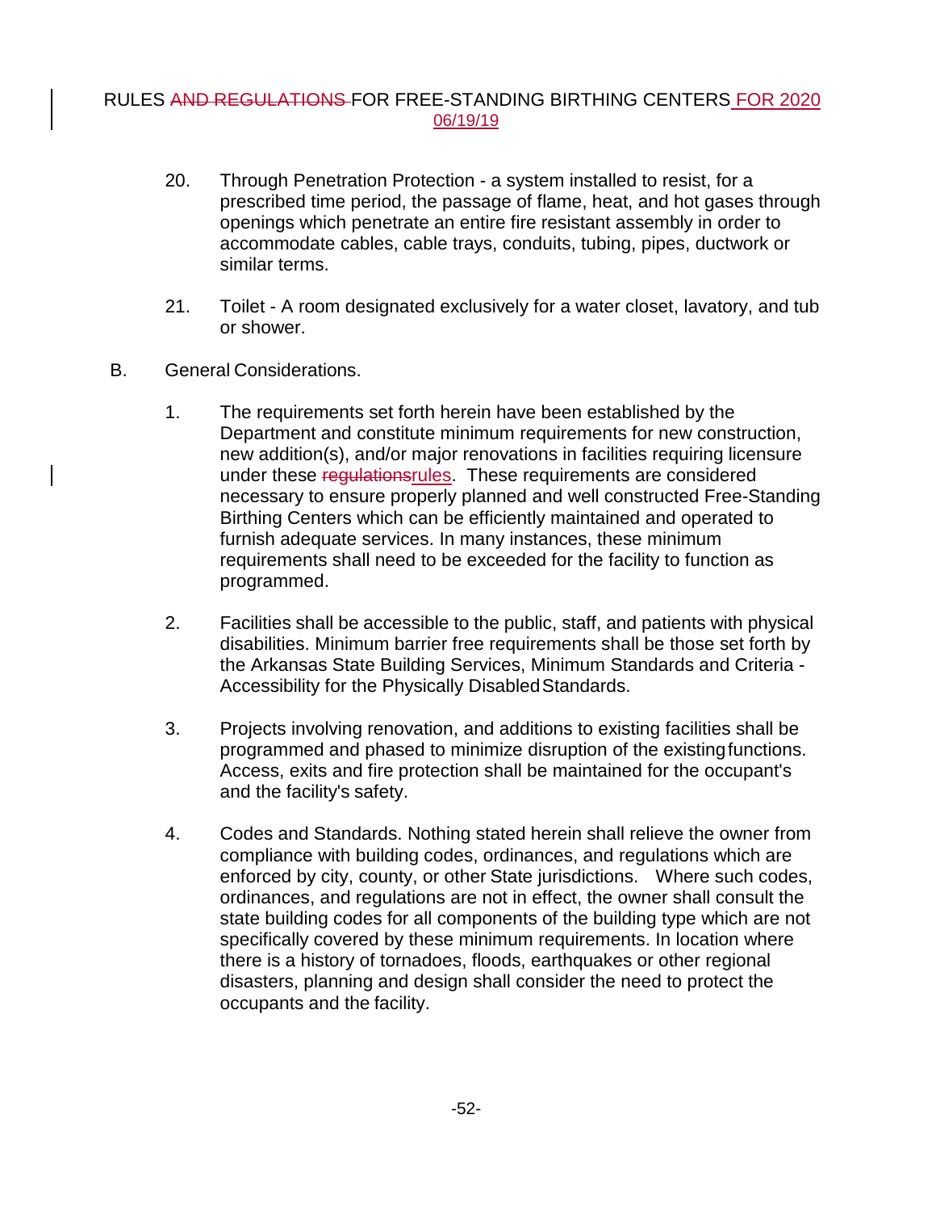20. Through Penetration Protection - a system installed to resist, for a prescribed time period, the passage of flame, heat, and hot gases through openings which penetrate an entire fire resistant assembly in order to accommodate cables, cable trays, conduits, tubing, pipes, ductwork or similar terms.

21. Toilet - A room designated exclusively for a water closet, lavatory, and tub or shower.

B. General Considerations.

1. The requirements set forth herein have been established by the Department and constitute minimum requirements for new construction, new addition(s), and/or major renovations in facilities requiring licensure under these ~~regulations~~rules. These requirements are considered necessary to ensure properly planned and well constructed Free-Standing Birthing Centers which can be efficiently maintained and operated to furnish adequate services. In many instances, these minimum requirements shall need to be exceeded for the facility to function as programmed.

2. Facilities shall be accessible to the public, staff, and patients with physical disabilities. Minimum barrier free requirements shall be those set forth by the Arkansas State Building Services, Minimum Standards and Criteria - Accessibility for the Physically Disabled Standards.

3. Projects involving renovation, and additions to existing facilities shall be programmed and phased to minimize disruption of the existing functions. Access, exits and fire protection shall be maintained for the occupant's and the facility's safety.

4. Codes and Standards. Nothing stated herein shall relieve the owner from compliance with building codes, ordinances, and regulations which are enforced by city, county, or other State jurisdictions. Where such codes, ordinances, and regulations are not in effect, the owner shall consult the state building codes for all components of the building type which are not specifically covered by these minimum requirements. In location where there is a history of tornadoes, floods, earthquakes or other regional disasters, planning and design shall consider the need to protect the occupants and the facility.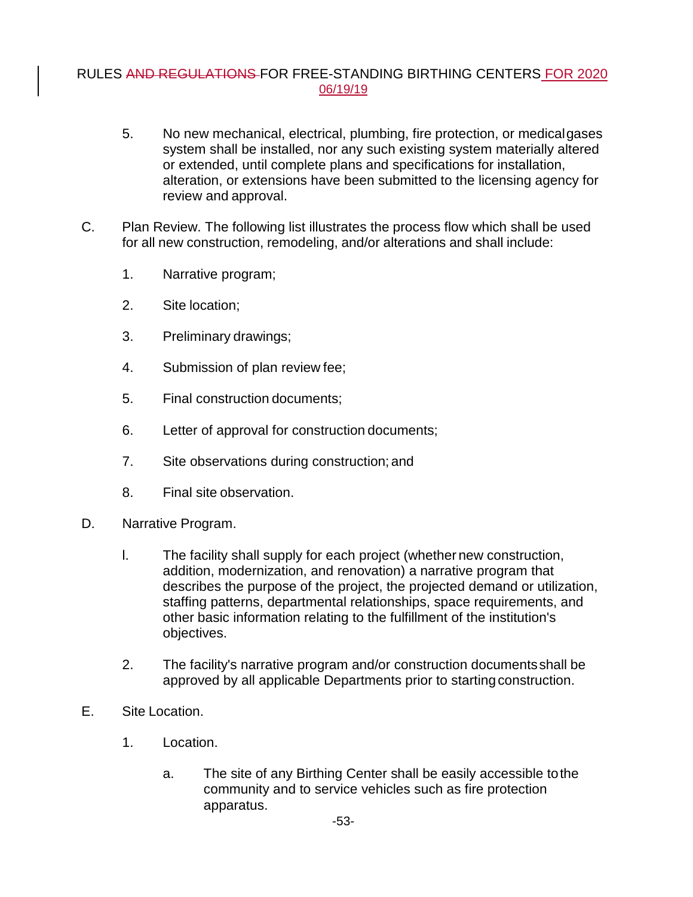5. No new mechanical, electrical, plumbing, fire protection, or medical gases system shall be installed, nor any such existing system materially altered or extended, until complete plans and specifications for installation, alteration, or extensions have been submitted to the licensing agency for review and approval.

C. Plan Review. The following list illustrates the process flow which shall be used for all new construction, remodeling, and/or alterations and shall include:

1. Narrative program;

2. Site location;

3. Preliminary drawings;

4. Submission of plan review fee;

5. Final construction documents;

6. Letter of approval for construction documents;

7. Site observations during construction; and

8. Final site observation.

D. Narrative Program.

l. The facility shall supply for each project (whether new construction, addition, modernization, and renovation) a narrative program that describes the purpose of the project, the projected demand or utilization, staffing patterns, departmental relationships, space requirements, and other basic information relating to the fulfillment of the institution's objectives.

2. The facility's narrative program and/or construction documents shall be approved by all applicable Departments prior to starting construction.

E. Site Location.

1. Location.

a. The site of any Birthing Center shall be easily accessible to the community and to service vehicles such as fire protection apparatus.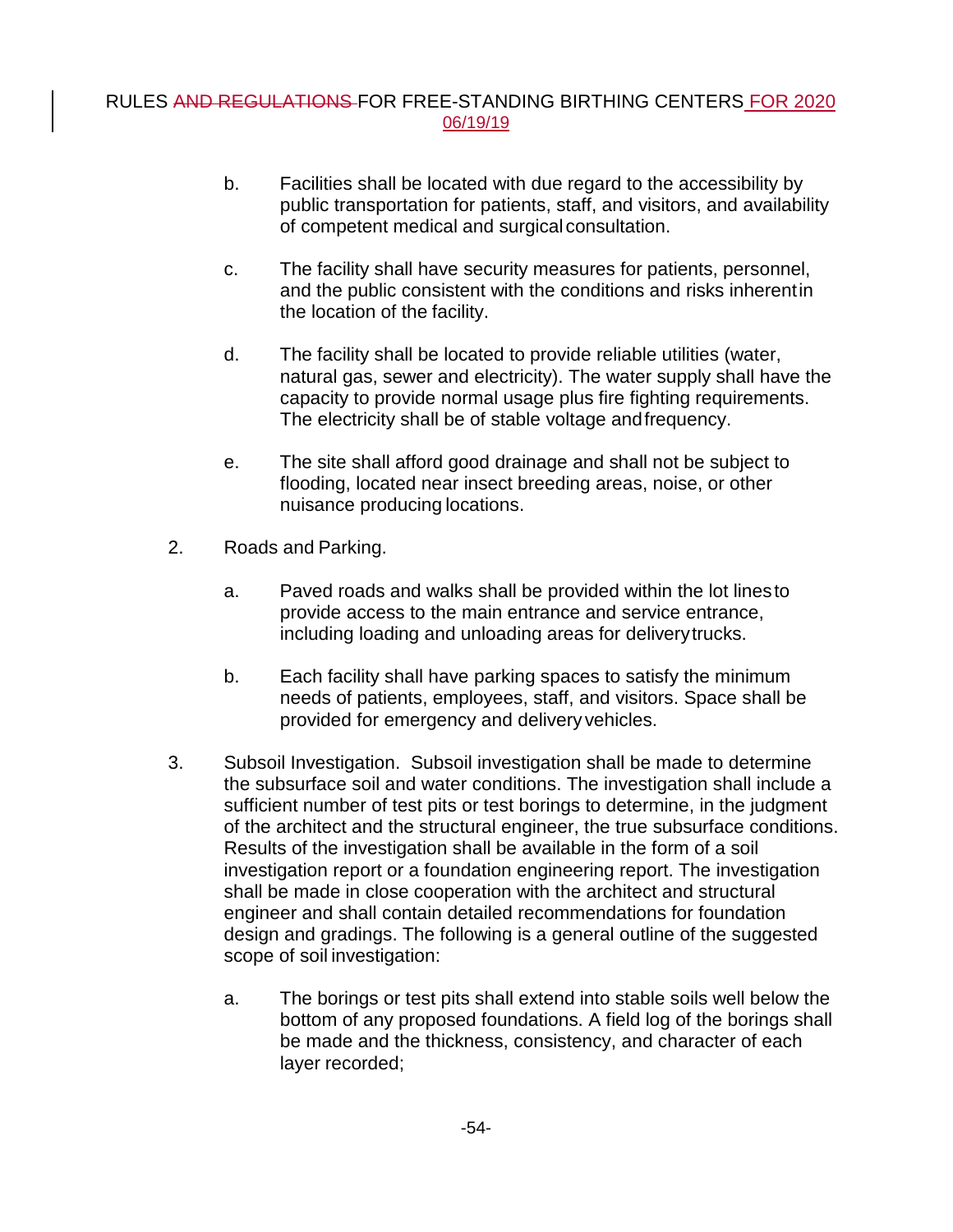b. Facilities shall be located with due regard to the accessibility by public transportation for patients, staff, and visitors, and availability of competent medical and surgical consultation.

c. The facility shall have security measures for patients, personnel, and the public consistent with the conditions and risks inherent in the location of the facility.

d. The facility shall be located to provide reliable utilities (water, natural gas, sewer and electricity). The water supply shall have the capacity to provide normal usage plus fire fighting requirements. The electricity shall be of stable voltage and frequency.

e. The site shall afford good drainage and shall not be subject to flooding, located near insect breeding areas, noise, or other nuisance producing locations.

2. Roads and Parking.

a. Paved roads and walks shall be provided within the lot lines to provide access to the main entrance and service entrance, including loading and unloading areas for delivery trucks.

b. Each facility shall have parking spaces to satisfy the minimum needs of patients, employees, staff, and visitors. Space shall be provided for emergency and delivery vehicles.

3. Subsoil Investigation. Subsoil investigation shall be made to determine the subsurface soil and water conditions. The investigation shall include a sufficient number of test pits or test borings to determine, in the judgment of the architect and the structural engineer, the true subsurface conditions. Results of the investigation shall be available in the form of a soil investigation report or a foundation engineering report. The investigation shall be made in close cooperation with the architect and structural engineer and shall contain detailed recommendations for foundation design and gradings. The following is a general outline of the suggested scope of soil investigation:

a. The borings or test pits shall extend into stable soils well below the bottom of any proposed foundations. A field log of the borings shall be made and the thickness, consistency, and character of each layer recorded;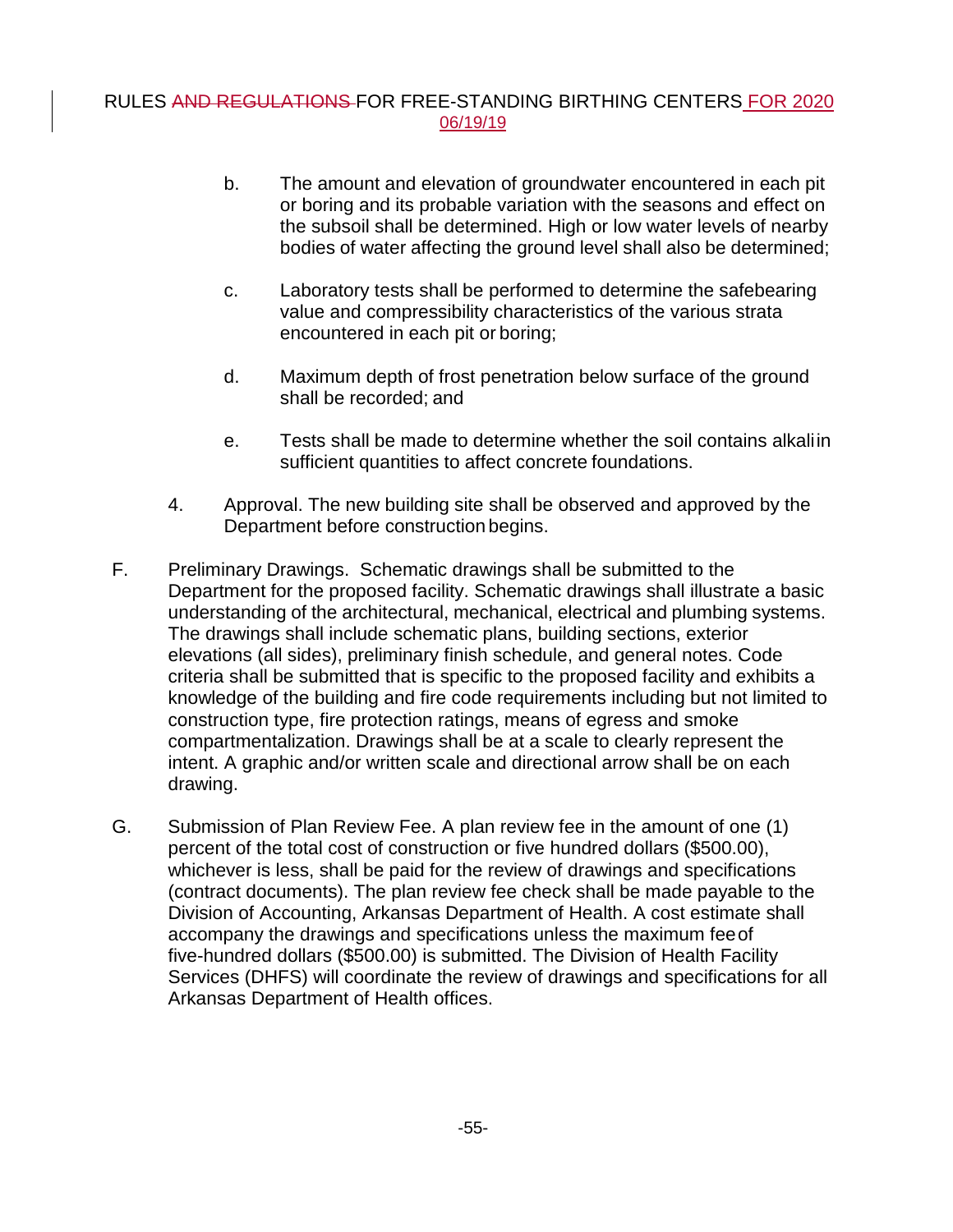b. The amount and elevation of groundwater encountered in each pit or boring and its probable variation with the seasons and effect on the subsoil shall be determined. High or low water levels of nearby bodies of water affecting the ground level shall also be determined;

c. Laboratory tests shall be performed to determine the safebearing value and compressibility characteristics of the various strata encountered in each pit or boring;

d. Maximum depth of frost penetration below surface of the ground shall be recorded; and

e. Tests shall be made to determine whether the soil contains alkali in sufficient quantities to affect concrete foundations.

4. Approval. The new building site shall be observed and approved by the Department before construction begins.

F. Preliminary Drawings. Schematic drawings shall be submitted to the Department for the proposed facility. Schematic drawings shall illustrate a basic understanding of the architectural, mechanical, electrical and plumbing systems. The drawings shall include schematic plans, building sections, exterior elevations (all sides), preliminary finish schedule, and general notes. Code criteria shall be submitted that is specific to the proposed facility and exhibits a knowledge of the building and fire code requirements including but not limited to construction type, fire protection ratings, means of egress and smoke compartmentalization. Drawings shall be at a scale to clearly represent the intent. A graphic and/or written scale and directional arrow shall be on each drawing.

G. Submission of Plan Review Fee. A plan review fee in the amount of one (1) percent of the total cost of construction or five hundred dollars ($500.00), whichever is less, shall be paid for the review of drawings and specifications (contract documents). The plan review fee check shall be made payable to the Division of Accounting, Arkansas Department of Health. A cost estimate shall accompany the drawings and specifications unless the maximum fee of five-hundred dollars ($500.00) is submitted. The Division of Health Facility Services (DHFS) will coordinate the review of drawings and specifications for all Arkansas Department of Health offices.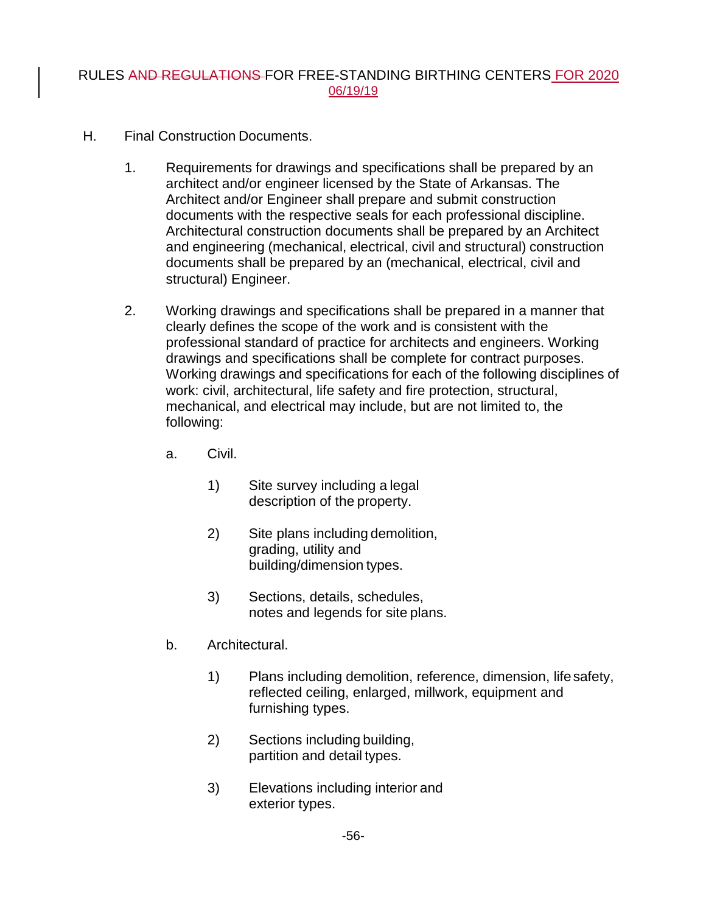H. Final Construction Documents.

1. Requirements for drawings and specifications shall be prepared by an architect and/or engineer licensed by the State of Arkansas. The Architect and/or Engineer shall prepare and submit construction documents with the respective seals for each professional discipline. Architectural construction documents shall be prepared by an Architect and engineering (mechanical, electrical, civil and structural) construction documents shall be prepared by an (mechanical, electrical, civil and structural) Engineer.

2. Working drawings and specifications shall be prepared in a manner that clearly defines the scope of the work and is consistent with the professional standard of practice for architects and engineers. Working drawings and specifications shall be complete for contract purposes. Working drawings and specifications for each of the following disciplines of work: civil, architectural, life safety and fire protection, structural, mechanical, and electrical may include, but are not limited to, the following:

   a. Civil.

      1) Site survey including a legal description of the property.

      2) Site plans including demolition, grading, utility and building/dimension types.

      3) Sections, details, schedules, notes and legends for site plans.

   b. Architectural.

      1) Plans including demolition, reference, dimension, life safety, reflected ceiling, enlarged, millwork, equipment and furnishing types.

      2) Sections including building, partition and detail types.

      3) Elevations including interior and exterior types.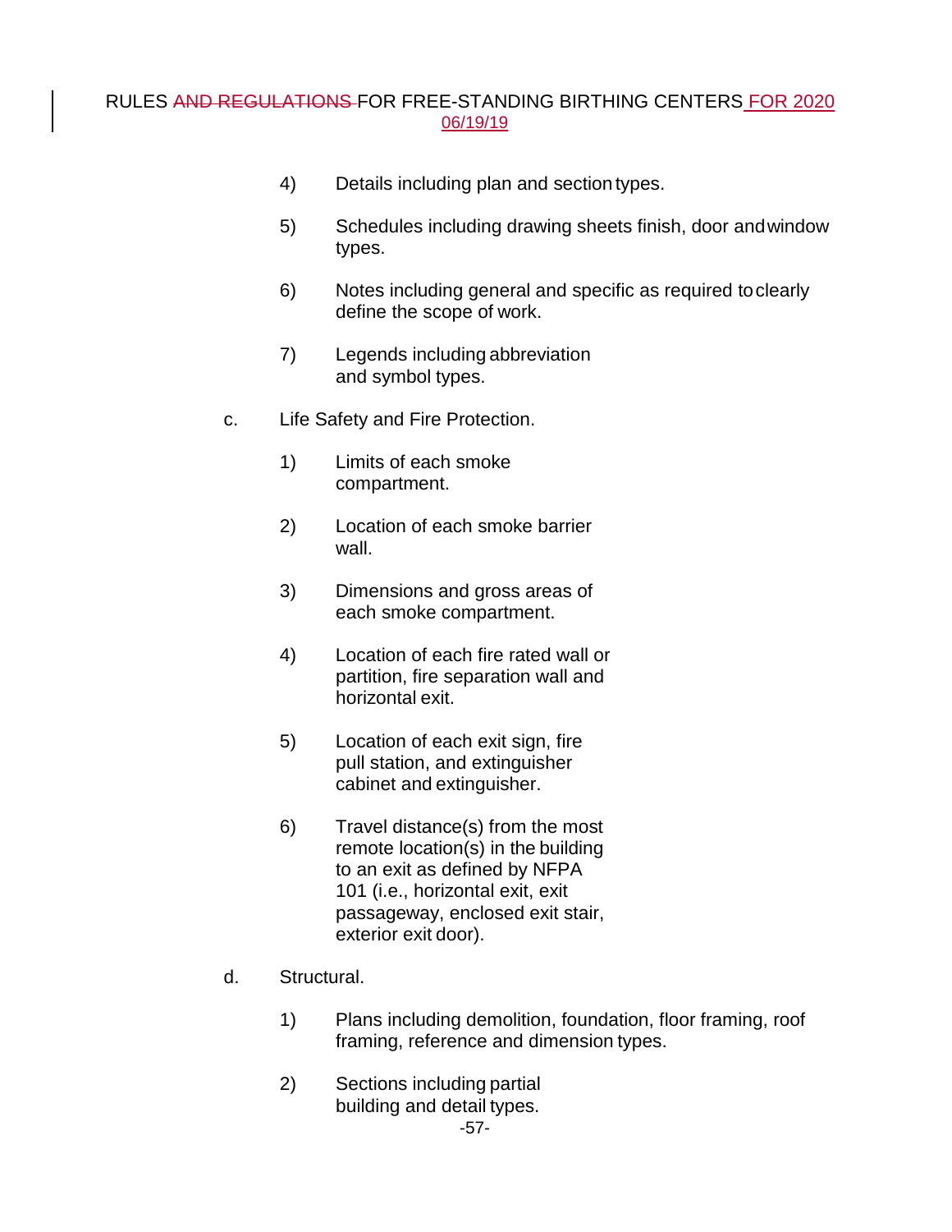4) Details including plan and section types.

5) Schedules including drawing sheets finish, door and window types.

6) Notes including general and specific as required to clearly define the scope of work.

7) Legends including abbreviation and symbol types.

c. Life Safety and Fire Protection.

1) Limits of each smoke compartment.

2) Location of each smoke barrier wall.

3) Dimensions and gross areas of each smoke compartment.

4) Location of each fire rated wall or partition, fire separation wall and horizontal exit.

5) Location of each exit sign, fire pull station, and extinguisher cabinet and extinguisher.

6) Travel distance(s) from the most remote location(s) in the building to an exit as defined by NFPA 101 (i.e., horizontal exit, exit passageway, enclosed exit stair, exterior exit door).

d. Structural.

1) Plans including demolition, foundation, floor framing, roof framing, reference and dimension types.

2) Sections including partial building and detail types.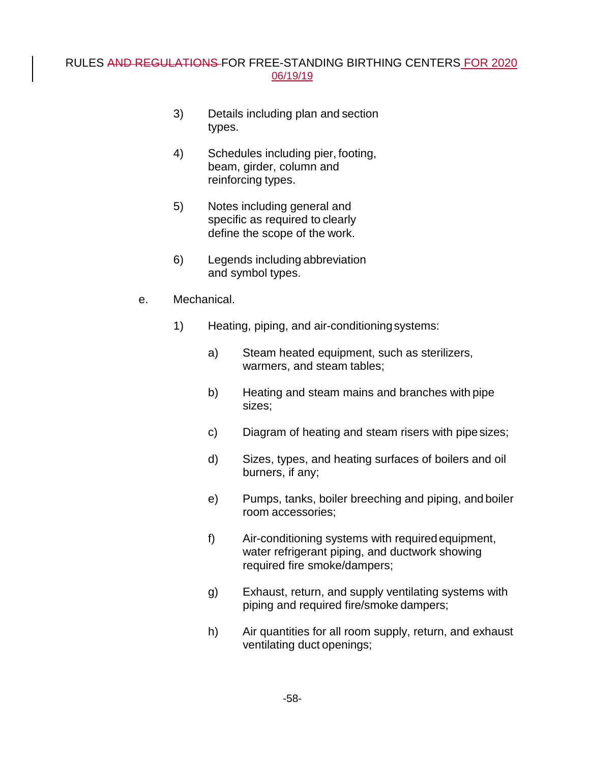3) Details including plan and section types.

4) Schedules including pier, footing, beam, girder, column and reinforcing types.

5) Notes including general and specific as required to clearly define the scope of the work.

6) Legends including abbreviation and symbol types.

e. Mechanical.

1) Heating, piping, and air-conditioning systems:

a) Steam heated equipment, such as sterilizers, warmers, and steam tables;

b) Heating and steam mains and branches with pipe sizes;

c) Diagram of heating and steam risers with pipe sizes;

d) Sizes, types, and heating surfaces of boilers and oil burners, if any;

e) Pumps, tanks, boiler breeching and piping, and boiler room accessories;

f) Air-conditioning systems with required equipment, water refrigerant piping, and ductwork showing required fire smoke/dampers;

g) Exhaust, return, and supply ventilating systems with piping and required fire/smoke dampers;

h) Air quantities for all room supply, return, and exhaust ventilating duct openings;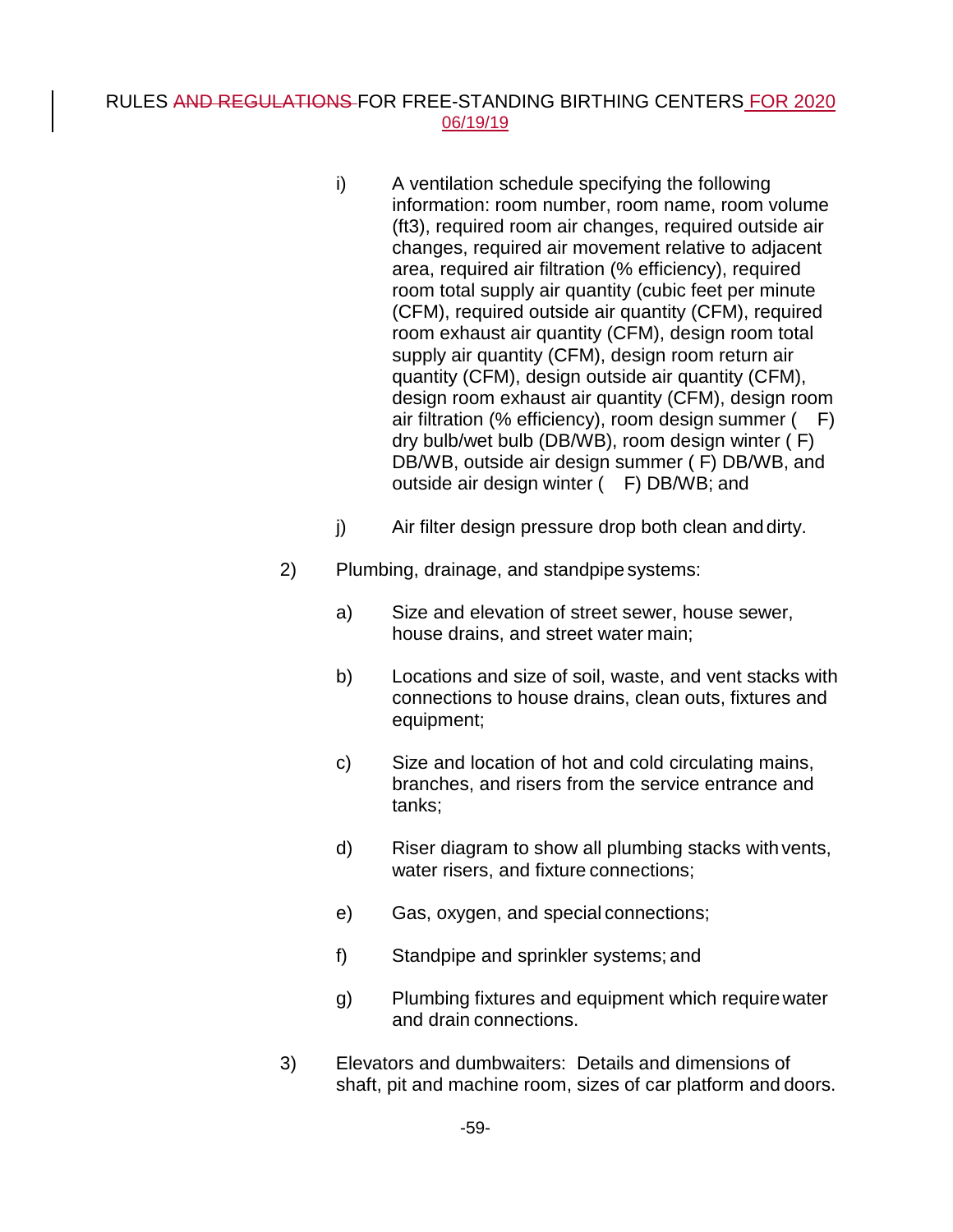i) A ventilation schedule specifying the following information: room number, room name, room volume (ft3), required room air changes, required outside air changes, required air movement relative to adjacent area, required air filtration (% efficiency), required room total supply air quantity (cubic feet per minute (CFM), required outside air quantity (CFM), required room exhaust air quantity (CFM), design room total supply air quantity (CFM), design room return air quantity (CFM), design outside air quantity (CFM), design room exhaust air quantity (CFM), design room air filtration (% efficiency), room design summer ( F) dry bulb/wet bulb (DB/WB), room design winter ( F) DB/WB, outside air design summer ( F) DB/WB, and outside air design winter ( F) DB/WB; and

j) Air filter design pressure drop both clean and dirty.

2) Plumbing, drainage, and standpipe systems:

a) Size and elevation of street sewer, house sewer, house drains, and street water main;

b) Locations and size of soil, waste, and vent stacks with connections to house drains, clean outs, fixtures and equipment;

c) Size and location of hot and cold circulating mains, branches, and risers from the service entrance and tanks;

d) Riser diagram to show all plumbing stacks with vents, water risers, and fixture connections;

e) Gas, oxygen, and special connections;

f) Standpipe and sprinkler systems; and

g) Plumbing fixtures and equipment which require water and drain connections.

3) Elevators and dumbwaiters: Details and dimensions of shaft, pit and machine room, sizes of car platform and doors.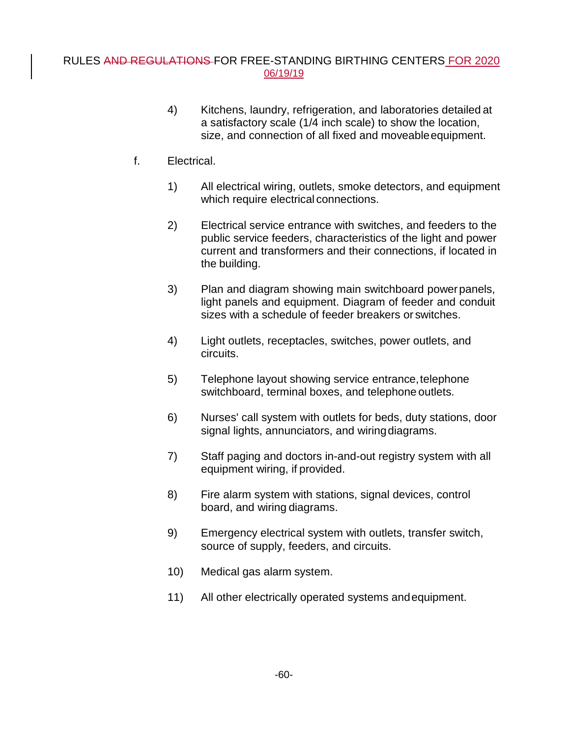4) Kitchens, laundry, refrigeration, and laboratories detailed at a satisfactory scale (1/4 inch scale) to show the location, size, and connection of all fixed and moveable equipment.

f. Electrical.

1) All electrical wiring, outlets, smoke detectors, and equipment which require electrical connections.

2) Electrical service entrance with switches, and feeders to the public service feeders, characteristics of the light and power current and transformers and their connections, if located in the building.

3) Plan and diagram showing main switchboard power panels, light panels and equipment. Diagram of feeder and conduit sizes with a schedule of feeder breakers or switches.

4) Light outlets, receptacles, switches, power outlets, and circuits.

5) Telephone layout showing service entrance, telephone switchboard, terminal boxes, and telephone outlets.

6) Nurses' call system with outlets for beds, duty stations, door signal lights, annunciators, and wiring diagrams.

7) Staff paging and doctors in-and-out registry system with all equipment wiring, if provided.

8) Fire alarm system with stations, signal devices, control board, and wiring diagrams.

9) Emergency electrical system with outlets, transfer switch, source of supply, feeders, and circuits.

10) Medical gas alarm system.

11) All other electrically operated systems and equipment.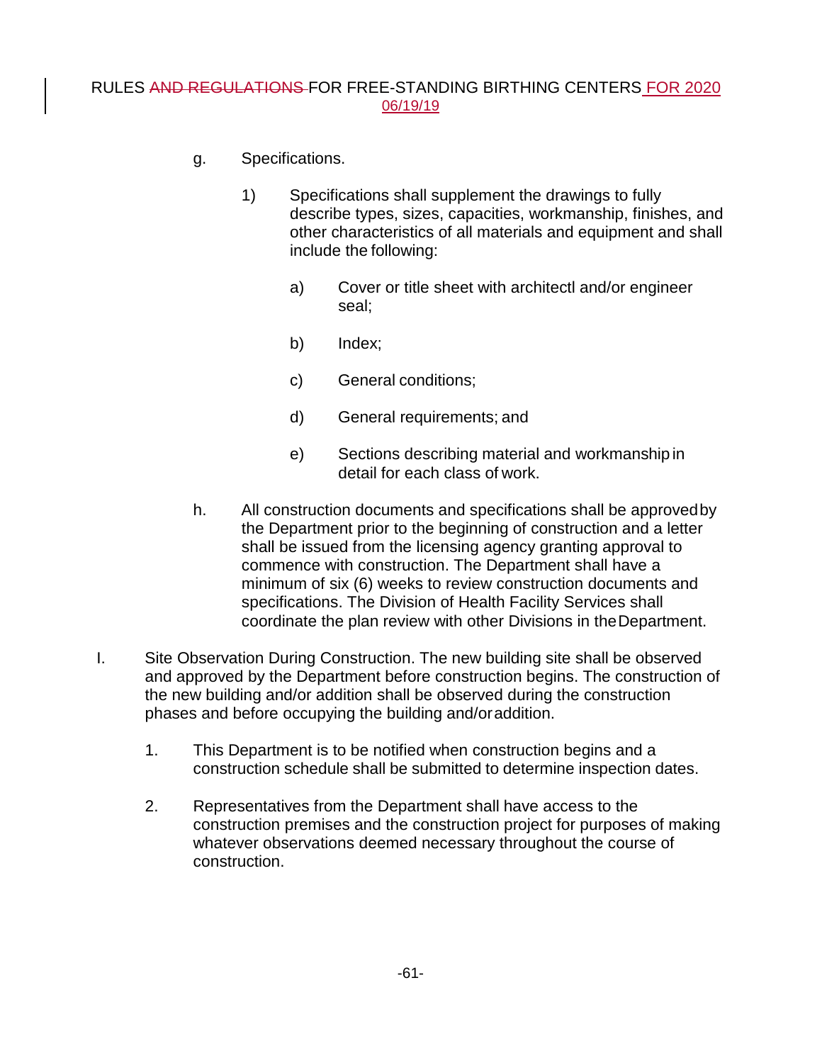g. Specifications.

1) Specifications shall supplement the drawings to fully describe types, sizes, capacities, workmanship, finishes, and other characteristics of all materials and equipment and shall include the following:

a) Cover or title sheet with architectl and/or engineer seal;

b) Index;

c) General conditions;

d) General requirements; and

e) Sections describing material and workmanship in detail for each class of work.

h. All construction documents and specifications shall be approved by the Department prior to the beginning of construction and a letter shall be issued from the licensing agency granting approval to commence with construction. The Department shall have a minimum of six (6) weeks to review construction documents and specifications. The Division of Health Facility Services shall coordinate the plan review with other Divisions in the Department.

I. Site Observation During Construction. The new building site shall be observed and approved by the Department before construction begins. The construction of the new building and/or addition shall be observed during the construction phases and before occupying the building and/or addition.

1. This Department is to be notified when construction begins and a construction schedule shall be submitted to determine inspection dates.

2. Representatives from the Department shall have access to the construction premises and the construction project for purposes of making whatever observations deemed necessary throughout the course of construction.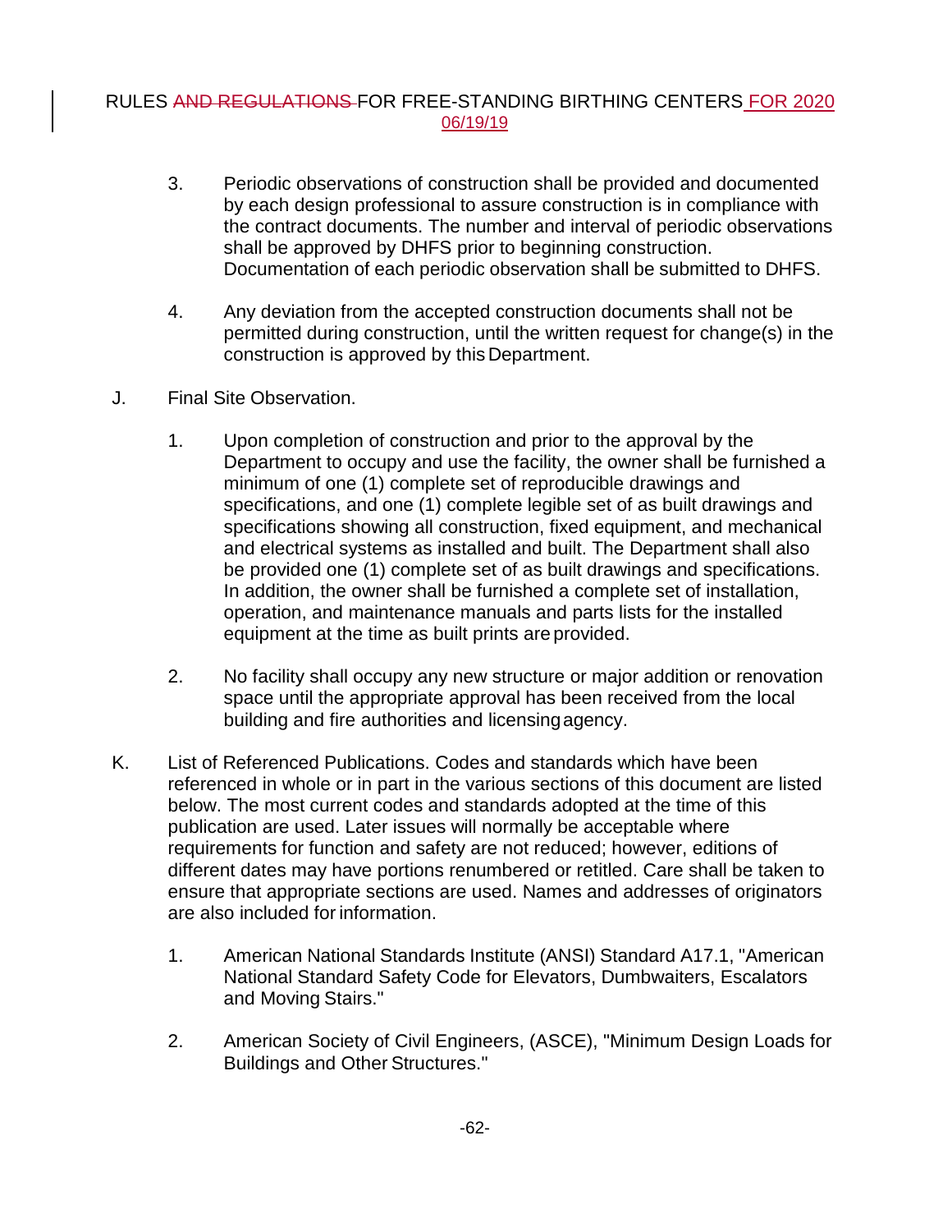3. Periodic observations of construction shall be provided and documented by each design professional to assure construction is in compliance with the contract documents. The number and interval of periodic observations shall be approved by DHFS prior to beginning construction. Documentation of each periodic observation shall be submitted to DHFS.

4. Any deviation from the accepted construction documents shall not be permitted during construction, until the written request for change(s) in the construction is approved by this Department.

J. Final Site Observation.

1. Upon completion of construction and prior to the approval by the Department to occupy and use the facility, the owner shall be furnished a minimum of one (1) complete set of reproducible drawings and specifications, and one (1) complete legible set of as built drawings and specifications showing all construction, fixed equipment, and mechanical and electrical systems as installed and built. The Department shall also be provided one (1) complete set of as built drawings and specifications. In addition, the owner shall be furnished a complete set of installation, operation, and maintenance manuals and parts lists for the installed equipment at the time as built prints are provided.

2. No facility shall occupy any new structure or major addition or renovation space until the appropriate approval has been received from the local building and fire authorities and licensing agency.

K. List of Referenced Publications. Codes and standards which have been referenced in whole or in part in the various sections of this document are listed below. The most current codes and standards adopted at the time of this publication are used. Later issues will normally be acceptable where requirements for function and safety are not reduced; however, editions of different dates may have portions renumbered or retitled. Care shall be taken to ensure that appropriate sections are used. Names and addresses of originators are also included for information.

1. American National Standards Institute (ANSI) Standard A17.1, "American National Standard Safety Code for Elevators, Dumbwaiters, Escalators and Moving Stairs."

2. American Society of Civil Engineers, (ASCE), "Minimum Design Loads for Buildings and Other Structures."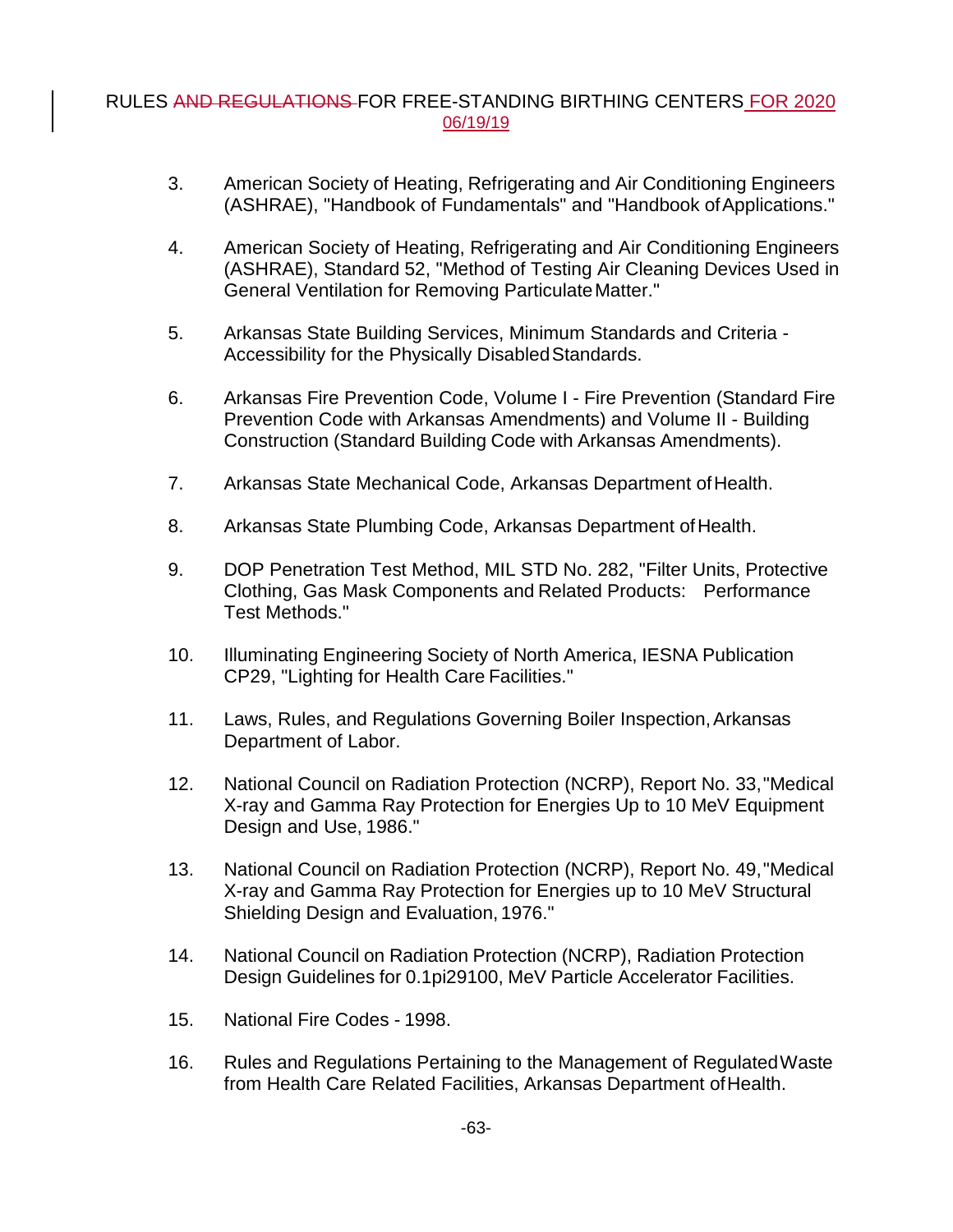3. American Society of Heating, Refrigerating and Air Conditioning Engineers (ASHRAE), "Handbook of Fundamentals" and "Handbook of Applications."

4. American Society of Heating, Refrigerating and Air Conditioning Engineers (ASHRAE), Standard 52, "Method of Testing Air Cleaning Devices Used in General Ventilation for Removing Particulate Matter."

5. Arkansas State Building Services, Minimum Standards and Criteria - Accessibility for the Physically Disabled Standards.

6. Arkansas Fire Prevention Code, Volume I - Fire Prevention (Standard Fire Prevention Code with Arkansas Amendments) and Volume II - Building Construction (Standard Building Code with Arkansas Amendments).

7. Arkansas State Mechanical Code, Arkansas Department of Health.

8. Arkansas State Plumbing Code, Arkansas Department of Health.

9. DOP Penetration Test Method, MIL STD No. 282, "Filter Units, Protective Clothing, Gas Mask Components and Related Products: Performance Test Methods."

10. Illuminating Engineering Society of North America, IESNA Publication CP29, "Lighting for Health Care Facilities."

11. Laws, Rules, and Regulations Governing Boiler Inspection, Arkansas Department of Labor.

12. National Council on Radiation Protection (NCRP), Report No. 33, "Medical X-ray and Gamma Ray Protection for Energies Up to 10 MeV Equipment Design and Use, 1986."

13. National Council on Radiation Protection (NCRP), Report No. 49, "Medical X-ray and Gamma Ray Protection for Energies up to 10 MeV Structural Shielding Design and Evaluation, 1976."

14. National Council on Radiation Protection (NCRP), Radiation Protection Design Guidelines for 0.1pi29100, MeV Particle Accelerator Facilities.

15. National Fire Codes - 1998.

16. Rules and Regulations Pertaining to the Management of Regulated Waste from Health Care Related Facilities, Arkansas Department of Health.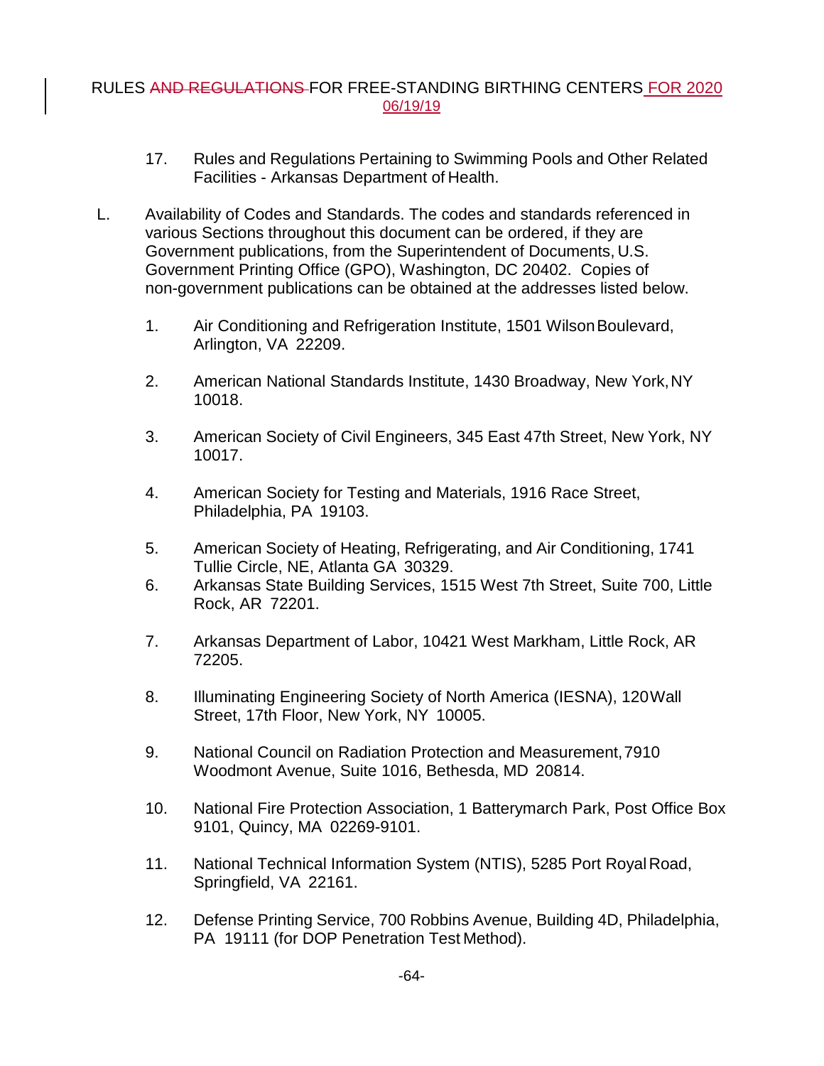17. Rules and Regulations Pertaining to Swimming Pools and Other Related Facilities - Arkansas Department of Health.

L. Availability of Codes and Standards. The codes and standards referenced in various Sections throughout this document can be ordered, if they are Government publications, from the Superintendent of Documents, U.S. Government Printing Office (GPO), Washington, DC 20402. Copies of non-government publications can be obtained at the addresses listed below.

1. Air Conditioning and Refrigeration Institute, 1501 Wilson Boulevard, Arlington, VA 22209.

2. American National Standards Institute, 1430 Broadway, New York, NY 10018.

3. American Society of Civil Engineers, 345 East 47th Street, New York, NY 10017.

4. American Society for Testing and Materials, 1916 Race Street, Philadelphia, PA 19103.

5. American Society of Heating, Refrigerating, and Air Conditioning, 1741 Tullie Circle, NE, Atlanta GA 30329.

6. Arkansas State Building Services, 1515 West 7th Street, Suite 700, Little Rock, AR 72201.

7. Arkansas Department of Labor, 10421 West Markham, Little Rock, AR 72205.

8. Illuminating Engineering Society of North America (IESNA), 120 Wall Street, 17th Floor, New York, NY 10005.

9. National Council on Radiation Protection and Measurement, 7910 Woodmont Avenue, Suite 1016, Bethesda, MD 20814.

10. National Fire Protection Association, 1 Batterymarch Park, Post Office Box 9101, Quincy, MA 02269-9101.

11. National Technical Information System (NTIS), 5285 Port Royal Road, Springfield, VA 22161.

12. Defense Printing Service, 700 Robbins Avenue, Building 4D, Philadelphia, PA 19111 (for DOP Penetration Test Method).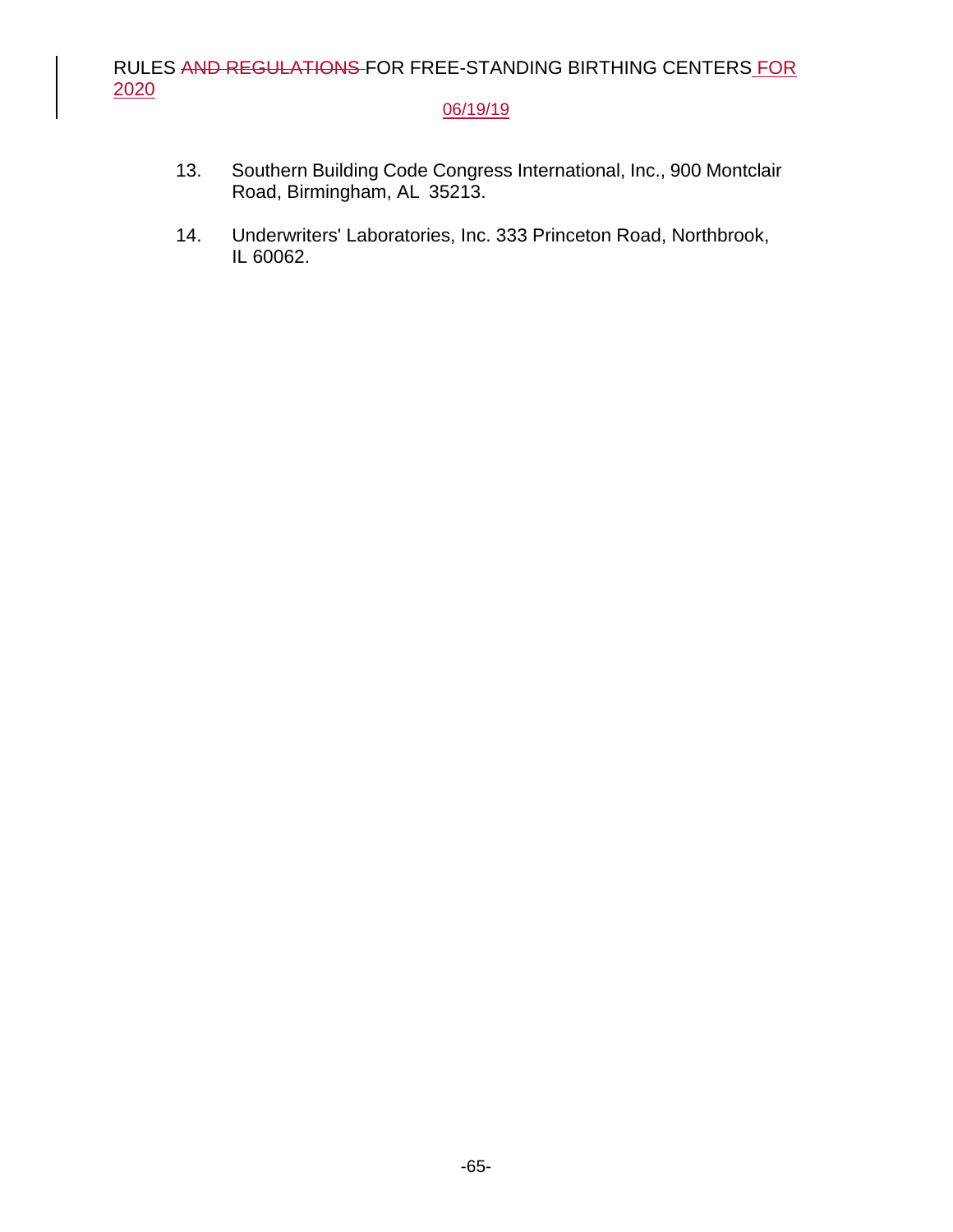13. Southern Building Code Congress International, Inc., 900 Montclair Road, Birmingham, AL 35213.

14. Underwriters' Laboratories, Inc. 333 Princeton Road, Northbrook, IL 60062.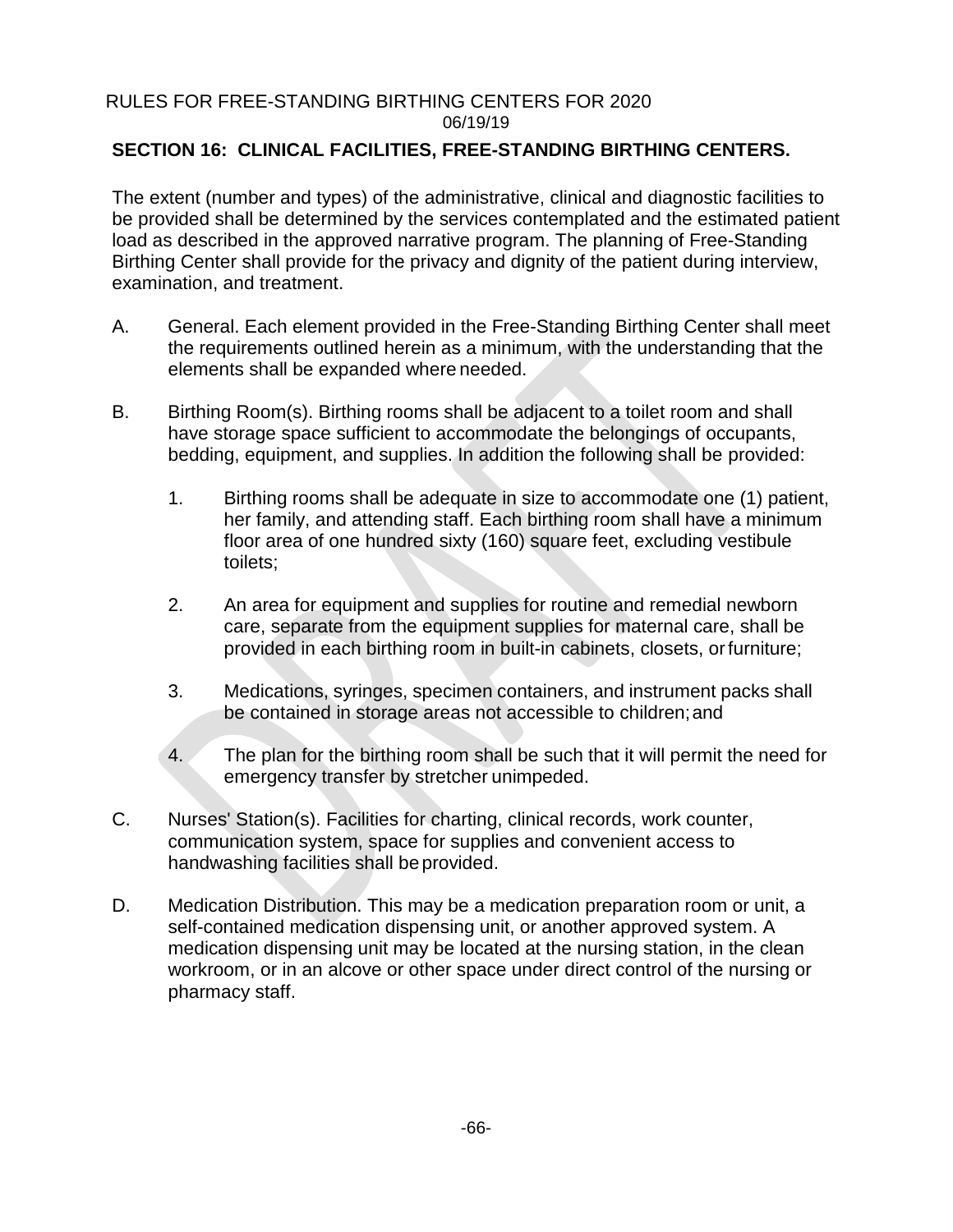## SECTION 16: CLINICAL FACILITIES, FREE-STANDING BIRTHING CENTERS.

The extent (number and types) of the administrative, clinical and diagnostic facilities to be provided shall be determined by the services contemplated and the estimated patient load as described in the approved narrative program. The planning of Free-Standing Birthing Center shall provide for the privacy and dignity of the patient during interview, examination, and treatment.

A. General. Each element provided in the Free-Standing Birthing Center shall meet the requirements outlined herein as a minimum, with the understanding that the elements shall be expanded where needed.

B. Birthing Room(s). Birthing rooms shall be adjacent to a toilet room and shall have storage space sufficient to accommodate the belongings of occupants, bedding, equipment, and supplies. In addition the following shall be provided:

   1. Birthing rooms shall be adequate in size to accommodate one (1) patient, her family, and attending staff. Each birthing room shall have a minimum floor area of one hundred sixty (160) square feet, excluding vestibule toilets;

   2. An area for equipment and supplies for routine and remedial newborn care, separate from the equipment supplies for maternal care, shall be provided in each birthing room in built-in cabinets, closets, or furniture;

   3. Medications, syringes, specimen containers, and instrument packs shall be contained in storage areas not accessible to children; and

   4. The plan for the birthing room shall be such that it will permit the need for emergency transfer by stretcher unimpeded.

C. Nurses' Station(s). Facilities for charting, clinical records, work counter, communication system, space for supplies and convenient access to handwashing facilities shall be provided.

D. Medication Distribution. This may be a medication preparation room or unit, a self-contained medication dispensing unit, or another approved system. A medication dispensing unit may be located at the nursing station, in the clean workroom, or in an alcove or other space under direct control of the nursing or pharmacy staff.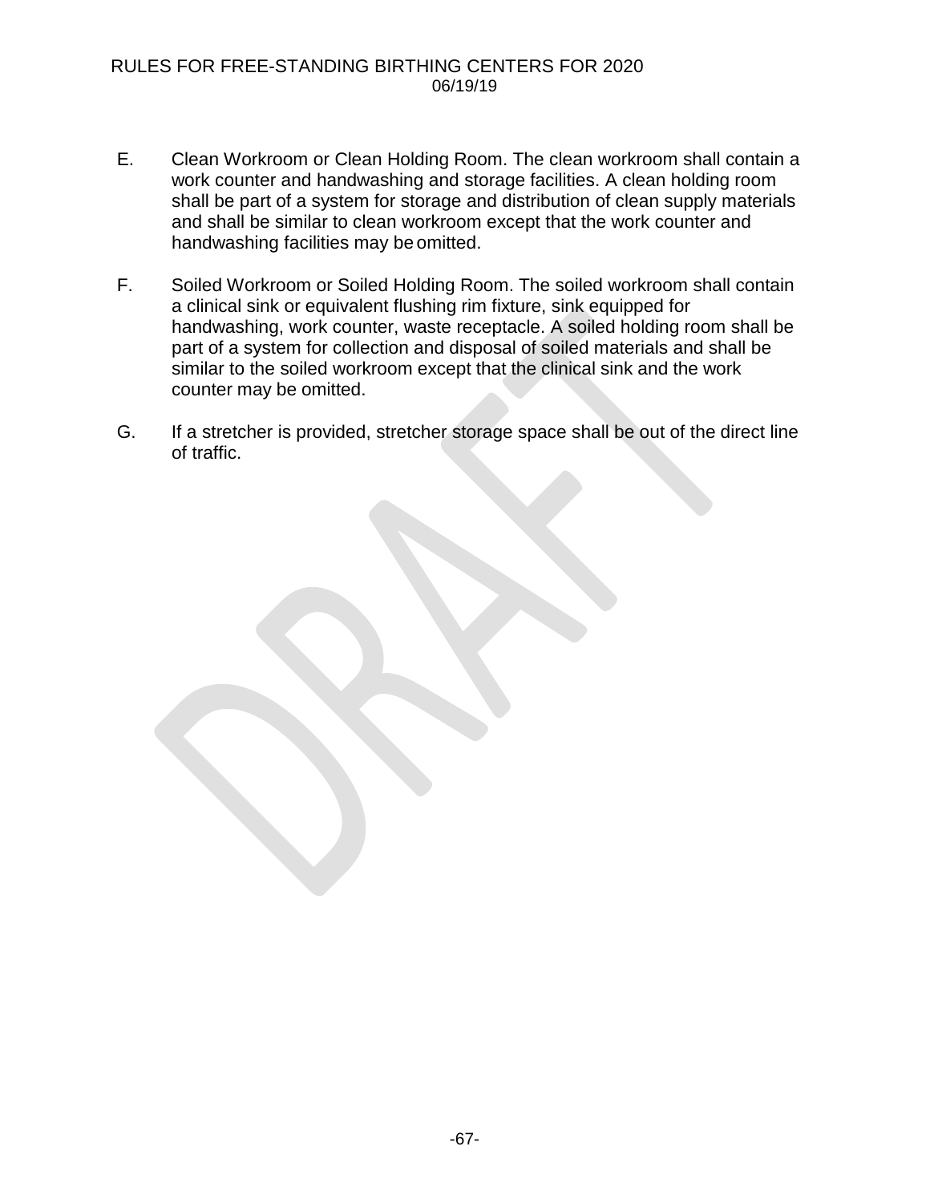E. Clean Workroom or Clean Holding Room. The clean workroom shall contain a work counter and handwashing and storage facilities. A clean holding room shall be part of a system for storage and distribution of clean supply materials and shall be similar to clean workroom except that the work counter and handwashing facilities may be omitted.

F. Soiled Workroom or Soiled Holding Room. The soiled workroom shall contain a clinical sink or equivalent flushing rim fixture, sink equipped for handwashing, work counter, waste receptacle. A soiled holding room shall be part of a system for collection and disposal of soiled materials and shall be similar to the soiled workroom except that the clinical sink and the work counter may be omitted.

G. If a stretcher is provided, stretcher storage space shall be out of the direct line of traffic.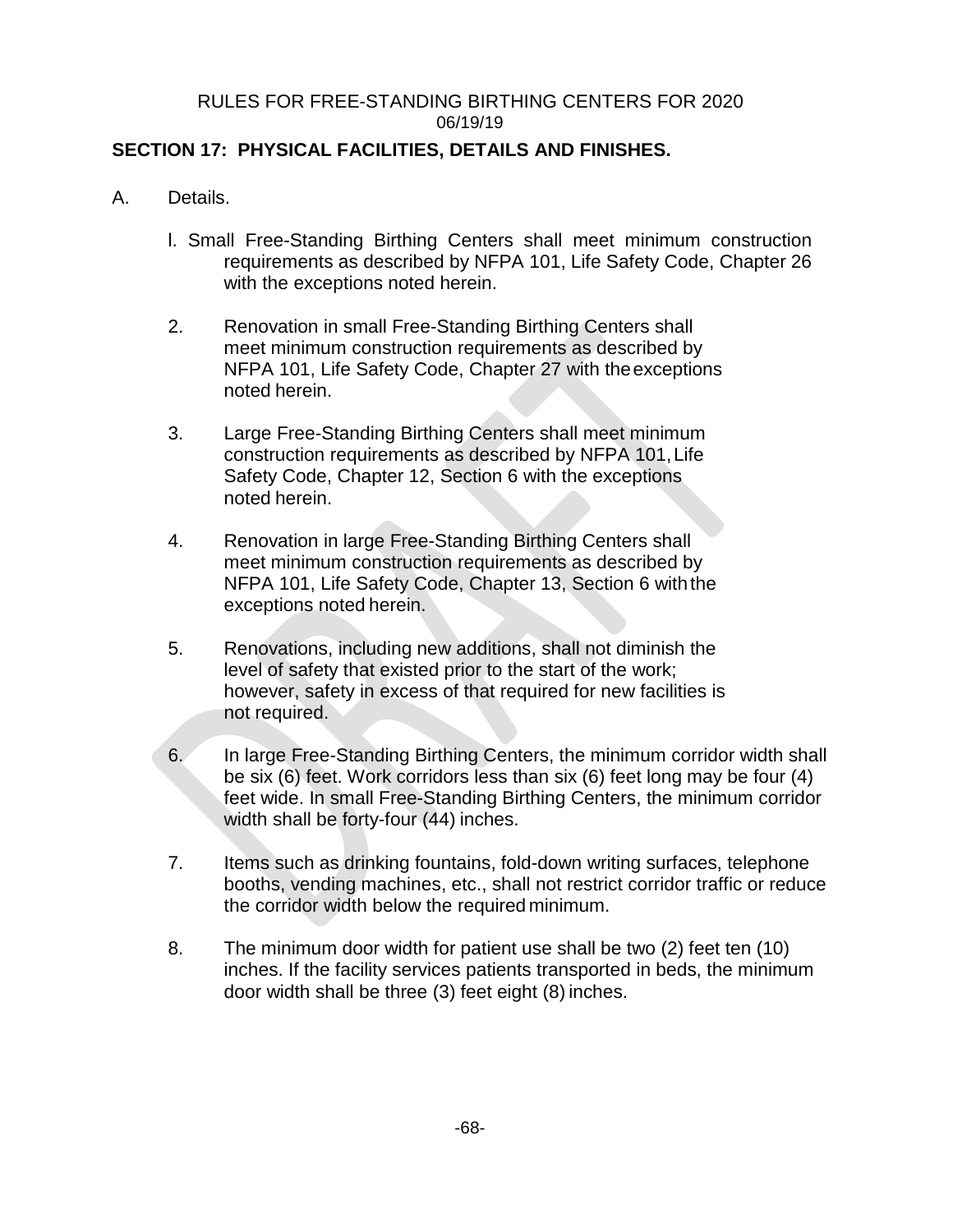RULES FOR FREE-STANDING BIRTHING CENTERS FOR 2020
06/19/19

## SECTION 17: PHYSICAL FACILITIES, DETAILS AND FINISHES.

A. Details.

l. Small Free-Standing Birthing Centers shall meet minimum construction requirements as described by NFPA 101, Life Safety Code, Chapter 26 with the exceptions noted herein.

2. Renovation in small Free-Standing Birthing Centers shall meet minimum construction requirements as described by NFPA 101, Life Safety Code, Chapter 27 with the exceptions noted herein.

3. Large Free-Standing Birthing Centers shall meet minimum construction requirements as described by NFPA 101, Life Safety Code, Chapter 12, Section 6 with the exceptions noted herein.

4. Renovation in large Free-Standing Birthing Centers shall meet minimum construction requirements as described by NFPA 101, Life Safety Code, Chapter 13, Section 6 with the exceptions noted herein.

5. Renovations, including new additions, shall not diminish the level of safety that existed prior to the start of the work; however, safety in excess of that required for new facilities is not required.

6. In large Free-Standing Birthing Centers, the minimum corridor width shall be six (6) feet. Work corridors less than six (6) feet long may be four (4) feet wide. In small Free-Standing Birthing Centers, the minimum corridor width shall be forty-four (44) inches.

7. Items such as drinking fountains, fold-down writing surfaces, telephone booths, vending machines, etc., shall not restrict corridor traffic or reduce the corridor width below the required minimum.

8. The minimum door width for patient use shall be two (2) feet ten (10) inches. If the facility services patients transported in beds, the minimum door width shall be three (3) feet eight (8) inches.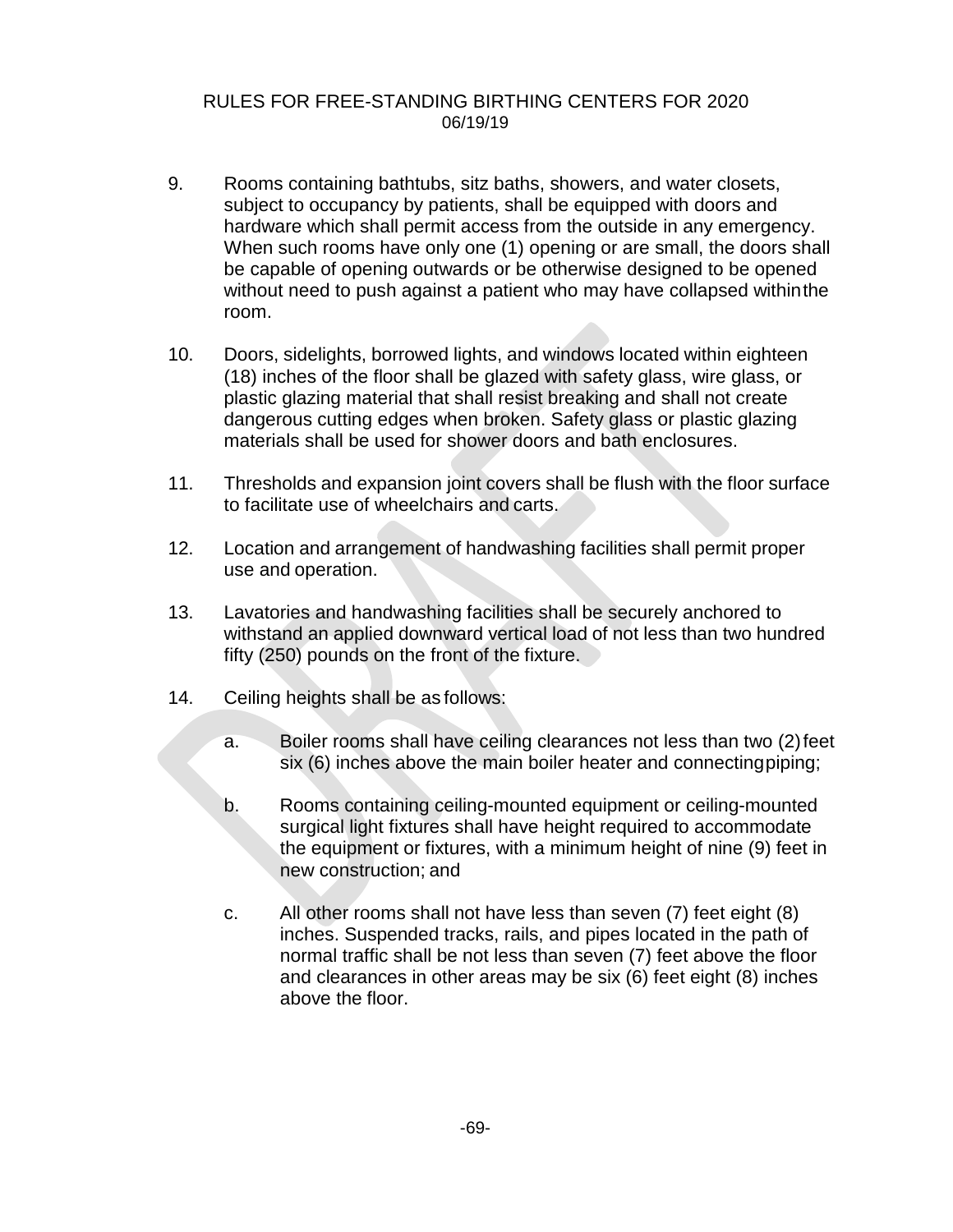9. Rooms containing bathtubs, sitz baths, showers, and water closets, subject to occupancy by patients, shall be equipped with doors and hardware which shall permit access from the outside in any emergency. When such rooms have only one (1) opening or are small, the doors shall be capable of opening outwards or be otherwise designed to be opened without need to push against a patient who may have collapsed within the room.

10. Doors, sidelights, borrowed lights, and windows located within eighteen (18) inches of the floor shall be glazed with safety glass, wire glass, or plastic glazing material that shall resist breaking and shall not create dangerous cutting edges when broken. Safety glass or plastic glazing materials shall be used for shower doors and bath enclosures.

11. Thresholds and expansion joint covers shall be flush with the floor surface to facilitate use of wheelchairs and carts.

12. Location and arrangement of handwashing facilities shall permit proper use and operation.

13. Lavatories and handwashing facilities shall be securely anchored to withstand an applied downward vertical load of not less than two hundred fifty (250) pounds on the front of the fixture.

14. Ceiling heights shall be as follows:

    a. Boiler rooms shall have ceiling clearances not less than two (2) feet six (6) inches above the main boiler heater and connecting piping;

    b. Rooms containing ceiling-mounted equipment or ceiling-mounted surgical light fixtures shall have height required to accommodate the equipment or fixtures, with a minimum height of nine (9) feet in new construction; and

    c. All other rooms shall not have less than seven (7) feet eight (8) inches. Suspended tracks, rails, and pipes located in the path of normal traffic shall be not less than seven (7) feet above the floor and clearances in other areas may be six (6) feet eight (8) inches above the floor.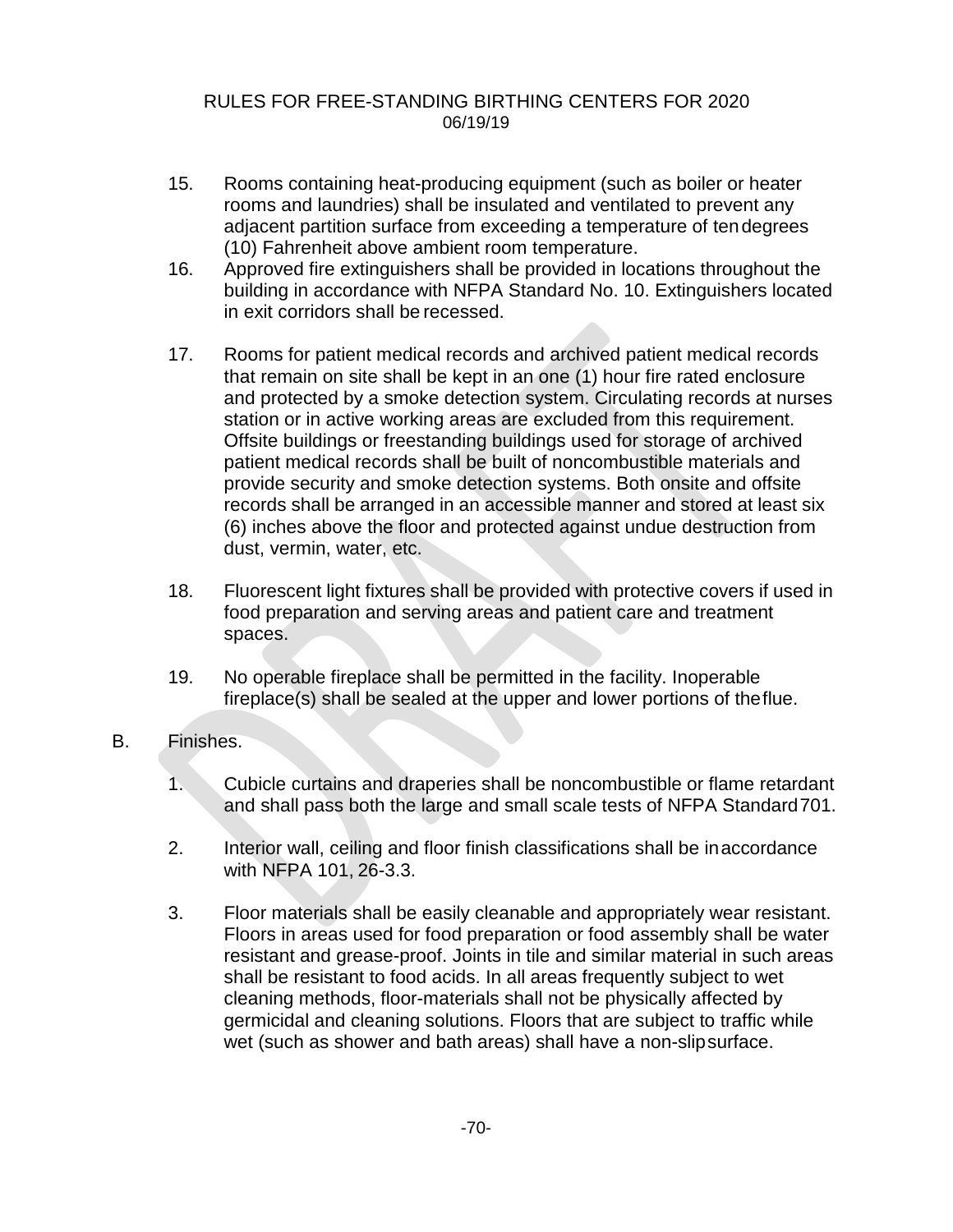15. Rooms containing heat-producing equipment (such as boiler or heater rooms and laundries) shall be insulated and ventilated to prevent any adjacent partition surface from exceeding a temperature of ten degrees (10) Fahrenheit above ambient room temperature.

16. Approved fire extinguishers shall be provided in locations throughout the building in accordance with NFPA Standard No. 10. Extinguishers located in exit corridors shall be recessed.

17. Rooms for patient medical records and archived patient medical records that remain on site shall be kept in an one (1) hour fire rated enclosure and protected by a smoke detection system. Circulating records at nurses station or in active working areas are excluded from this requirement. Offsite buildings or freestanding buildings used for storage of archived patient medical records shall be built of noncombustible materials and provide security and smoke detection systems. Both onsite and offsite records shall be arranged in an accessible manner and stored at least six (6) inches above the floor and protected against undue destruction from dust, vermin, water, etc.

18. Fluorescent light fixtures shall be provided with protective covers if used in food preparation and serving areas and patient care and treatment spaces.

19. No operable fireplace shall be permitted in the facility. Inoperable fireplace(s) shall be sealed at the upper and lower portions of the flue.

B. Finishes.

1. Cubicle curtains and draperies shall be noncombustible or flame retardant and shall pass both the large and small scale tests of NFPA Standard 701.

2. Interior wall, ceiling and floor finish classifications shall be in accordance with NFPA 101, 26-3.3.

3. Floor materials shall be easily cleanable and appropriately wear resistant. Floors in areas used for food preparation or food assembly shall be water resistant and grease-proof. Joints in tile and similar material in such areas shall be resistant to food acids. In all areas frequently subject to wet cleaning methods, floor-materials shall not be physically affected by germicidal and cleaning solutions. Floors that are subject to traffic while wet (such as shower and bath areas) shall have a non-slip surface.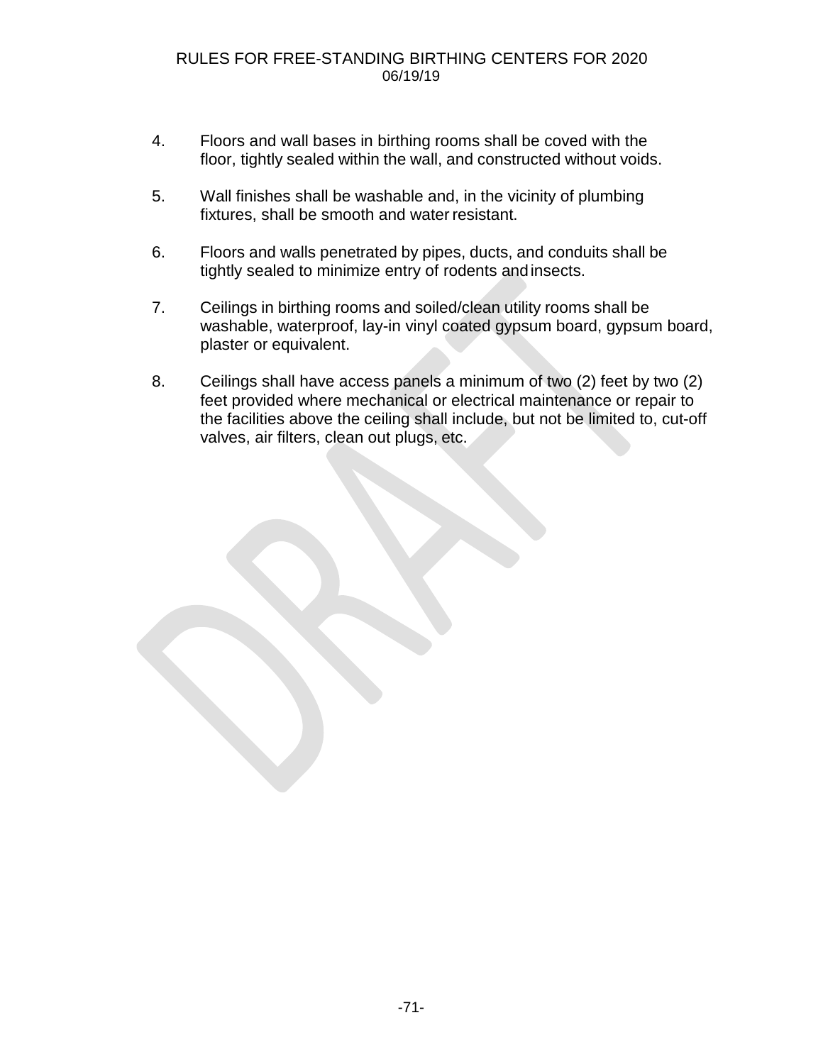4. Floors and wall bases in birthing rooms shall be coved with the floor, tightly sealed within the wall, and constructed without voids.

5. Wall finishes shall be washable and, in the vicinity of plumbing fixtures, shall be smooth and water resistant.

6. Floors and walls penetrated by pipes, ducts, and conduits shall be tightly sealed to minimize entry of rodents and insects.

7. Ceilings in birthing rooms and soiled/clean utility rooms shall be washable, waterproof, lay-in vinyl coated gypsum board, gypsum board, plaster or equivalent.

8. Ceilings shall have access panels a minimum of two (2) feet by two (2) feet provided where mechanical or electrical maintenance or repair to the facilities above the ceiling shall include, but not be limited to, cut-off valves, air filters, clean out plugs, etc.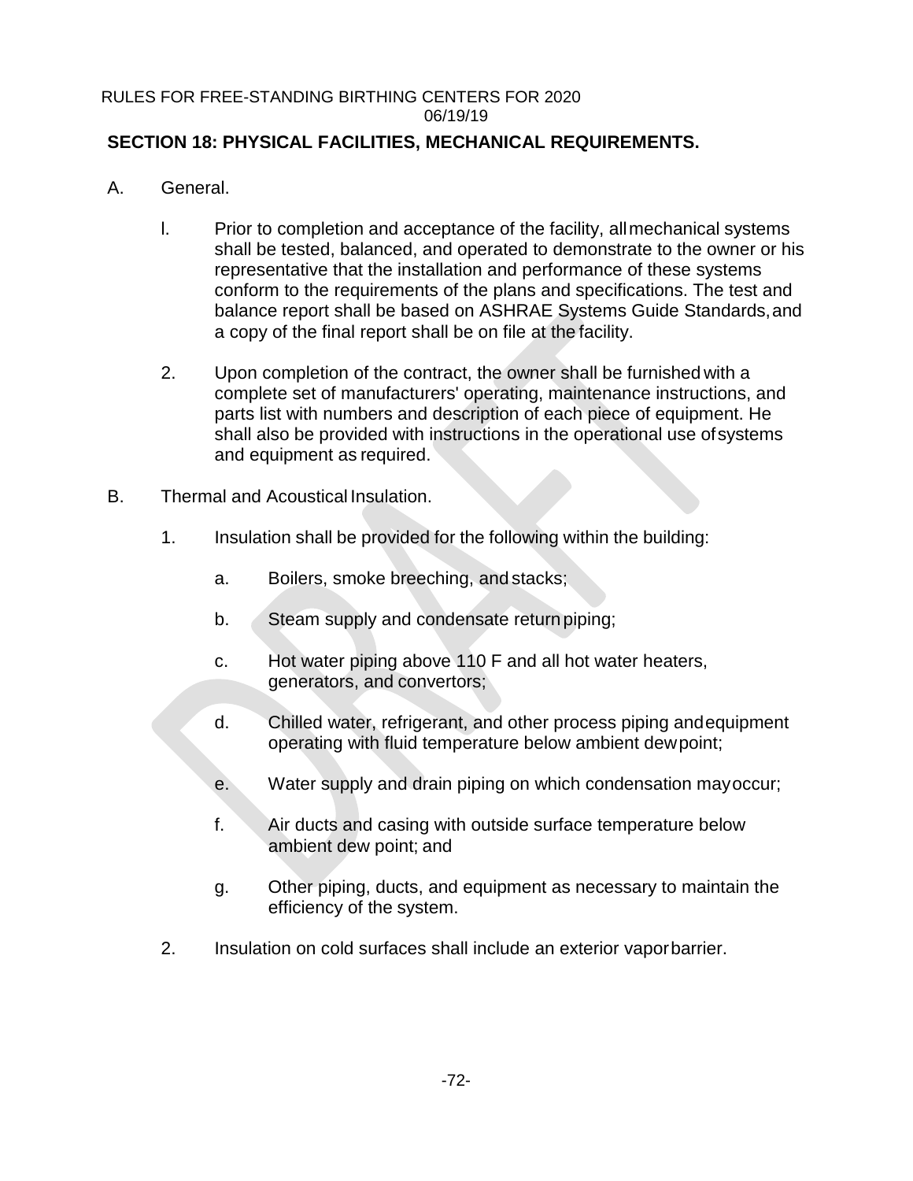## SECTION 18: PHYSICAL FACILITIES, MECHANICAL REQUIREMENTS.

A. General.

l. Prior to completion and acceptance of the facility, all mechanical systems shall be tested, balanced, and operated to demonstrate to the owner or his representative that the installation and performance of these systems conform to the requirements of the plans and specifications. The test and balance report shall be based on ASHRAE Systems Guide Standards, and a copy of the final report shall be on file at the facility.

2. Upon completion of the contract, the owner shall be furnished with a complete set of manufacturers' operating, maintenance instructions, and parts list with numbers and description of each piece of equipment. He shall also be provided with instructions in the operational use of systems and equipment as required.

B. Thermal and Acoustical Insulation.

1. Insulation shall be provided for the following within the building:

   a. Boilers, smoke breeching, and stacks;

   b. Steam supply and condensate return piping;

   c. Hot water piping above 110 F and all hot water heaters, generators, and convertors;

   d. Chilled water, refrigerant, and other process piping and equipment operating with fluid temperature below ambient dew point;

   e. Water supply and drain piping on which condensation may occur;

   f. Air ducts and casing with outside surface temperature below ambient dew point; and

   g. Other piping, ducts, and equipment as necessary to maintain the efficiency of the system.

2. Insulation on cold surfaces shall include an exterior vapor barrier.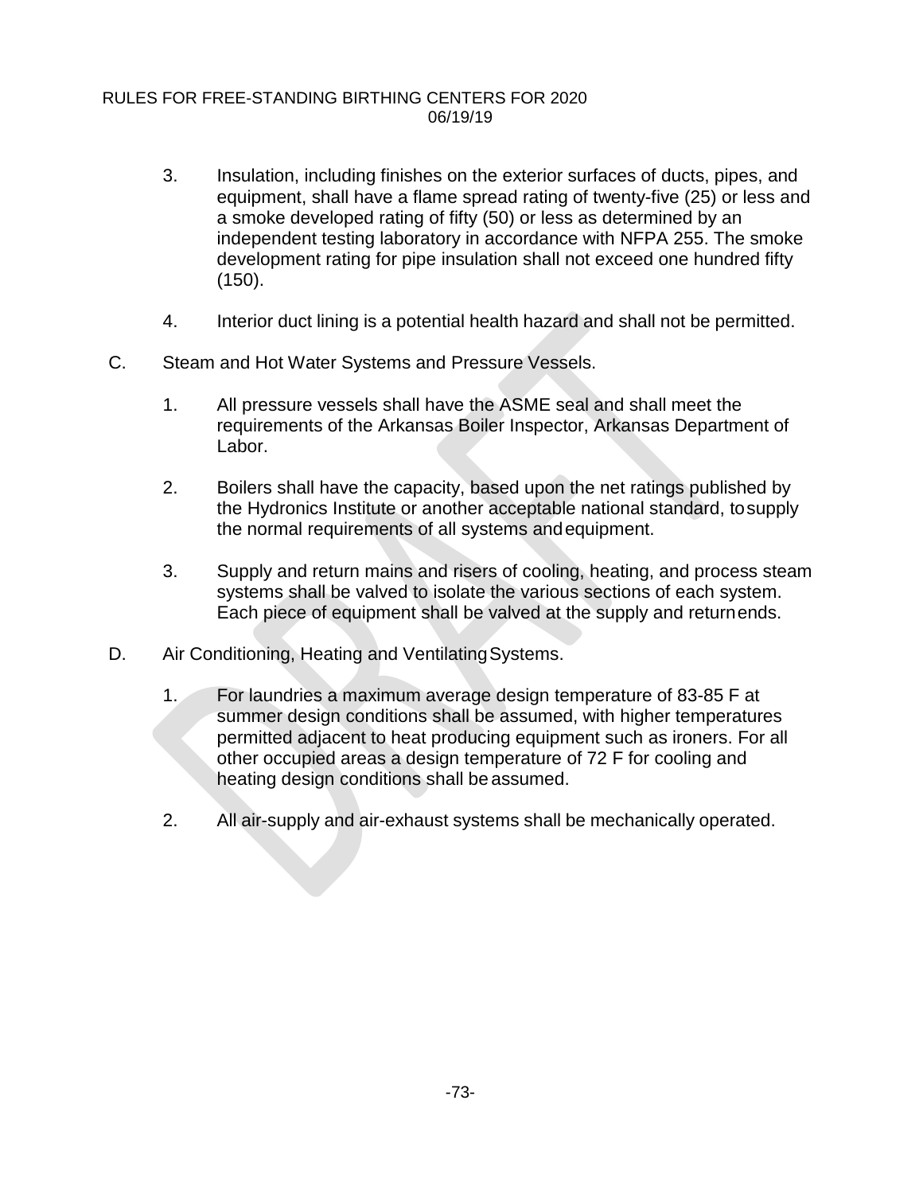3. Insulation, including finishes on the exterior surfaces of ducts, pipes, and equipment, shall have a flame spread rating of twenty-five (25) or less and a smoke developed rating of fifty (50) or less as determined by an independent testing laboratory in accordance with NFPA 255. The smoke development rating for pipe insulation shall not exceed one hundred fifty (150).

4. Interior duct lining is a potential health hazard and shall not be permitted.

C. Steam and Hot Water Systems and Pressure Vessels.

1. All pressure vessels shall have the ASME seal and shall meet the requirements of the Arkansas Boiler Inspector, Arkansas Department of Labor.

2. Boilers shall have the capacity, based upon the net ratings published by the Hydronics Institute or another acceptable national standard, to supply the normal requirements of all systems and equipment.

3. Supply and return mains and risers of cooling, heating, and process steam systems shall be valved to isolate the various sections of each system. Each piece of equipment shall be valved at the supply and return ends.

D. Air Conditioning, Heating and Ventilating Systems.

1. For laundries a maximum average design temperature of 83-85 F at summer design conditions shall be assumed, with higher temperatures permitted adjacent to heat producing equipment such as ironers. For all other occupied areas a design temperature of 72 F for cooling and heating design conditions shall be assumed.

2. All air-supply and air-exhaust systems shall be mechanically operated.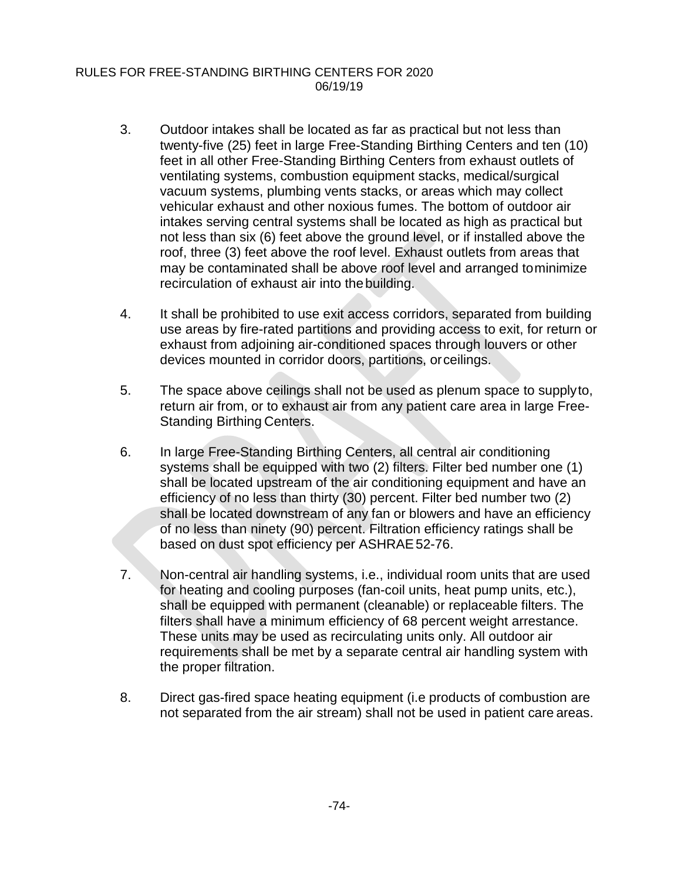3. Outdoor intakes shall be located as far as practical but not less than twenty-five (25) feet in large Free-Standing Birthing Centers and ten (10) feet in all other Free-Standing Birthing Centers from exhaust outlets of ventilating systems, combustion equipment stacks, medical/surgical vacuum systems, plumbing vents stacks, or areas which may collect vehicular exhaust and other noxious fumes. The bottom of outdoor air intakes serving central systems shall be located as high as practical but not less than six (6) feet above the ground level, or if installed above the roof, three (3) feet above the roof level. Exhaust outlets from areas that may be contaminated shall be above roof level and arranged to minimize recirculation of exhaust air into the building.

4. It shall be prohibited to use exit access corridors, separated from building use areas by fire-rated partitions and providing access to exit, for return or exhaust from adjoining air-conditioned spaces through louvers or other devices mounted in corridor doors, partitions, or ceilings.

5. The space above ceilings shall not be used as plenum space to supply to, return air from, or to exhaust air from any patient care area in large Free-Standing Birthing Centers.

6. In large Free-Standing Birthing Centers, all central air conditioning systems shall be equipped with two (2) filters. Filter bed number one (1) shall be located upstream of the air conditioning equipment and have an efficiency of no less than thirty (30) percent. Filter bed number two (2) shall be located downstream of any fan or blowers and have an efficiency of no less than ninety (90) percent. Filtration efficiency ratings shall be based on dust spot efficiency per ASHRAE 52-76.

7. Non-central air handling systems, i.e., individual room units that are used for heating and cooling purposes (fan-coil units, heat pump units, etc.), shall be equipped with permanent (cleanable) or replaceable filters. The filters shall have a minimum efficiency of 68 percent weight arrestance. These units may be used as recirculating units only. All outdoor air requirements shall be met by a separate central air handling system with the proper filtration.

8. Direct gas-fired space heating equipment (i.e products of combustion are not separated from the air stream) shall not be used in patient care areas.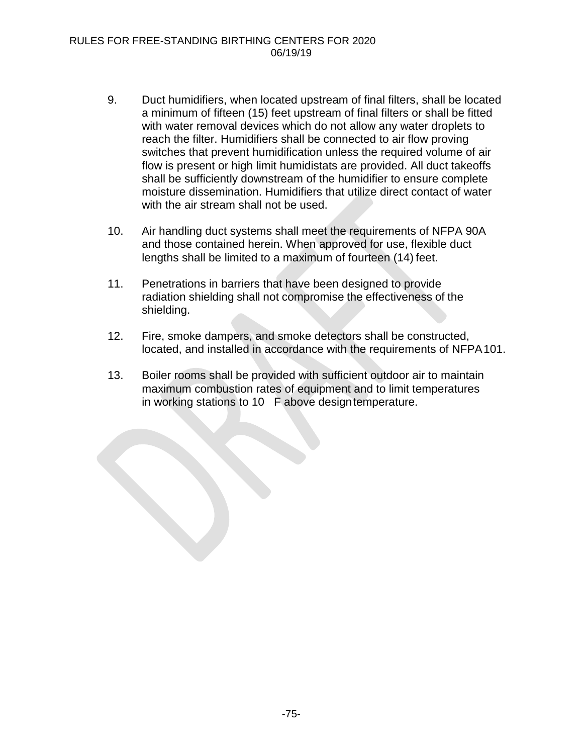9. Duct humidifiers, when located upstream of final filters, shall be located a minimum of fifteen (15) feet upstream of final filters or shall be fitted with water removal devices which do not allow any water droplets to reach the filter. Humidifiers shall be connected to air flow proving switches that prevent humidification unless the required volume of air flow is present or high limit humidistats are provided. All duct takeoffs shall be sufficiently downstream of the humidifier to ensure complete moisture dissemination. Humidifiers that utilize direct contact of water with the air stream shall not be used.

10. Air handling duct systems shall meet the requirements of NFPA 90A and those contained herein. When approved for use, flexible duct lengths shall be limited to a maximum of fourteen (14) feet.

11. Penetrations in barriers that have been designed to provide radiation shielding shall not compromise the effectiveness of the shielding.

12. Fire, smoke dampers, and smoke detectors shall be constructed, located, and installed in accordance with the requirements of NFPA 101.

13. Boiler rooms shall be provided with sufficient outdoor air to maintain maximum combustion rates of equipment and to limit temperatures in working stations to 10 F above design temperature.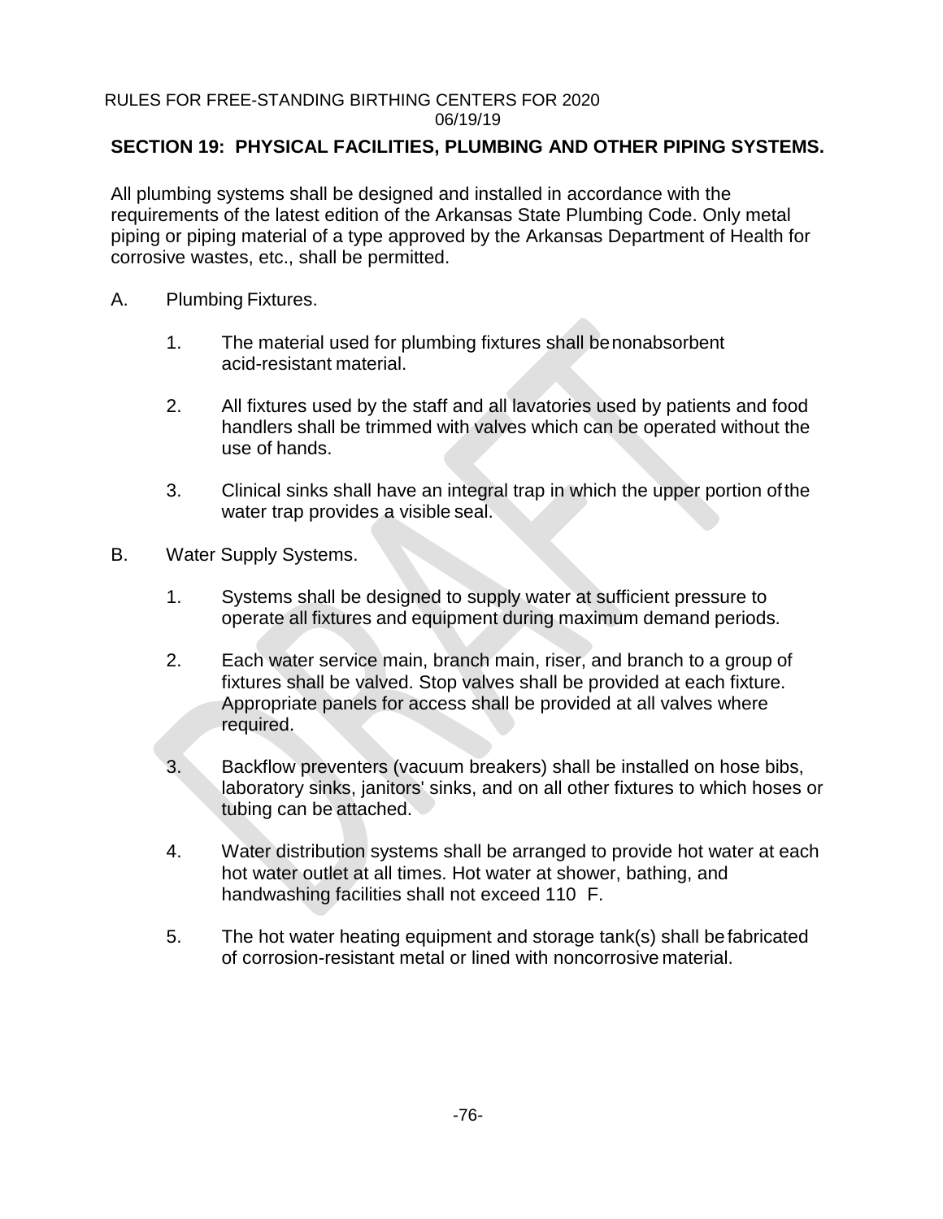## SECTION 19: PHYSICAL FACILITIES, PLUMBING AND OTHER PIPING SYSTEMS.

All plumbing systems shall be designed and installed in accordance with the requirements of the latest edition of the Arkansas State Plumbing Code. Only metal piping or piping material of a type approved by the Arkansas Department of Health for corrosive wastes, etc., shall be permitted.

A. Plumbing Fixtures.

   1. The material used for plumbing fixtures shall be nonabsorbent acid-resistant material.

   2. All fixtures used by the staff and all lavatories used by patients and food handlers shall be trimmed with valves which can be operated without the use of hands.

   3. Clinical sinks shall have an integral trap in which the upper portion of the water trap provides a visible seal.

B. Water Supply Systems.

   1. Systems shall be designed to supply water at sufficient pressure to operate all fixtures and equipment during maximum demand periods.

   2. Each water service main, branch main, riser, and branch to a group of fixtures shall be valved. Stop valves shall be provided at each fixture. Appropriate panels for access shall be provided at all valves where required.

   3. Backflow preventers (vacuum breakers) shall be installed on hose bibs, laboratory sinks, janitors' sinks, and on all other fixtures to which hoses or tubing can be attached.

   4. Water distribution systems shall be arranged to provide hot water at each hot water outlet at all times. Hot water at shower, bathing, and handwashing facilities shall not exceed 110 F.

   5. The hot water heating equipment and storage tank(s) shall be fabricated of corrosion-resistant metal or lined with noncorrosive material.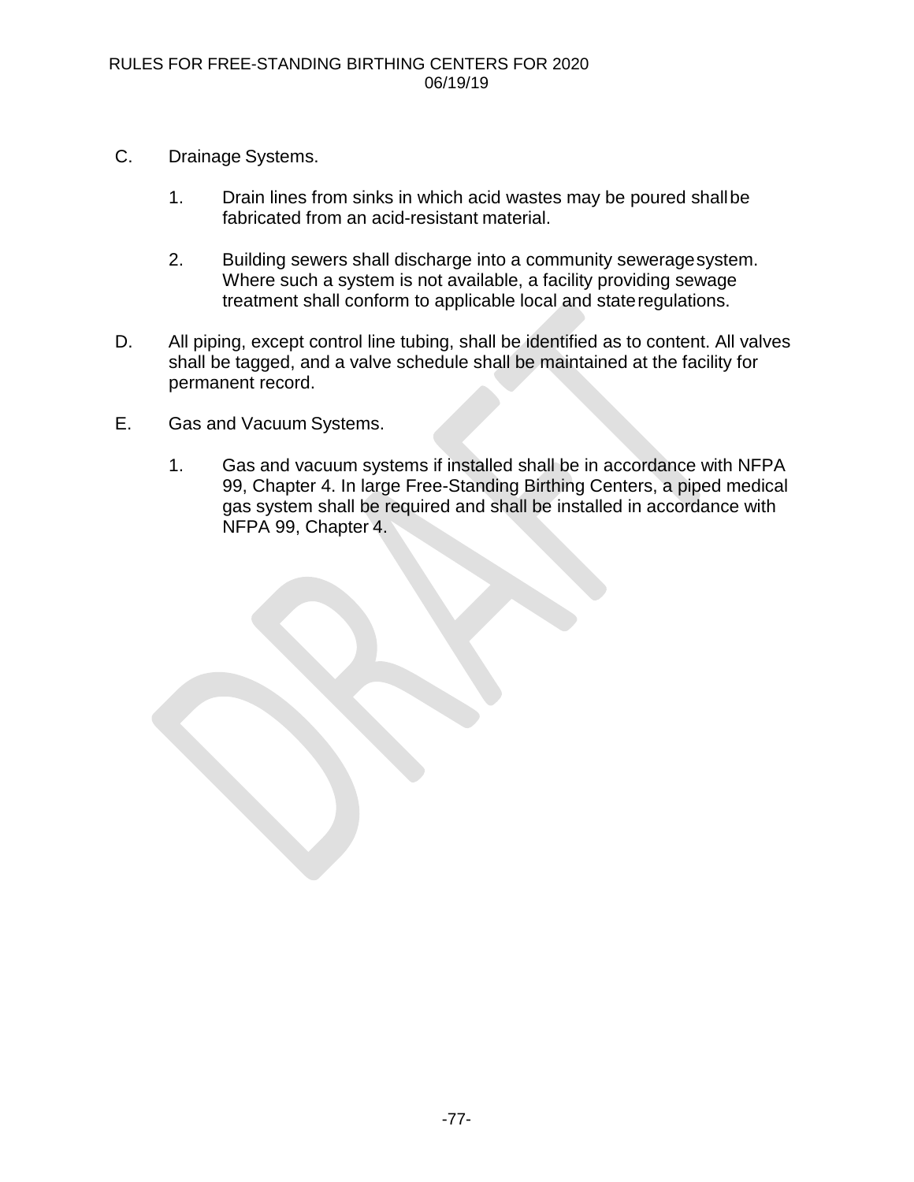C. Drainage Systems.

1. Drain lines from sinks in which acid wastes may be poured shall be fabricated from an acid-resistant material.

2. Building sewers shall discharge into a community sewerage system. Where such a system is not available, a facility providing sewage treatment shall conform to applicable local and state regulations.

D. All piping, except control line tubing, shall be identified as to content. All valves shall be tagged, and a valve schedule shall be maintained at the facility for permanent record.

E. Gas and Vacuum Systems.

1. Gas and vacuum systems if installed shall be in accordance with NFPA 99, Chapter 4. In large Free-Standing Birthing Centers, a piped medical gas system shall be required and shall be installed in accordance with NFPA 99, Chapter 4.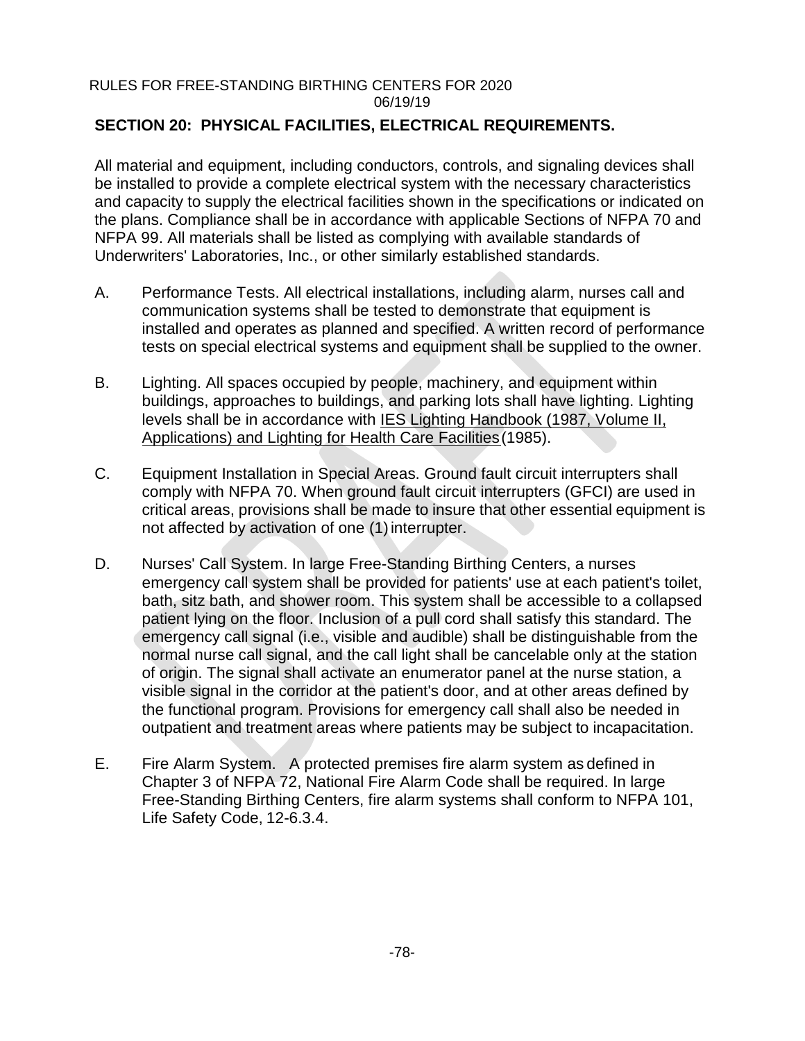## SECTION 20: PHYSICAL FACILITIES, ELECTRICAL REQUIREMENTS.

All material and equipment, including conductors, controls, and signaling devices shall be installed to provide a complete electrical system with the necessary characteristics and capacity to supply the electrical facilities shown in the specifications or indicated on the plans. Compliance shall be in accordance with applicable Sections of NFPA 70 and NFPA 99. All materials shall be listed as complying with available standards of Underwriters' Laboratories, Inc., or other similarly established standards.

A. Performance Tests. All electrical installations, including alarm, nurses call and communication systems shall be tested to demonstrate that equipment is installed and operates as planned and specified. A written record of performance tests on special electrical systems and equipment shall be supplied to the owner.

B. Lighting. All spaces occupied by people, machinery, and equipment within buildings, approaches to buildings, and parking lots shall have lighting. Lighting levels shall be in accordance with IES Lighting Handbook (1987, Volume II, Applications) and Lighting for Health Care Facilities (1985).

C. Equipment Installation in Special Areas. Ground fault circuit interrupters shall comply with NFPA 70. When ground fault circuit interrupters (GFCI) are used in critical areas, provisions shall be made to insure that other essential equipment is not affected by activation of one (1) interrupter.

D. Nurses' Call System. In large Free-Standing Birthing Centers, a nurses emergency call system shall be provided for patients' use at each patient's toilet, bath, sitz bath, and shower room. This system shall be accessible to a collapsed patient lying on the floor. Inclusion of a pull cord shall satisfy this standard. The emergency call signal (i.e., visible and audible) shall be distinguishable from the normal nurse call signal, and the call light shall be cancelable only at the station of origin. The signal shall activate an enumerator panel at the nurse station, a visible signal in the corridor at the patient's door, and at other areas defined by the functional program. Provisions for emergency call shall also be needed in outpatient and treatment areas where patients may be subject to incapacitation.

E. Fire Alarm System. A protected premises fire alarm system as defined in Chapter 3 of NFPA 72, National Fire Alarm Code shall be required. In large Free-Standing Birthing Centers, fire alarm systems shall conform to NFPA 101, Life Safety Code, 12-6.3.4.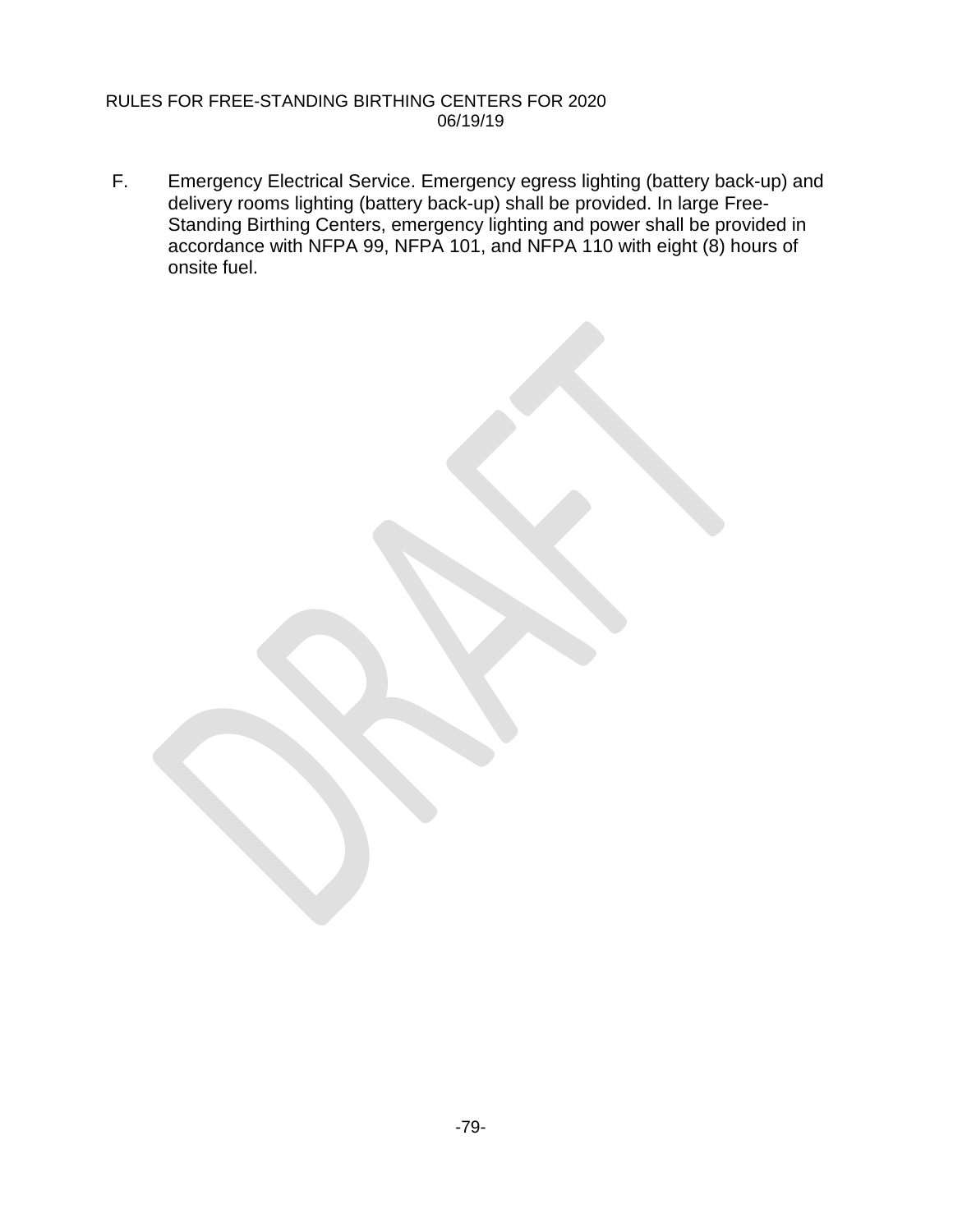F. Emergency Electrical Service. Emergency egress lighting (battery back-up) and delivery rooms lighting (battery back-up) shall be provided. In large Free-Standing Birthing Centers, emergency lighting and power shall be provided in accordance with NFPA 99, NFPA 101, and NFPA 110 with eight (8) hours of onsite fuel.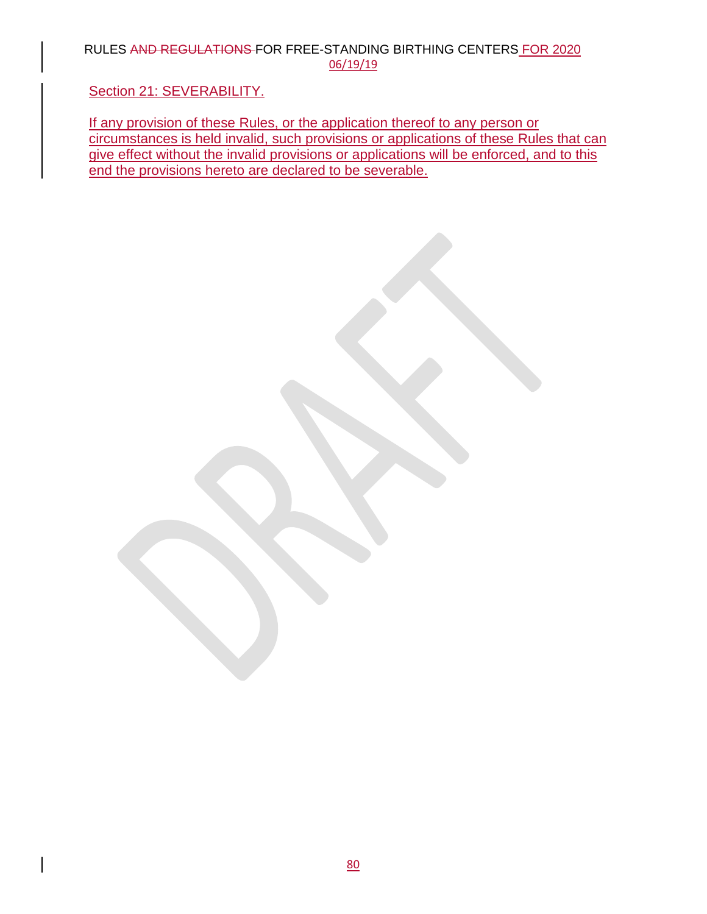## Section 21: SEVERABILITY.

If any provision of these Rules, or the application thereof to any person or circumstances is held invalid, such provisions or applications of these Rules that can give effect without the invalid provisions or applications will be enforced, and to this end the provisions hereto are declared to be severable.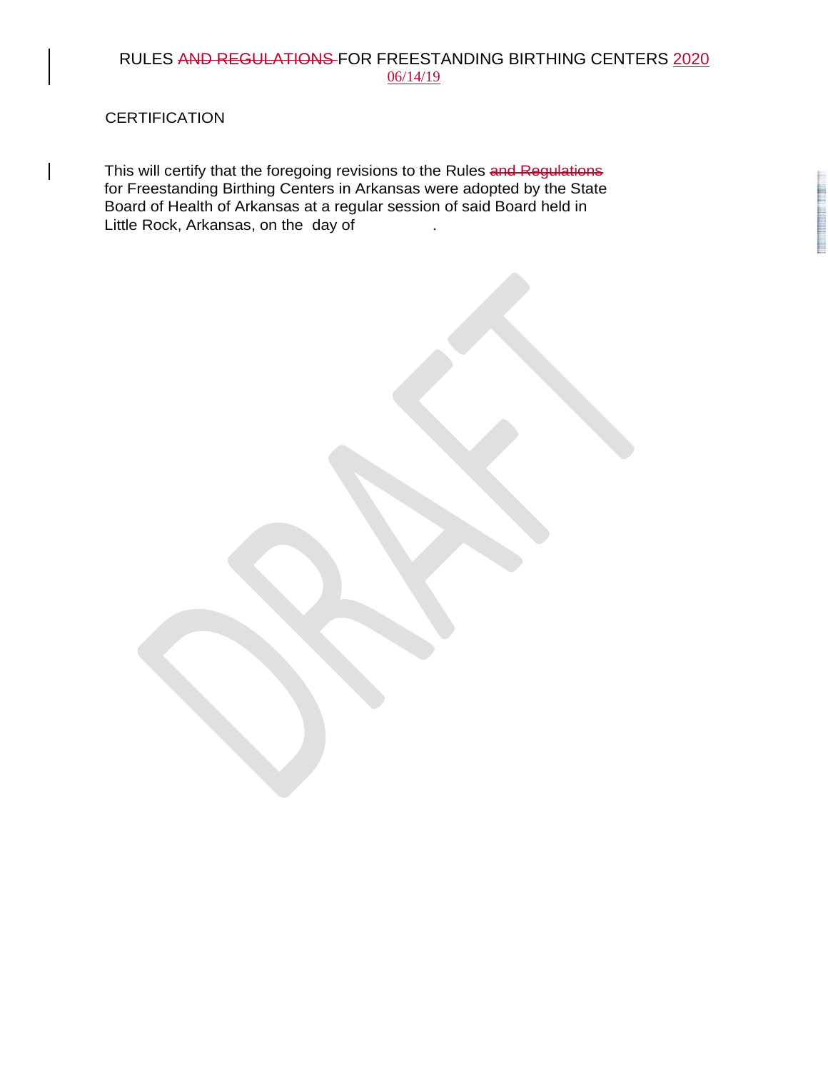# RULES ~~AND REGULATIONS~~ FOR FREESTANDING BIRTHING CENTERS 2020

06/14/19

CERTIFICATION

This will certify that the foregoing revisions to the Rules ~~and Regulations~~ for Freestanding Birthing Centers in Arkansas were adopted by the State Board of Health of Arkansas at a regular session of said Board held in Little Rock, Arkansas, on the day of .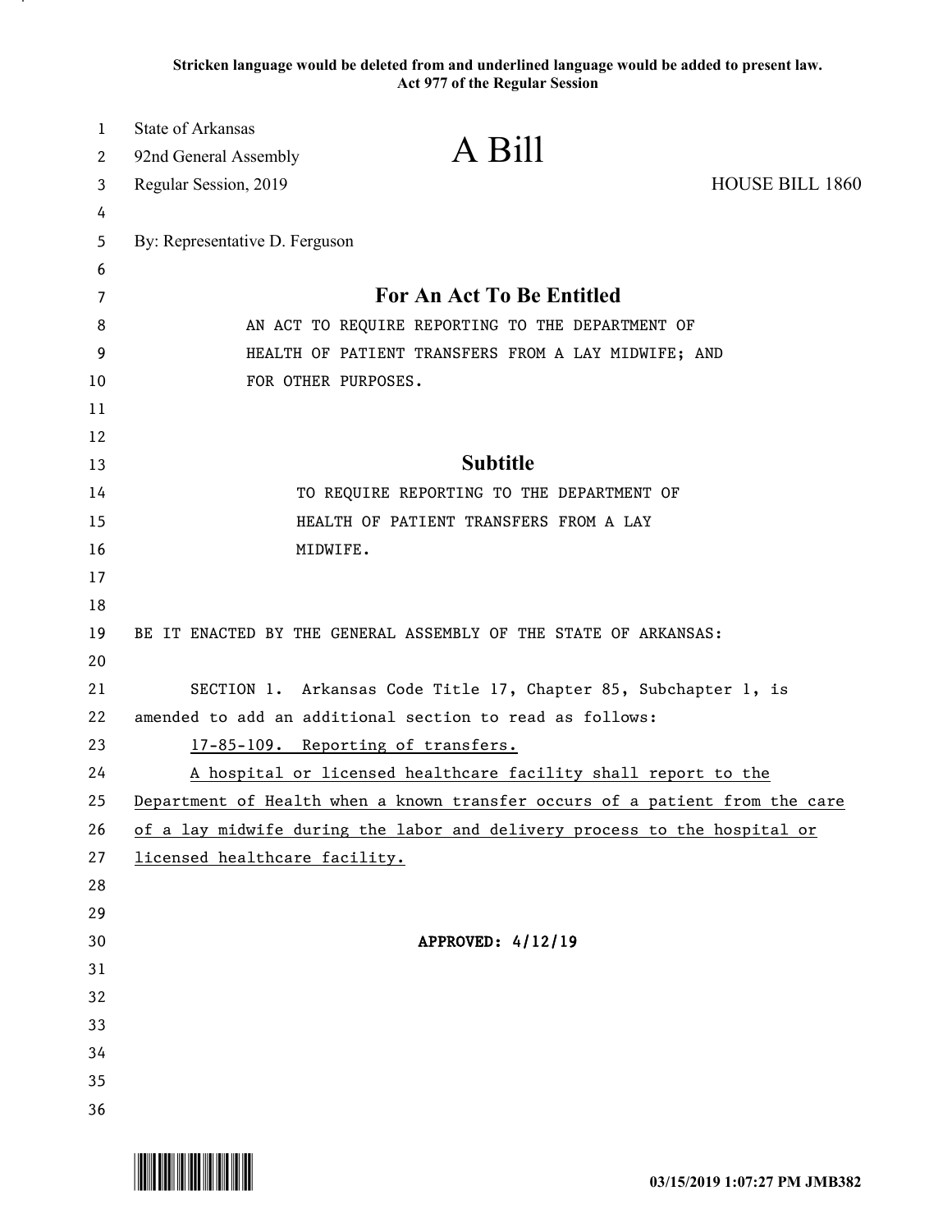**Stricken language would be deleted from and underlined language would be added to present law.**
**Act 977 of the Regular Session**

State of Arkansas
92nd General Assembly
Regular Session, 2019

# A Bill

HOUSE BILL 1860

By: Representative D. Ferguson

## For An Act To Be Entitled

AN ACT TO REQUIRE REPORTING TO THE DEPARTMENT OF HEALTH OF PATIENT TRANSFERS FROM A LAY MIDWIFE; AND FOR OTHER PURPOSES.

## Subtitle

TO REQUIRE REPORTING TO THE DEPARTMENT OF HEALTH OF PATIENT TRANSFERS FROM A LAY MIDWIFE.

BE IT ENACTED BY THE GENERAL ASSEMBLY OF THE STATE OF ARKANSAS:

SECTION 1. Arkansas Code Title 17, Chapter 85, Subchapter 1, is amended to add an additional section to read as follows:

<u>17-85-109. Reporting of transfers.</u>

<u>A hospital or licensed healthcare facility shall report to the Department of Health when a known transfer occurs of a patient from the care of a lay midwife during the labor and delivery process to the hospital or licensed healthcare facility.</u>

**APPROVED: 4/12/19**

**03/15/2019 1:07:27 PM JMB382**